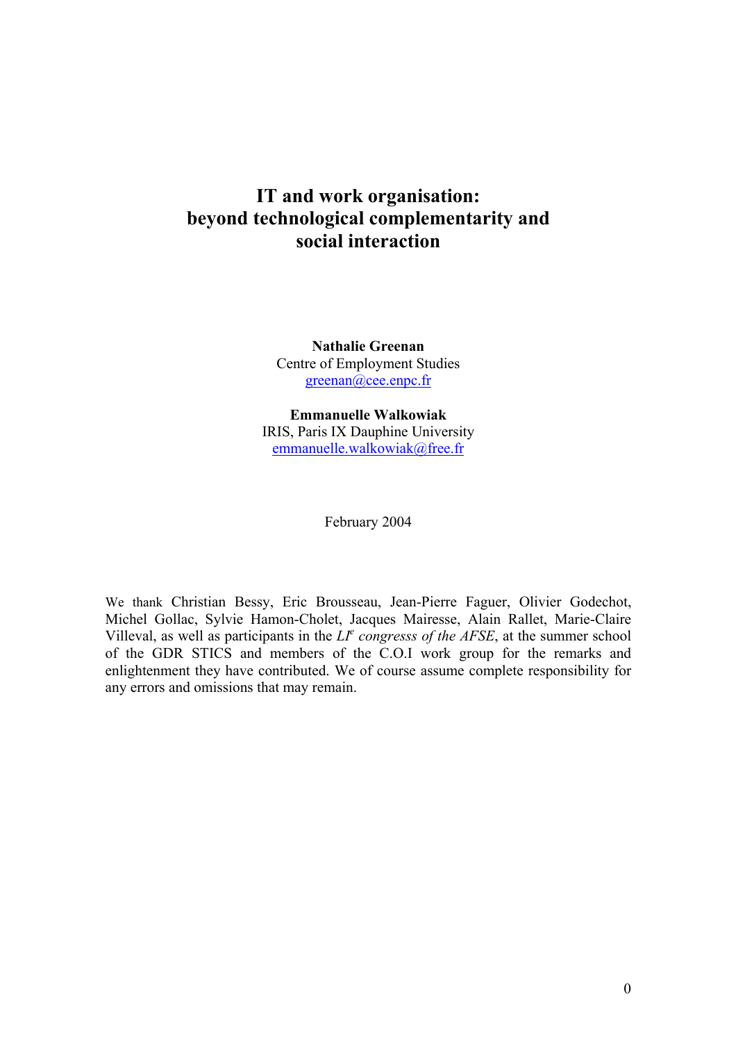# IT and work organisation: beyond technological complementarity and social interaction

**Nathalie Greenan**
Centre of Employment Studies
greenan@cee.enpc.fr

**Emmanuelle Walkowiak**
IRIS, Paris IX Dauphine University
emmanuelle.walkowiak@free.fr

February 2004

We thank Christian Bessy, Eric Brousseau, Jean-Pierre Faguer, Olivier Godechot, Michel Gollac, Sylvie Hamon-Cholet, Jacques Mairesse, Alain Rallet, Marie-Claire Villeval, as well as participants in the *LI$^{e}$ congresss of the AFSE*, at the summer school of the GDR STICS and members of the C.O.I work group for the remarks and enlightenment they have contributed. We of course assume complete responsibility for any errors and omissions that may remain.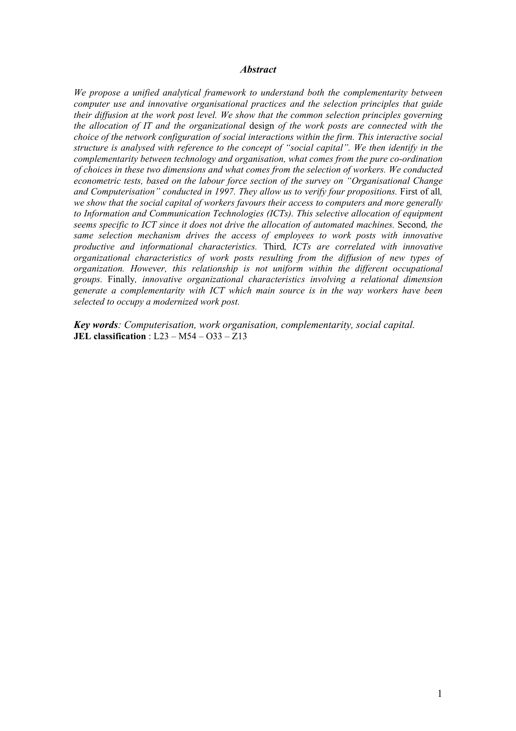### *Abstract*

*We propose a unified analytical framework to understand both the complementarity between computer use and innovative organisational practices and the selection principles that guide their diffusion at the work post level. We show that the common selection principles governing the allocation of IT and the organizational* design *of the work posts are connected with the choice of the network configuration of social interactions within the firm. This interactive social structure is analysed with reference to the concept of "social capital". We then identify in the complementarity between technology and organisation, what comes from the pure co-ordination of choices in these two dimensions and what comes from the selection of workers. We conducted econometric tests, based on the labour force section of the survey on "Organisational Change and Computerisation" conducted in 1997. They allow us to verify four propositions.* First of all*, we show that the social capital of workers favours their access to computers and more generally to Information and Communication Technologies (ICTs). This selective allocation of equipment seems specific to ICT since it does not drive the allocation of automated machines.* Second*, the same selection mechanism drives the access of employees to work posts with innovative productive and informational characteristics.* Third*, ICTs are correlated with innovative organizational characteristics of work posts resulting from the diffusion of new types of organization. However, this relationship is not uniform within the different occupational groups.* Finally*, innovative organizational characteristics involving a relational dimension generate a complementarity with ICT which main source is in the way workers have been selected to occupy a modernized work post.*

***Key words****: Computerisation, work organisation, complementarity, social capital.*
**JEL classification** : L23 – M54 – O33 – Z13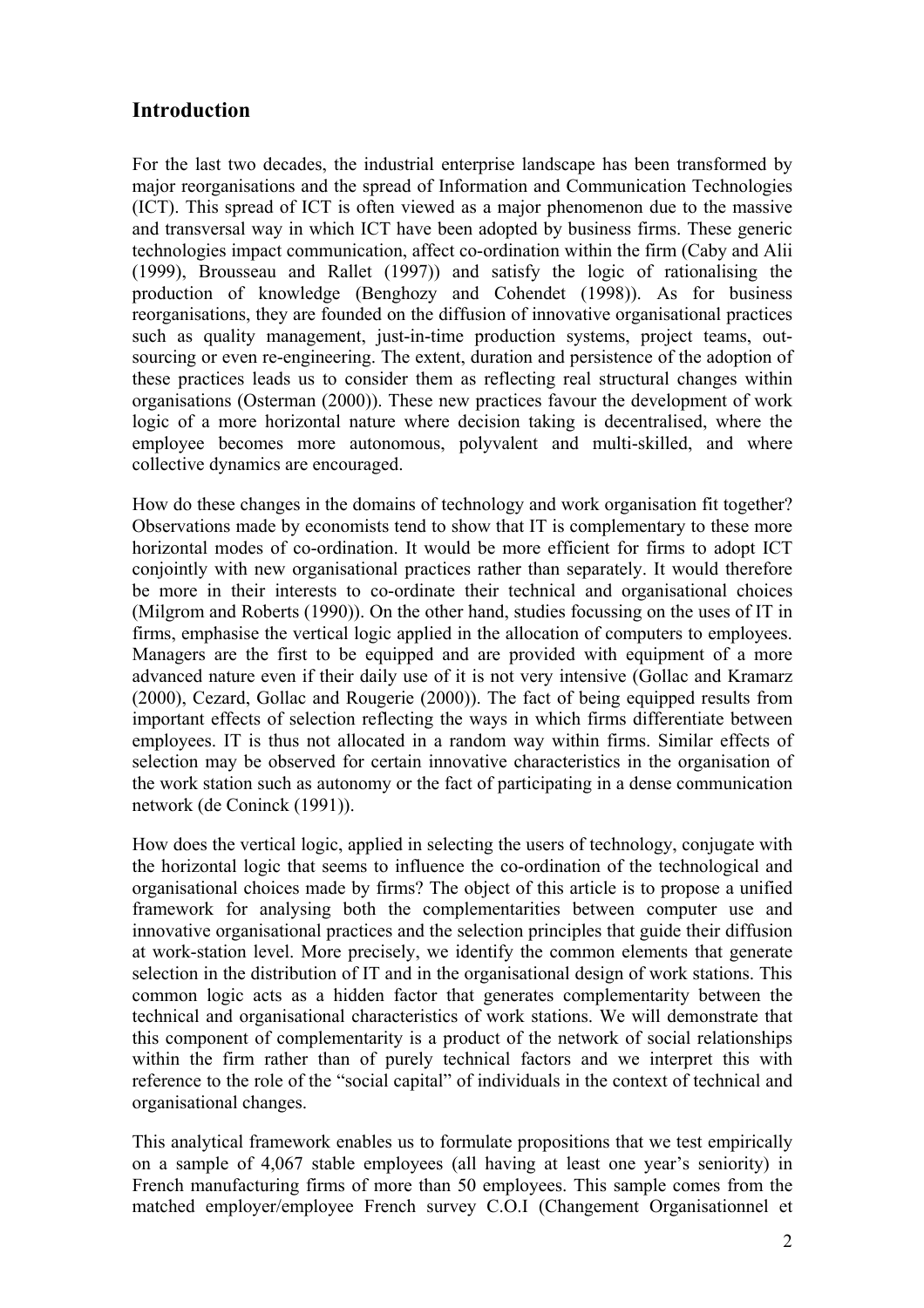## Introduction

For the last two decades, the industrial enterprise landscape has been transformed by major reorganisations and the spread of Information and Communication Technologies (ICT). This spread of ICT is often viewed as a major phenomenon due to the massive and transversal way in which ICT have been adopted by business firms. These generic technologies impact communication, affect co-ordination within the firm (Caby and Alii (1999), Brousseau and Rallet (1997)) and satisfy the logic of rationalising the production of knowledge (Benghozy and Cohendet (1998)). As for business reorganisations, they are founded on the diffusion of innovative organisational practices such as quality management, just-in-time production systems, project teams, out-sourcing or even re-engineering. The extent, duration and persistence of the adoption of these practices leads us to consider them as reflecting real structural changes within organisations (Osterman (2000)). These new practices favour the development of work logic of a more horizontal nature where decision taking is decentralised, where the employee becomes more autonomous, polyvalent and multi-skilled, and where collective dynamics are encouraged.

How do these changes in the domains of technology and work organisation fit together? Observations made by economists tend to show that IT is complementary to these more horizontal modes of co-ordination. It would be more efficient for firms to adopt ICT conjointly with new organisational practices rather than separately. It would therefore be more in their interests to co-ordinate their technical and organisational choices (Milgrom and Roberts (1990)). On the other hand, studies focussing on the uses of IT in firms, emphasise the vertical logic applied in the allocation of computers to employees. Managers are the first to be equipped and are provided with equipment of a more advanced nature even if their daily use of it is not very intensive (Gollac and Kramarz (2000), Cezard, Gollac and Rougerie (2000)). The fact of being equipped results from important effects of selection reflecting the ways in which firms differentiate between employees. IT is thus not allocated in a random way within firms. Similar effects of selection may be observed for certain innovative characteristics in the organisation of the work station such as autonomy or the fact of participating in a dense communication network (de Coninck (1991)).

How does the vertical logic, applied in selecting the users of technology, conjugate with the horizontal logic that seems to influence the co-ordination of the technological and organisational choices made by firms? The object of this article is to propose a unified framework for analysing both the complementarities between computer use and innovative organisational practices and the selection principles that guide their diffusion at work-station level. More precisely, we identify the common elements that generate selection in the distribution of IT and in the organisational design of work stations. This common logic acts as a hidden factor that generates complementarity between the technical and organisational characteristics of work stations. We will demonstrate that this component of complementarity is a product of the network of social relationships within the firm rather than of purely technical factors and we interpret this with reference to the role of the "social capital" of individuals in the context of technical and organisational changes.

This analytical framework enables us to formulate propositions that we test empirically on a sample of 4,067 stable employees (all having at least one year's seniority) in French manufacturing firms of more than 50 employees. This sample comes from the matched employer/employee French survey C.O.I (Changement Organisationnel et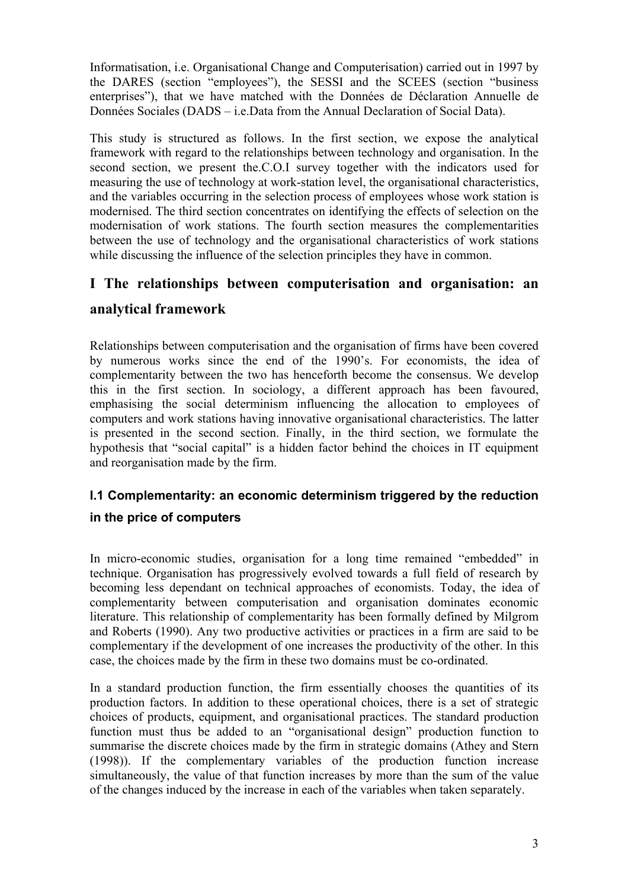Informatisation, i.e. Organisational Change and Computerisation) carried out in 1997 by the DARES (section "employees"), the SESSI and the SCEES (section "business enterprises"), that we have matched with the Données de Déclaration Annuelle de Données Sociales (DADS – i.e.Data from the Annual Declaration of Social Data).

This study is structured as follows. In the first section, we expose the analytical framework with regard to the relationships between technology and organisation. In the second section, we present the.C.O.I survey together with the indicators used for measuring the use of technology at work-station level, the organisational characteristics, and the variables occurring in the selection process of employees whose work station is modernised. The third section concentrates on identifying the effects of selection on the modernisation of work stations. The fourth section measures the complementarities between the use of technology and the organisational characteristics of work stations while discussing the influence of the selection principles they have in common.

# I The relationships between computerisation and organisation: an analytical framework

Relationships between computerisation and the organisation of firms have been covered by numerous works since the end of the 1990's. For economists, the idea of complementarity between the two has henceforth become the consensus. We develop this in the first section. In sociology, a different approach has been favoured, emphasising the social determinism influencing the allocation to employees of computers and work stations having innovative organisational characteristics. The latter is presented in the second section. Finally, in the third section, we formulate the hypothesis that "social capital" is a hidden factor behind the choices in IT equipment and reorganisation made by the firm.

## I.1 Complementarity: an economic determinism triggered by the reduction in the price of computers

In micro-economic studies, organisation for a long time remained "embedded" in technique. Organisation has progressively evolved towards a full field of research by becoming less dependant on technical approaches of economists. Today, the idea of complementarity between computerisation and organisation dominates economic literature. This relationship of complementarity has been formally defined by Milgrom and Roberts (1990). Any two productive activities or practices in a firm are said to be complementary if the development of one increases the productivity of the other. In this case, the choices made by the firm in these two domains must be co-ordinated.

In a standard production function, the firm essentially chooses the quantities of its production factors. In addition to these operational choices, there is a set of strategic choices of products, equipment, and organisational practices. The standard production function must thus be added to an "organisational design" production function to summarise the discrete choices made by the firm in strategic domains (Athey and Stern (1998)). If the complementary variables of the production function increase simultaneously, the value of that function increases by more than the sum of the value of the changes induced by the increase in each of the variables when taken separately.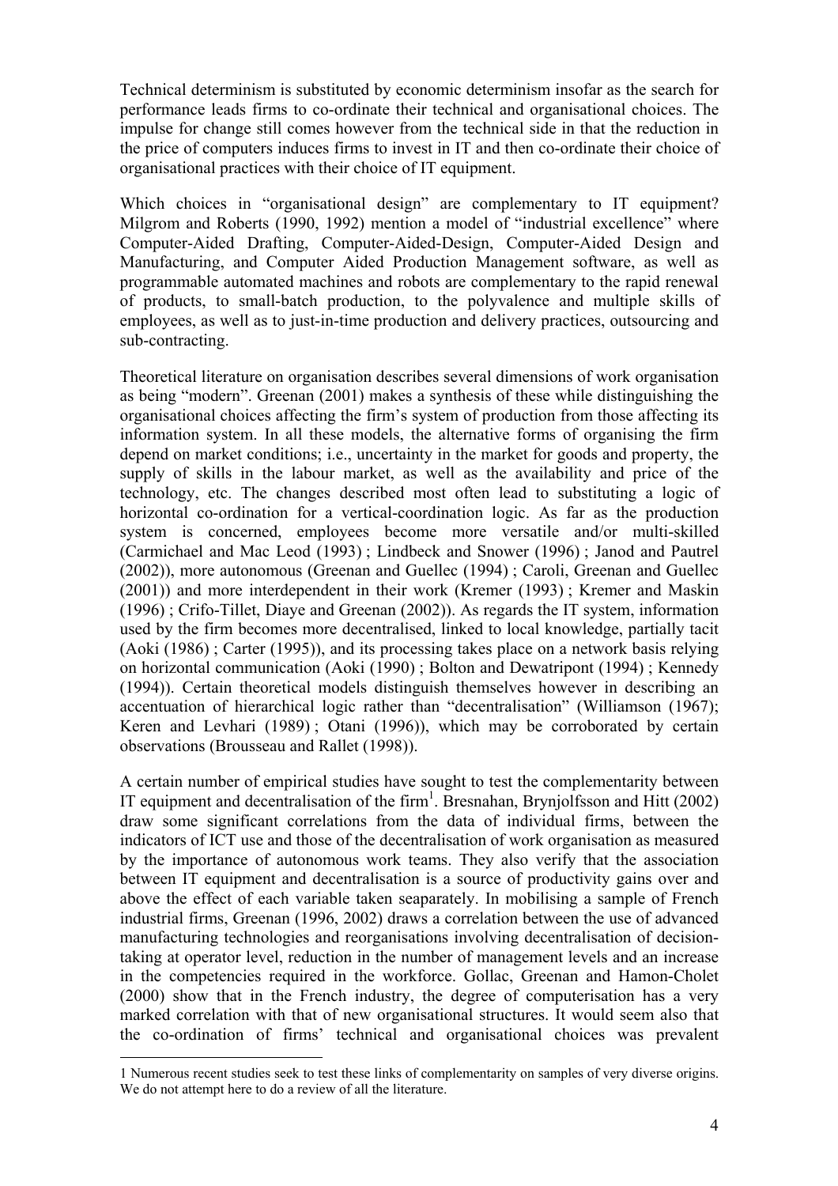Technical determinism is substituted by economic determinism insofar as the search for performance leads firms to co-ordinate their technical and organisational choices. The impulse for change still comes however from the technical side in that the reduction in the price of computers induces firms to invest in IT and then co-ordinate their choice of organisational practices with their choice of IT equipment.

Which choices in "organisational design" are complementary to IT equipment? Milgrom and Roberts (1990, 1992) mention a model of "industrial excellence" where Computer-Aided Drafting, Computer-Aided-Design, Computer-Aided Design and Manufacturing, and Computer Aided Production Management software, as well as programmable automated machines and robots are complementary to the rapid renewal of products, to small-batch production, to the polyvalence and multiple skills of employees, as well as to just-in-time production and delivery practices, outsourcing and sub-contracting.

Theoretical literature on organisation describes several dimensions of work organisation as being "modern". Greenan (2001) makes a synthesis of these while distinguishing the organisational choices affecting the firm's system of production from those affecting its information system. In all these models, the alternative forms of organising the firm depend on market conditions; i.e., uncertainty in the market for goods and property, the supply of skills in the labour market, as well as the availability and price of the technology, etc. The changes described most often lead to substituting a logic of horizontal co-ordination for a vertical-coordination logic. As far as the production system is concerned, employees become more versatile and/or multi-skilled (Carmichael and Mac Leod (1993) ; Lindbeck and Snower (1996) ; Janod and Pautrel (2002)), more autonomous (Greenan and Guellec (1994) ; Caroli, Greenan and Guellec (2001)) and more interdependent in their work (Kremer (1993) ; Kremer and Maskin (1996) ; Crifo-Tillet, Diaye and Greenan (2002)). As regards the IT system, information used by the firm becomes more decentralised, linked to local knowledge, partially tacit (Aoki (1986) ; Carter (1995)), and its processing takes place on a network basis relying on horizontal communication (Aoki (1990) ; Bolton and Dewatripont (1994) ; Kennedy (1994)). Certain theoretical models distinguish themselves however in describing an accentuation of hierarchical logic rather than "decentralisation" (Williamson (1967); Keren and Levhari (1989) ; Otani (1996)), which may be corroborated by certain observations (Brousseau and Rallet (1998)).

A certain number of empirical studies have sought to test the complementarity between IT equipment and decentralisation of the firm[1]. Bresnahan, Brynjolfsson and Hitt (2002) draw some significant correlations from the data of individual firms, between the indicators of ICT use and those of the decentralisation of work organisation as measured by the importance of autonomous work teams. They also verify that the association between IT equipment and decentralisation is a source of productivity gains over and above the effect of each variable taken seaparately. In mobilising a sample of French industrial firms, Greenan (1996, 2002) draws a correlation between the use of advanced manufacturing technologies and reorganisations involving decentralisation of decision-taking at operator level, reduction in the number of management levels and an increase in the competencies required in the workforce. Gollac, Greenan and Hamon-Cholet (2000) show that in the French industry, the degree of computerisation has a very marked correlation with that of new organisational structures. It would seem also that the co-ordination of firms' technical and organisational choices was prevalent

---

1 Numerous recent studies seek to test these links of complementarity on samples of very diverse origins. We do not attempt here to do a review of all the literature.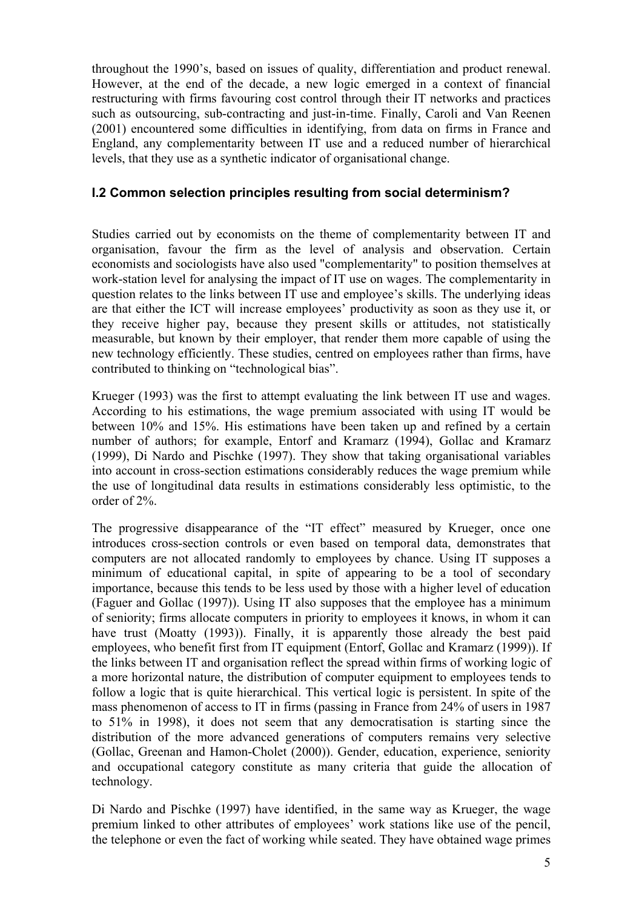throughout the 1990's, based on issues of quality, differentiation and product renewal. However, at the end of the decade, a new logic emerged in a context of financial restructuring with firms favouring cost control through their IT networks and practices such as outsourcing, sub-contracting and just-in-time. Finally, Caroli and Van Reenen (2001) encountered some difficulties in identifying, from data on firms in France and England, any complementarity between IT use and a reduced number of hierarchical levels, that they use as a synthetic indicator of organisational change.

### I.2 Common selection principles resulting from social determinism?

Studies carried out by economists on the theme of complementarity between IT and organisation, favour the firm as the level of analysis and observation. Certain economists and sociologists have also used "complementarity" to position themselves at work-station level for analysing the impact of IT use on wages. The complementarity in question relates to the links between IT use and employee's skills. The underlying ideas are that either the ICT will increase employees' productivity as soon as they use it, or they receive higher pay, because they present skills or attitudes, not statistically measurable, but known by their employer, that render them more capable of using the new technology efficiently. These studies, centred on employees rather than firms, have contributed to thinking on "technological bias".

Krueger (1993) was the first to attempt evaluating the link between IT use and wages. According to his estimations, the wage premium associated with using IT would be between 10% and 15%. His estimations have been taken up and refined by a certain number of authors; for example, Entorf and Kramarz (1994), Gollac and Kramarz (1999), Di Nardo and Pischke (1997). They show that taking organisational variables into account in cross-section estimations considerably reduces the wage premium while the use of longitudinal data results in estimations considerably less optimistic, to the order of 2%.

The progressive disappearance of the "IT effect" measured by Krueger, once one introduces cross-section controls or even based on temporal data, demonstrates that computers are not allocated randomly to employees by chance. Using IT supposes a minimum of educational capital, in spite of appearing to be a tool of secondary importance, because this tends to be less used by those with a higher level of education (Faguer and Gollac (1997)). Using IT also supposes that the employee has a minimum of seniority; firms allocate computers in priority to employees it knows, in whom it can have trust (Moatty (1993)). Finally, it is apparently those already the best paid employees, who benefit first from IT equipment (Entorf, Gollac and Kramarz (1999)). If the links between IT and organisation reflect the spread within firms of working logic of a more horizontal nature, the distribution of computer equipment to employees tends to follow a logic that is quite hierarchical. This vertical logic is persistent. In spite of the mass phenomenon of access to IT in firms (passing in France from 24% of users in 1987 to 51% in 1998), it does not seem that any democratisation is starting since the distribution of the more advanced generations of computers remains very selective (Gollac, Greenan and Hamon-Cholet (2000)). Gender, education, experience, seniority and occupational category constitute as many criteria that guide the allocation of technology.

Di Nardo and Pischke (1997) have identified, in the same way as Krueger, the wage premium linked to other attributes of employees' work stations like use of the pencil, the telephone or even the fact of working while seated. They have obtained wage primes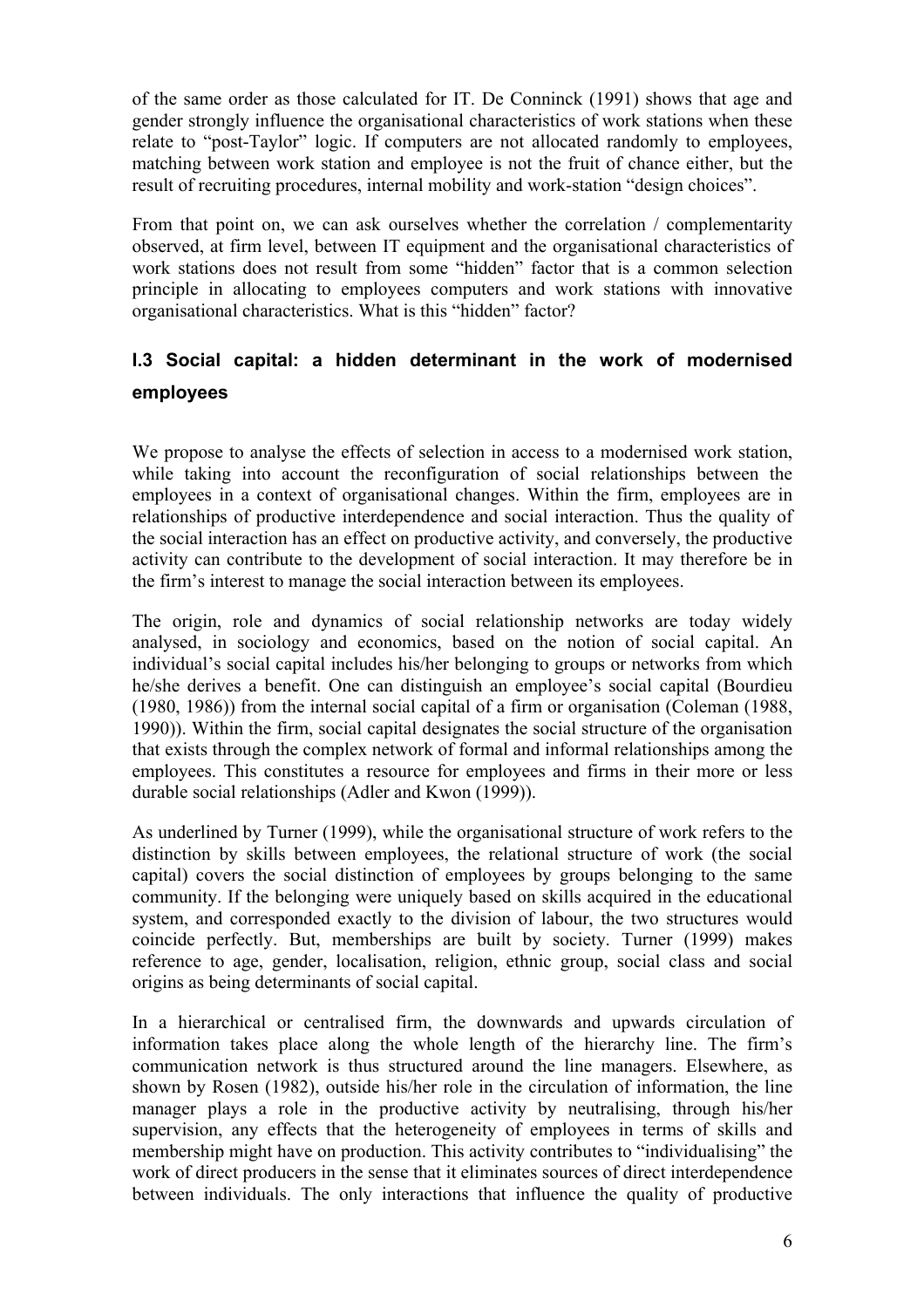of the same order as those calculated for IT. De Conninck (1991) shows that age and gender strongly influence the organisational characteristics of work stations when these relate to "post-Taylor" logic. If computers are not allocated randomly to employees, matching between work station and employee is not the fruit of chance either, but the result of recruiting procedures, internal mobility and work-station "design choices".

From that point on, we can ask ourselves whether the correlation / complementarity observed, at firm level, between IT equipment and the organisational characteristics of work stations does not result from some "hidden" factor that is a common selection principle in allocating to employees computers and work stations with innovative organisational characteristics. What is this "hidden" factor?

### I.3 Social capital: a hidden determinant in the work of modernised employees

We propose to analyse the effects of selection in access to a modernised work station, while taking into account the reconfiguration of social relationships between the employees in a context of organisational changes. Within the firm, employees are in relationships of productive interdependence and social interaction. Thus the quality of the social interaction has an effect on productive activity, and conversely, the productive activity can contribute to the development of social interaction. It may therefore be in the firm's interest to manage the social interaction between its employees.

The origin, role and dynamics of social relationship networks are today widely analysed, in sociology and economics, based on the notion of social capital. An individual's social capital includes his/her belonging to groups or networks from which he/she derives a benefit. One can distinguish an employee's social capital (Bourdieu (1980, 1986)) from the internal social capital of a firm or organisation (Coleman (1988, 1990)). Within the firm, social capital designates the social structure of the organisation that exists through the complex network of formal and informal relationships among the employees. This constitutes a resource for employees and firms in their more or less durable social relationships (Adler and Kwon (1999)).

As underlined by Turner (1999), while the organisational structure of work refers to the distinction by skills between employees, the relational structure of work (the social capital) covers the social distinction of employees by groups belonging to the same community. If the belonging were uniquely based on skills acquired in the educational system, and corresponded exactly to the division of labour, the two structures would coincide perfectly. But, memberships are built by society. Turner (1999) makes reference to age, gender, localisation, religion, ethnic group, social class and social origins as being determinants of social capital.

In a hierarchical or centralised firm, the downwards and upwards circulation of information takes place along the whole length of the hierarchy line. The firm's communication network is thus structured around the line managers. Elsewhere, as shown by Rosen (1982), outside his/her role in the circulation of information, the line manager plays a role in the productive activity by neutralising, through his/her supervision, any effects that the heterogeneity of employees in terms of skills and membership might have on production. This activity contributes to "individualising" the work of direct producers in the sense that it eliminates sources of direct interdependence between individuals. The only interactions that influence the quality of productive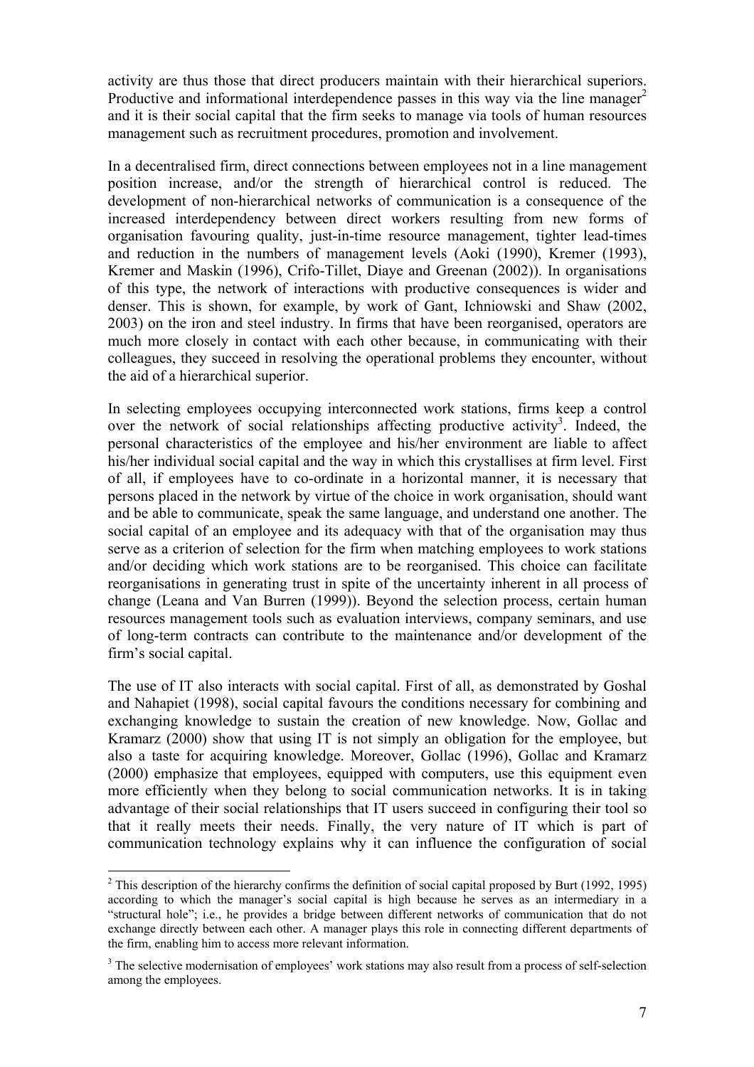activity are thus those that direct producers maintain with their hierarchical superiors. Productive and informational interdependence passes in this way via the line manager[2] and it is their social capital that the firm seeks to manage via tools of human resources management such as recruitment procedures, promotion and involvement.

In a decentralised firm, direct connections between employees not in a line management position increase, and/or the strength of hierarchical control is reduced. The development of non-hierarchical networks of communication is a consequence of the increased interdependency between direct workers resulting from new forms of organisation favouring quality, just-in-time resource management, tighter lead-times and reduction in the numbers of management levels (Aoki (1990), Kremer (1993), Kremer and Maskin (1996), Crifo-Tillet, Diaye and Greenan (2002)). In organisations of this type, the network of interactions with productive consequences is wider and denser. This is shown, for example, by work of Gant, Ichniowski and Shaw (2002, 2003) on the iron and steel industry. In firms that have been reorganised, operators are much more closely in contact with each other because, in communicating with their colleagues, they succeed in resolving the operational problems they encounter, without the aid of a hierarchical superior.

In selecting employees occupying interconnected work stations, firms keep a control over the network of social relationships affecting productive activity[3]. Indeed, the personal characteristics of the employee and his/her environment are liable to affect his/her individual social capital and the way in which this crystallises at firm level. First of all, if employees have to co-ordinate in a horizontal manner, it is necessary that persons placed in the network by virtue of the choice in work organisation, should want and be able to communicate, speak the same language, and understand one another. The social capital of an employee and its adequacy with that of the organisation may thus serve as a criterion of selection for the firm when matching employees to work stations and/or deciding which work stations are to be reorganised. This choice can facilitate reorganisations in generating trust in spite of the uncertainty inherent in all process of change (Leana and Van Burren (1999)). Beyond the selection process, certain human resources management tools such as evaluation interviews, company seminars, and use of long-term contracts can contribute to the maintenance and/or development of the firm's social capital.

The use of IT also interacts with social capital. First of all, as demonstrated by Goshal and Nahapiet (1998), social capital favours the conditions necessary for combining and exchanging knowledge to sustain the creation of new knowledge. Now, Gollac and Kramarz (2000) show that using IT is not simply an obligation for the employee, but also a taste for acquiring knowledge. Moreover, Gollac (1996), Gollac and Kramarz (2000) emphasize that employees, equipped with computers, use this equipment even more efficiently when they belong to social communication networks. It is in taking advantage of their social relationships that IT users succeed in configuring their tool so that it really meets their needs. Finally, the very nature of IT which is part of communication technology explains why it can influence the configuration of social

---

[2] This description of the hierarchy confirms the definition of social capital proposed by Burt (1992, 1995) according to which the manager's social capital is high because he serves as an intermediary in a "structural hole"; i.e., he provides a bridge between different networks of communication that do not exchange directly between each other. A manager plays this role in connecting different departments of the firm, enabling him to access more relevant information.

[3] The selective modernisation of employees' work stations may also result from a process of self-selection among the employees.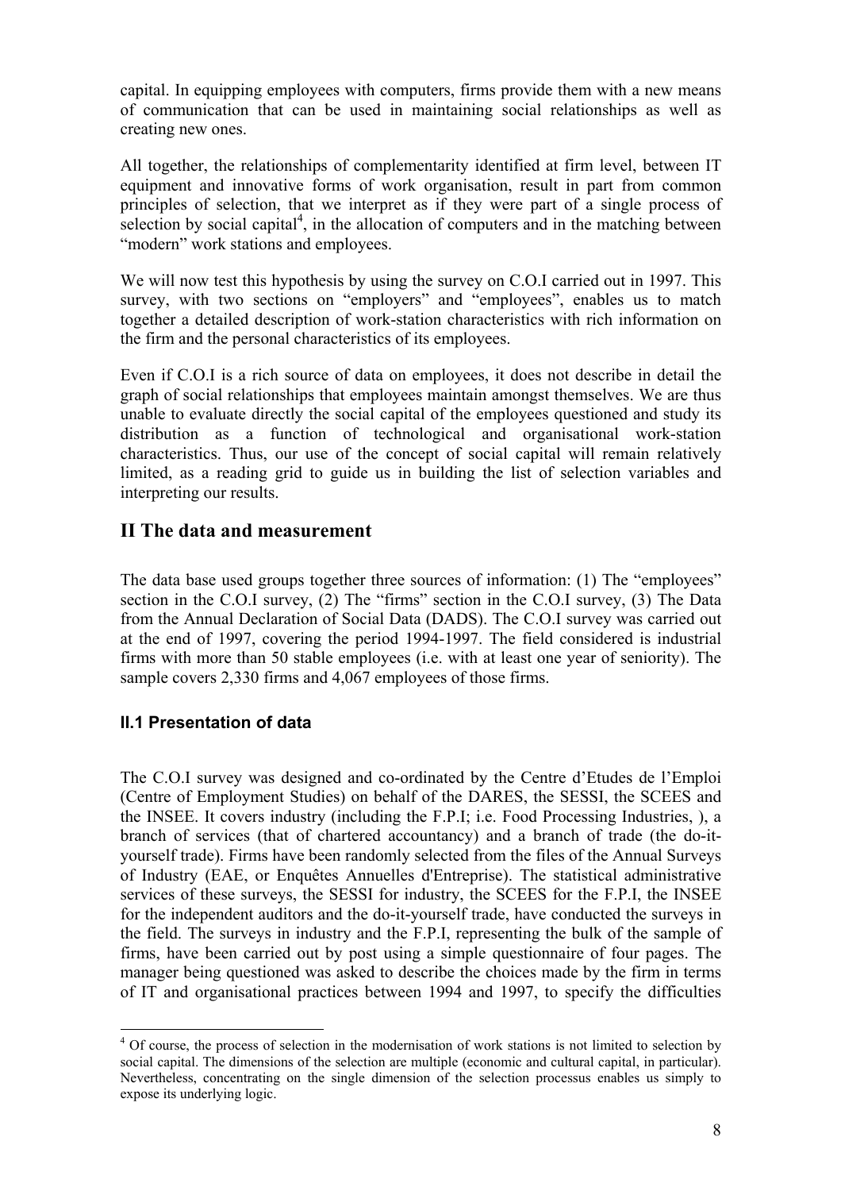capital. In equipping employees with computers, firms provide them with a new means of communication that can be used in maintaining social relationships as well as creating new ones.

All together, the relationships of complementarity identified at firm level, between IT equipment and innovative forms of work organisation, result in part from common principles of selection, that we interpret as if they were part of a single process of selection by social capital[4], in the allocation of computers and in the matching between "modern" work stations and employees.

We will now test this hypothesis by using the survey on C.O.I carried out in 1997. This survey, with two sections on "employers" and "employees", enables us to match together a detailed description of work-station characteristics with rich information on the firm and the personal characteristics of its employees.

Even if C.O.I is a rich source of data on employees, it does not describe in detail the graph of social relationships that employees maintain amongst themselves. We are thus unable to evaluate directly the social capital of the employees questioned and study its distribution as a function of technological and organisational work-station characteristics. Thus, our use of the concept of social capital will remain relatively limited, as a reading grid to guide us in building the list of selection variables and interpreting our results.

# II The data and measurement

The data base used groups together three sources of information: (1) The "employees" section in the C.O.I survey, (2) The "firms" section in the C.O.I survey, (3) The Data from the Annual Declaration of Social Data (DADS). The C.O.I survey was carried out at the end of 1997, covering the period 1994-1997. The field considered is industrial firms with more than 50 stable employees (i.e. with at least one year of seniority). The sample covers 2,330 firms and 4,067 employees of those firms.

## II.1 Presentation of data

The C.O.I survey was designed and co-ordinated by the Centre d'Etudes de l'Emploi (Centre of Employment Studies) on behalf of the DARES, the SESSI, the SCEES and the INSEE. It covers industry (including the F.P.I; i.e. Food Processing Industries, ), a branch of services (that of chartered accountancy) and a branch of trade (the do-it-yourself trade). Firms have been randomly selected from the files of the Annual Surveys of Industry (EAE, or Enquêtes Annuelles d'Entreprise). The statistical administrative services of these surveys, the SESSI for industry, the SCEES for the F.P.I, the INSEE for the independent auditors and the do-it-yourself trade, have conducted the surveys in the field. The surveys in industry and the F.P.I, representing the bulk of the sample of firms, have been carried out by post using a simple questionnaire of four pages. The manager being questioned was asked to describe the choices made by the firm in terms of IT and organisational practices between 1994 and 1997, to specify the difficulties

[4] Of course, the process of selection in the modernisation of work stations is not limited to selection by social capital. The dimensions of the selection are multiple (economic and cultural capital, in particular). Nevertheless, concentrating on the single dimension of the selection processus enables us simply to expose its underlying logic.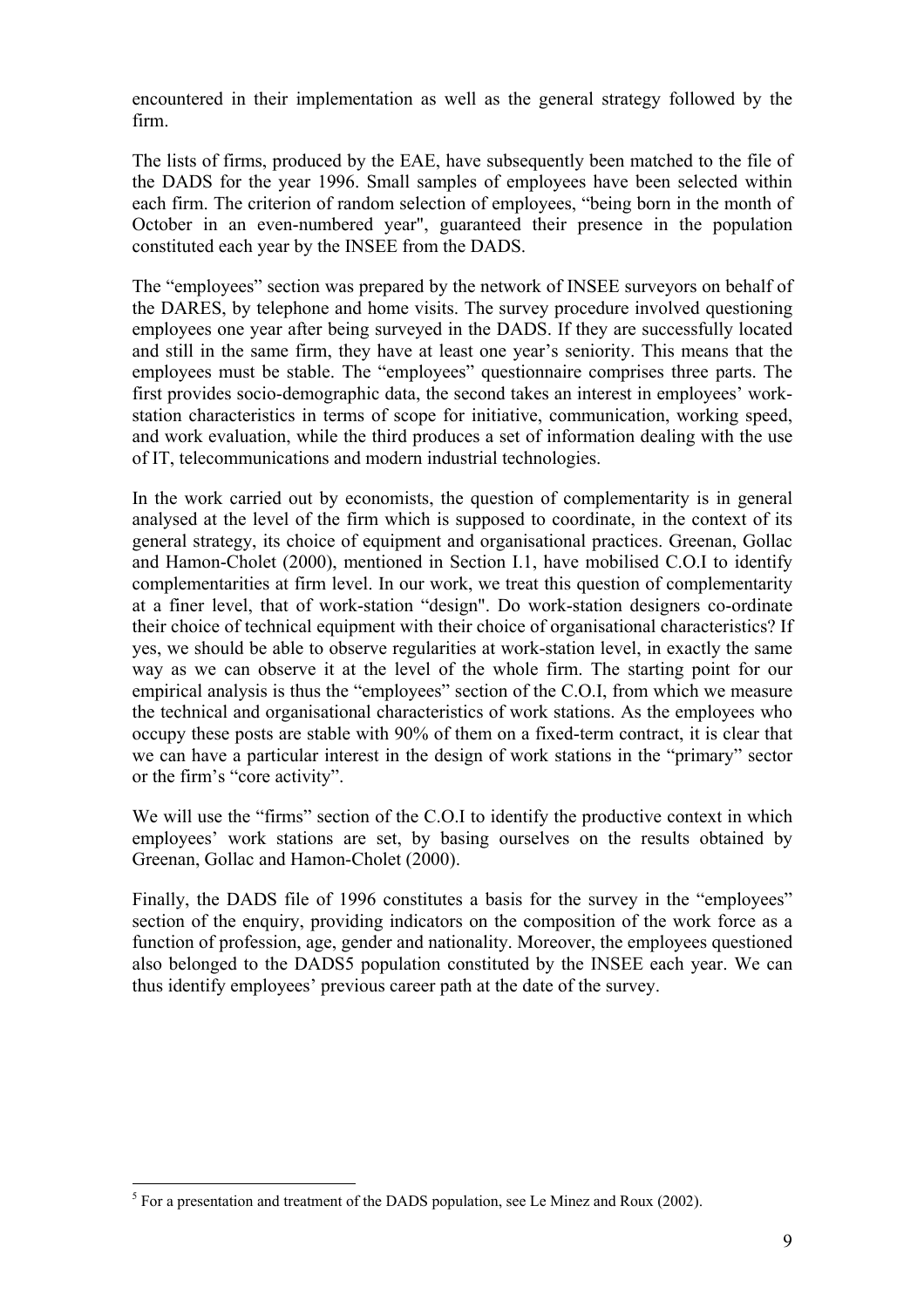encountered in their implementation as well as the general strategy followed by the firm.

The lists of firms, produced by the EAE, have subsequently been matched to the file of the DADS for the year 1996. Small samples of employees have been selected within each firm. The criterion of random selection of employees, "being born in the month of October in an even-numbered year", guaranteed their presence in the population constituted each year by the INSEE from the DADS.

The "employees" section was prepared by the network of INSEE surveyors on behalf of the DARES, by telephone and home visits. The survey procedure involved questioning employees one year after being surveyed in the DADS. If they are successfully located and still in the same firm, they have at least one year's seniority. This means that the employees must be stable. The "employees" questionnaire comprises three parts. The first provides socio-demographic data, the second takes an interest in employees' work-station characteristics in terms of scope for initiative, communication, working speed, and work evaluation, while the third produces a set of information dealing with the use of IT, telecommunications and modern industrial technologies.

In the work carried out by economists, the question of complementarity is in general analysed at the level of the firm which is supposed to coordinate, in the context of its general strategy, its choice of equipment and organisational practices. Greenan, Gollac and Hamon-Cholet (2000), mentioned in Section I.1, have mobilised C.O.I to identify complementarities at firm level. In our work, we treat this question of complementarity at a finer level, that of work-station "design". Do work-station designers co-ordinate their choice of technical equipment with their choice of organisational characteristics? If yes, we should be able to observe regularities at work-station level, in exactly the same way as we can observe it at the level of the whole firm. The starting point for our empirical analysis is thus the "employees" section of the C.O.I, from which we measure the technical and organisational characteristics of work stations. As the employees who occupy these posts are stable with 90% of them on a fixed-term contract, it is clear that we can have a particular interest in the design of work stations in the "primary" sector or the firm's "core activity".

We will use the "firms" section of the C.O.I to identify the productive context in which employees' work stations are set, by basing ourselves on the results obtained by Greenan, Gollac and Hamon-Cholet (2000).

Finally, the DADS file of 1996 constitutes a basis for the survey in the "employees" section of the enquiry, providing indicators on the composition of the work force as a function of profession, age, gender and nationality. Moreover, the employees questioned also belonged to the DADS[5] population constituted by the INSEE each year. We can thus identify employees' previous career path at the date of the survey.

[5] For a presentation and treatment of the DADS population, see Le Minez and Roux (2002).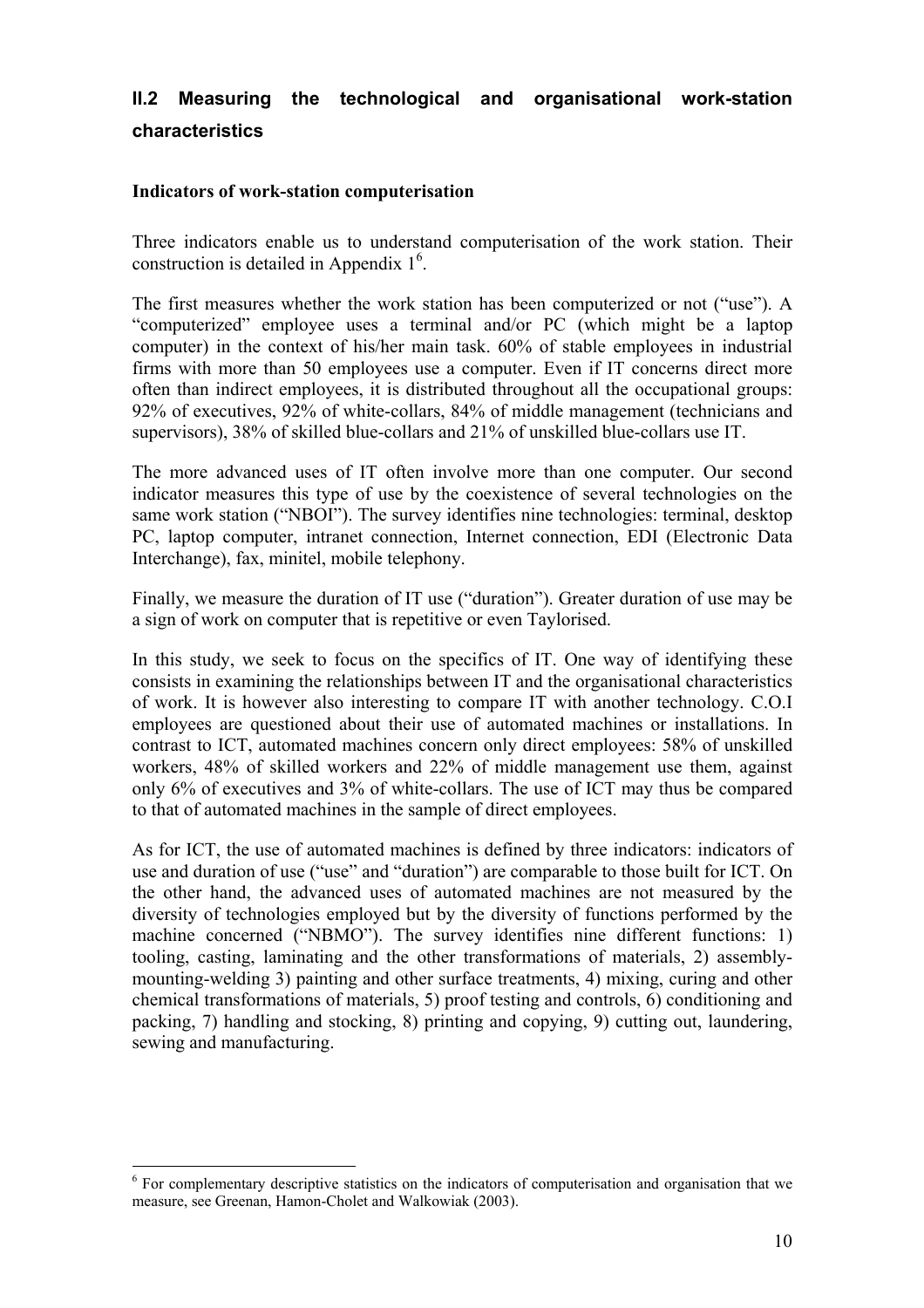## II.2 Measuring the technological and organisational work-station characteristics

**Indicators of work-station computerisation**

Three indicators enable us to understand computerisation of the work station. Their construction is detailed in Appendix 1[6].

The first measures whether the work station has been computerized or not ("use"). A "computerized" employee uses a terminal and/or PC (which might be a laptop computer) in the context of his/her main task. 60% of stable employees in industrial firms with more than 50 employees use a computer. Even if IT concerns direct more often than indirect employees, it is distributed throughout all the occupational groups: 92% of executives, 92% of white-collars, 84% of middle management (technicians and supervisors), 38% of skilled blue-collars and 21% of unskilled blue-collars use IT.

The more advanced uses of IT often involve more than one computer. Our second indicator measures this type of use by the coexistence of several technologies on the same work station ("NBOI"). The survey identifies nine technologies: terminal, desktop PC, laptop computer, intranet connection, Internet connection, EDI (Electronic Data Interchange), fax, minitel, mobile telephony.

Finally, we measure the duration of IT use ("duration"). Greater duration of use may be a sign of work on computer that is repetitive or even Taylorised.

In this study, we seek to focus on the specifics of IT. One way of identifying these consists in examining the relationships between IT and the organisational characteristics of work. It is however also interesting to compare IT with another technology. C.O.I employees are questioned about their use of automated machines or installations. In contrast to ICT, automated machines concern only direct employees: 58% of unskilled workers, 48% of skilled workers and 22% of middle management use them, against only 6% of executives and 3% of white-collars. The use of ICT may thus be compared to that of automated machines in the sample of direct employees.

As for ICT, the use of automated machines is defined by three indicators: indicators of use and duration of use ("use" and "duration") are comparable to those built for ICT. On the other hand, the advanced uses of automated machines are not measured by the diversity of technologies employed but by the diversity of functions performed by the machine concerned ("NBMO"). The survey identifies nine different functions: 1) tooling, casting, laminating and the other transformations of materials, 2) assembly-mounting-welding 3) painting and other surface treatments, 4) mixing, curing and other chemical transformations of materials, 5) proof testing and controls, 6) conditioning and packing, 7) handling and stocking, 8) printing and copying, 9) cutting out, laundering, sewing and manufacturing.

---

[6] For complementary descriptive statistics on the indicators of computerisation and organisation that we measure, see Greenan, Hamon-Cholet and Walkowiak (2003).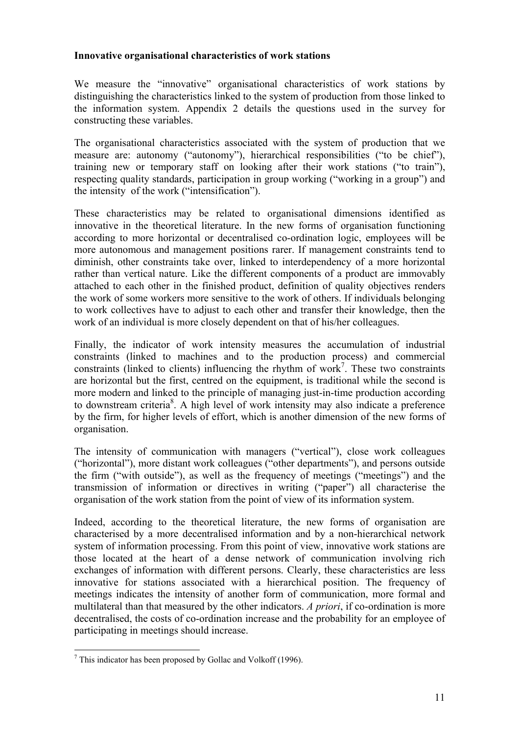**Innovative organisational characteristics of work stations**

We measure the "innovative" organisational characteristics of work stations by distinguishing the characteristics linked to the system of production from those linked to the information system. Appendix 2 details the questions used in the survey for constructing these variables.

The organisational characteristics associated with the system of production that we measure are: autonomy ("autonomy"), hierarchical responsibilities ("to be chief"), training new or temporary staff on looking after their work stations ("to train"), respecting quality standards, participation in group working ("working in a group") and the intensity of the work ("intensification").

These characteristics may be related to organisational dimensions identified as innovative in the theoretical literature. In the new forms of organisation functioning according to more horizontal or decentralised co-ordination logic, employees will be more autonomous and management positions rarer. If management constraints tend to diminish, other constraints take over, linked to interdependency of a more horizontal rather than vertical nature. Like the different components of a product are immovably attached to each other in the finished product, definition of quality objectives renders the work of some workers more sensitive to the work of others. If individuals belonging to work collectives have to adjust to each other and transfer their knowledge, then the work of an individual is more closely dependent on that of his/her colleagues.

Finally, the indicator of work intensity measures the accumulation of industrial constraints (linked to machines and to the production process) and commercial constraints (linked to clients) influencing the rhythm of work[7]. These two constraints are horizontal but the first, centred on the equipment, is traditional while the second is more modern and linked to the principle of managing just-in-time production according to downstream criteria[8]. A high level of work intensity may also indicate a preference by the firm, for higher levels of effort, which is another dimension of the new forms of organisation.

The intensity of communication with managers ("vertical"), close work colleagues ("horizontal"), more distant work colleagues ("other departments"), and persons outside the firm ("with outside"), as well as the frequency of meetings ("meetings") and the transmission of information or directives in writing ("paper") all characterise the organisation of the work station from the point of view of its information system.

Indeed, according to the theoretical literature, the new forms of organisation are characterised by a more decentralised information and by a non-hierarchical network system of information processing. From this point of view, innovative work stations are those located at the heart of a dense network of communication involving rich exchanges of information with different persons. Clearly, these characteristics are less innovative for stations associated with a hierarchical position. The frequency of meetings indicates the intensity of another form of communication, more formal and multilateral than that measured by the other indicators. *A priori*, if co-ordination is more decentralised, the costs of co-ordination increase and the probability for an employee of participating in meetings should increase.

[7] This indicator has been proposed by Gollac and Volkoff (1996).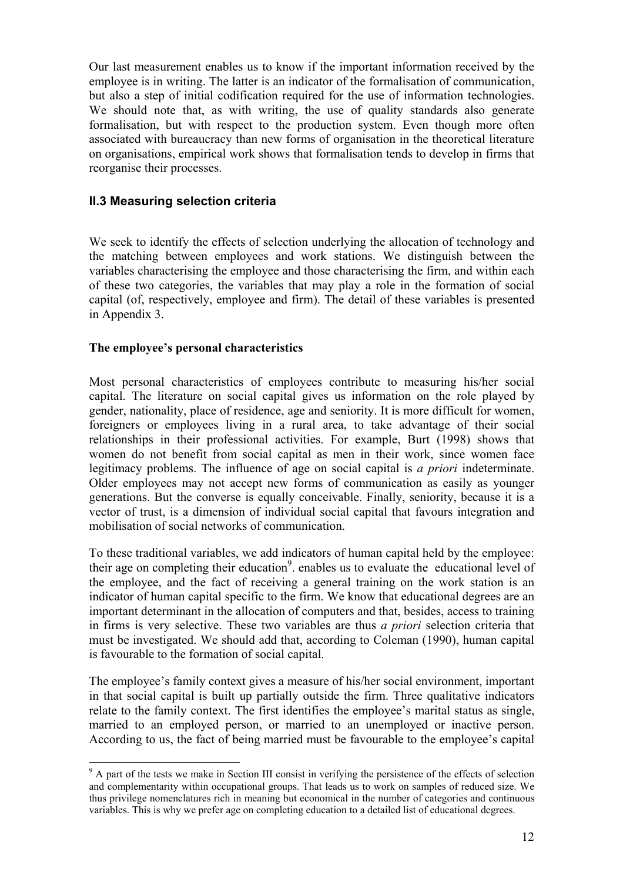Our last measurement enables us to know if the important information received by the employee is in writing. The latter is an indicator of the formalisation of communication, but also a step of initial codification required for the use of information technologies. We should note that, as with writing, the use of quality standards also generate formalisation, but with respect to the production system. Even though more often associated with bureaucracy than new forms of organisation in the theoretical literature on organisations, empirical work shows that formalisation tends to develop in firms that reorganise their processes.

### II.3 Measuring selection criteria

We seek to identify the effects of selection underlying the allocation of technology and the matching between employees and work stations. We distinguish between the variables characterising the employee and those characterising the firm, and within each of these two categories, the variables that may play a role in the formation of social capital (of, respectively, employee and firm). The detail of these variables is presented in Appendix 3.

**The employee's personal characteristics**

Most personal characteristics of employees contribute to measuring his/her social capital. The literature on social capital gives us information on the role played by gender, nationality, place of residence, age and seniority. It is more difficult for women, foreigners or employees living in a rural area, to take advantage of their social relationships in their professional activities. For example, Burt (1998) shows that women do not benefit from social capital as men in their work, since women face legitimacy problems. The influence of age on social capital is *a priori* indeterminate. Older employees may not accept new forms of communication as easily as younger generations. But the converse is equally conceivable. Finally, seniority, because it is a vector of trust, is a dimension of individual social capital that favours integration and mobilisation of social networks of communication.

To these traditional variables, we add indicators of human capital held by the employee: their age on completing their education[9]. enables us to evaluate the educational level of the employee, and the fact of receiving a general training on the work station is an indicator of human capital specific to the firm. We know that educational degrees are an important determinant in the allocation of computers and that, besides, access to training in firms is very selective. These two variables are thus *a priori* selection criteria that must be investigated. We should add that, according to Coleman (1990), human capital is favourable to the formation of social capital.

The employee's family context gives a measure of his/her social environment, important in that social capital is built up partially outside the firm. Three qualitative indicators relate to the family context. The first identifies the employee's marital status as single, married to an employed person, or married to an unemployed or inactive person. According to us, the fact of being married must be favourable to the employee's capital

[9] A part of the tests we make in Section III consist in verifying the persistence of the effects of selection and complementarity within occupational groups. That leads us to work on samples of reduced size. We thus privilege nomenclatures rich in meaning but economical in the number of categories and continuous variables. This is why we prefer age on completing education to a detailed list of educational degrees.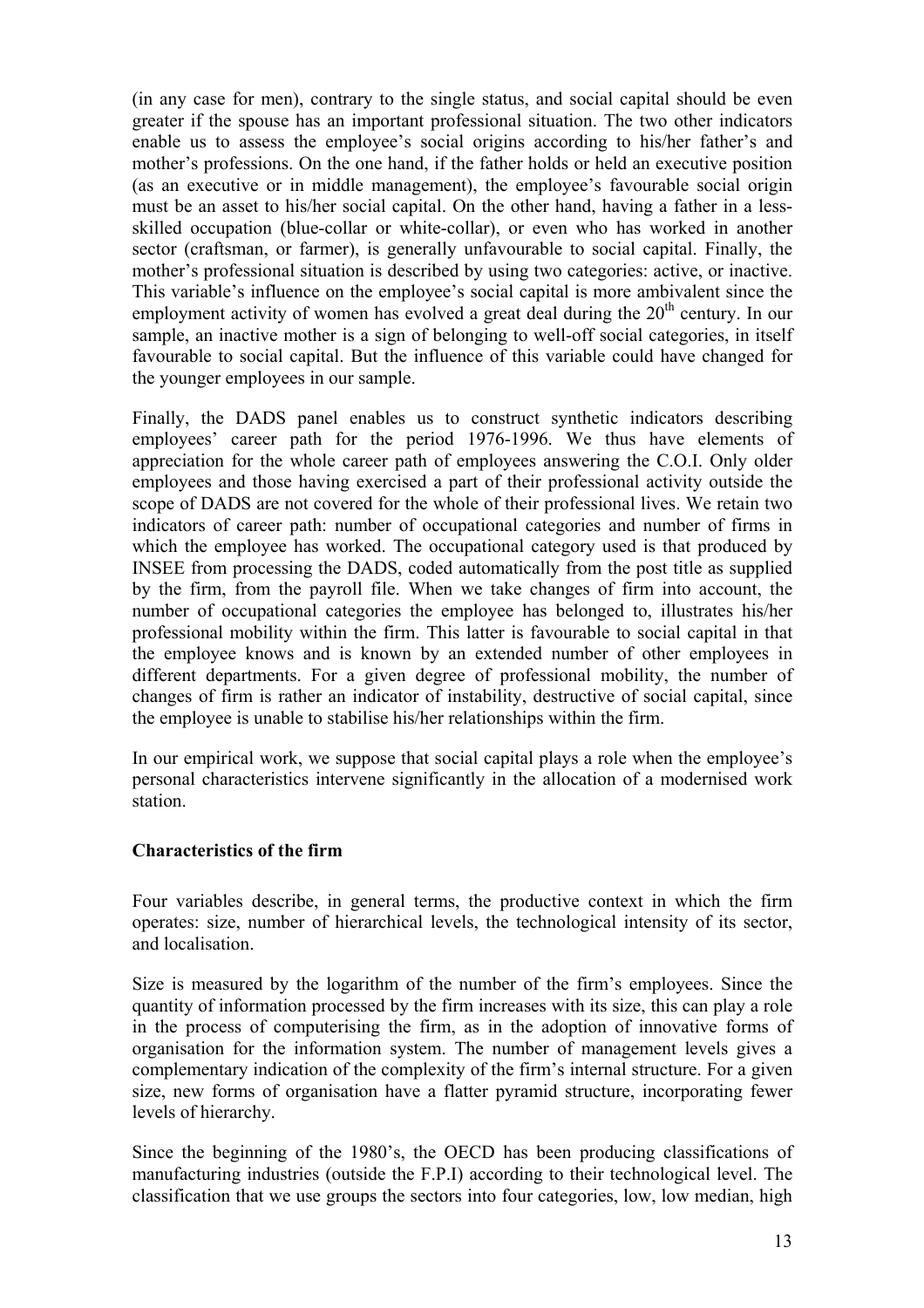(in any case for men), contrary to the single status, and social capital should be even greater if the spouse has an important professional situation. The two other indicators enable us to assess the employee's social origins according to his/her father's and mother's professions. On the one hand, if the father holds or held an executive position (as an executive or in middle management), the employee's favourable social origin must be an asset to his/her social capital. On the other hand, having a father in a less-skilled occupation (blue-collar or white-collar), or even who has worked in another sector (craftsman, or farmer), is generally unfavourable to social capital. Finally, the mother's professional situation is described by using two categories: active, or inactive. This variable's influence on the employee's social capital is more ambivalent since the employment activity of women has evolved a great deal during the 20th century. In our sample, an inactive mother is a sign of belonging to well-off social categories, in itself favourable to social capital. But the influence of this variable could have changed for the younger employees in our sample.

Finally, the DADS panel enables us to construct synthetic indicators describing employees' career path for the period 1976-1996. We thus have elements of appreciation for the whole career path of employees answering the C.O.I. Only older employees and those having exercised a part of their professional activity outside the scope of DADS are not covered for the whole of their professional lives. We retain two indicators of career path: number of occupational categories and number of firms in which the employee has worked. The occupational category used is that produced by INSEE from processing the DADS, coded automatically from the post title as supplied by the firm, from the payroll file. When we take changes of firm into account, the number of occupational categories the employee has belonged to, illustrates his/her professional mobility within the firm. This latter is favourable to social capital in that the employee knows and is known by an extended number of other employees in different departments. For a given degree of professional mobility, the number of changes of firm is rather an indicator of instability, destructive of social capital, since the employee is unable to stabilise his/her relationships within the firm.

In our empirical work, we suppose that social capital plays a role when the employee's personal characteristics intervene significantly in the allocation of a modernised work station.

**Characteristics of the firm**

Four variables describe, in general terms, the productive context in which the firm operates: size, number of hierarchical levels, the technological intensity of its sector, and localisation.

Size is measured by the logarithm of the number of the firm's employees. Since the quantity of information processed by the firm increases with its size, this can play a role in the process of computerising the firm, as in the adoption of innovative forms of organisation for the information system. The number of management levels gives a complementary indication of the complexity of the firm's internal structure. For a given size, new forms of organisation have a flatter pyramid structure, incorporating fewer levels of hierarchy.

Since the beginning of the 1980's, the OECD has been producing classifications of manufacturing industries (outside the F.P.I) according to their technological level. The classification that we use groups the sectors into four categories, low, low median, high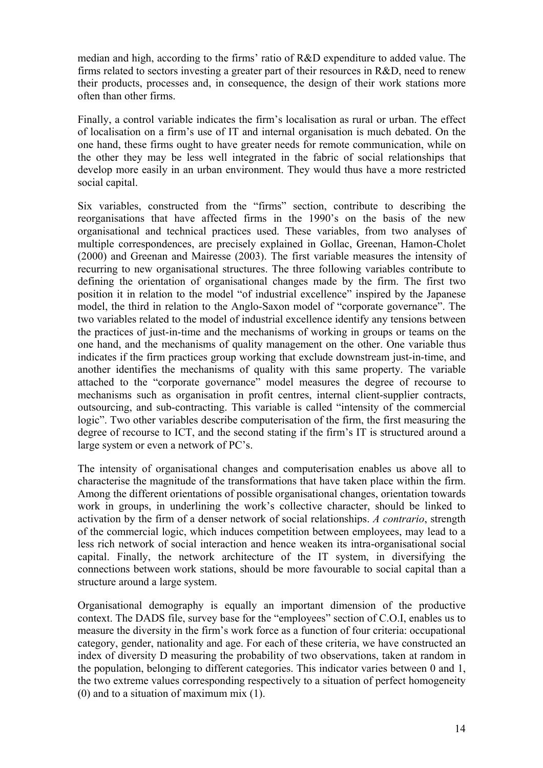median and high, according to the firms' ratio of R&D expenditure to added value. The firms related to sectors investing a greater part of their resources in R&D, need to renew their products, processes and, in consequence, the design of their work stations more often than other firms.

Finally, a control variable indicates the firm's localisation as rural or urban. The effect of localisation on a firm's use of IT and internal organisation is much debated. On the one hand, these firms ought to have greater needs for remote communication, while on the other they may be less well integrated in the fabric of social relationships that develop more easily in an urban environment. They would thus have a more restricted social capital.

Six variables, constructed from the "firms" section, contribute to describing the reorganisations that have affected firms in the 1990's on the basis of the new organisational and technical practices used. These variables, from two analyses of multiple correspondences, are precisely explained in Gollac, Greenan, Hamon-Cholet (2000) and Greenan and Mairesse (2003). The first variable measures the intensity of recurring to new organisational structures. The three following variables contribute to defining the orientation of organisational changes made by the firm. The first two position it in relation to the model "of industrial excellence" inspired by the Japanese model, the third in relation to the Anglo-Saxon model of "corporate governance". The two variables related to the model of industrial excellence identify any tensions between the practices of just-in-time and the mechanisms of working in groups or teams on the one hand, and the mechanisms of quality management on the other. One variable thus indicates if the firm practices group working that exclude downstream just-in-time, and another identifies the mechanisms of quality with this same property. The variable attached to the "corporate governance" model measures the degree of recourse to mechanisms such as organisation in profit centres, internal client-supplier contracts, outsourcing, and sub-contracting. This variable is called "intensity of the commercial logic". Two other variables describe computerisation of the firm, the first measuring the degree of recourse to ICT, and the second stating if the firm's IT is structured around a large system or even a network of PC's.

The intensity of organisational changes and computerisation enables us above all to characterise the magnitude of the transformations that have taken place within the firm. Among the different orientations of possible organisational changes, orientation towards work in groups, in underlining the work's collective character, should be linked to activation by the firm of a denser network of social relationships. *A contrario*, strength of the commercial logic, which induces competition between employees, may lead to a less rich network of social interaction and hence weaken its intra-organisational social capital. Finally, the network architecture of the IT system, in diversifying the connections between work stations, should be more favourable to social capital than a structure around a large system.

Organisational demography is equally an important dimension of the productive context. The DADS file, survey base for the "employees" section of C.O.I, enables us to measure the diversity in the firm's work force as a function of four criteria: occupational category, gender, nationality and age. For each of these criteria, we have constructed an index of diversity D measuring the probability of two observations, taken at random in the population, belonging to different categories. This indicator varies between 0 and 1, the two extreme values corresponding respectively to a situation of perfect homogeneity (0) and to a situation of maximum mix (1).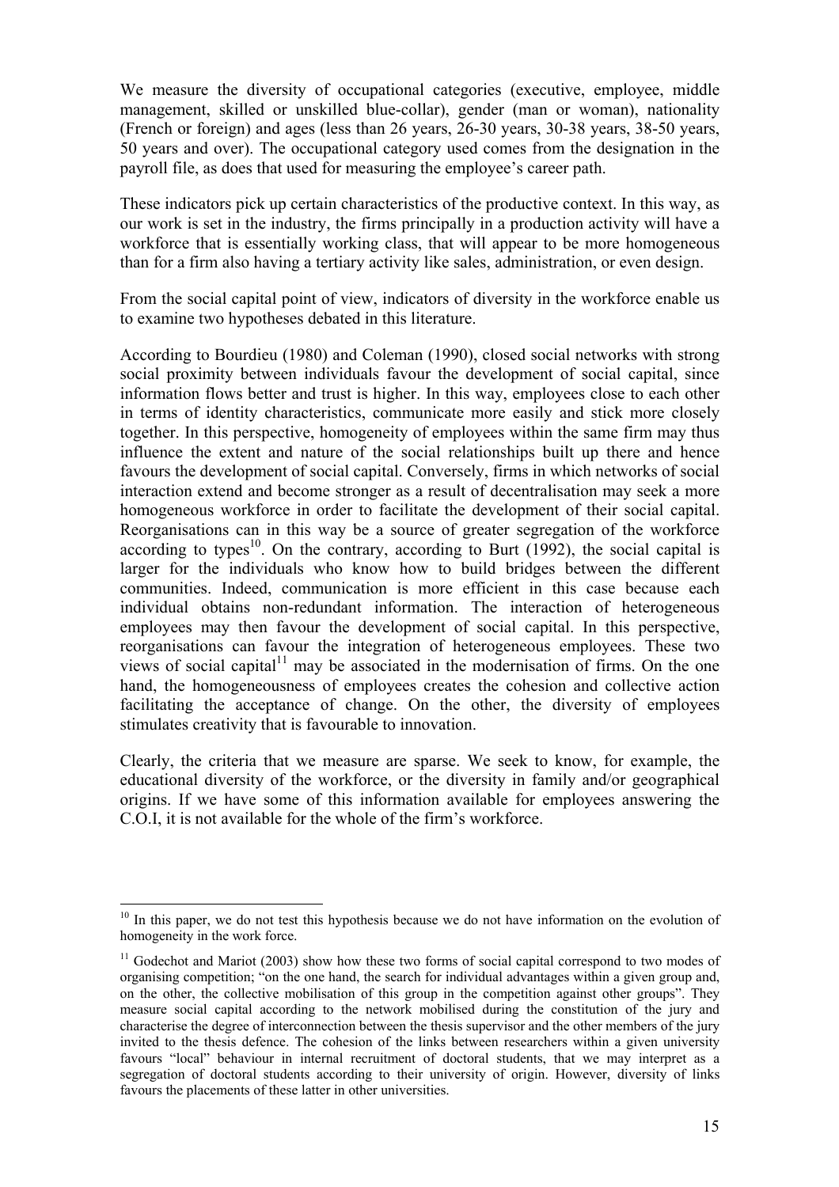We measure the diversity of occupational categories (executive, employee, middle management, skilled or unskilled blue-collar), gender (man or woman), nationality (French or foreign) and ages (less than 26 years, 26-30 years, 30-38 years, 38-50 years, 50 years and over). The occupational category used comes from the designation in the payroll file, as does that used for measuring the employee's career path.

These indicators pick up certain characteristics of the productive context. In this way, as our work is set in the industry, the firms principally in a production activity will have a workforce that is essentially working class, that will appear to be more homogeneous than for a firm also having a tertiary activity like sales, administration, or even design.

From the social capital point of view, indicators of diversity in the workforce enable us to examine two hypotheses debated in this literature.

According to Bourdieu (1980) and Coleman (1990), closed social networks with strong social proximity between individuals favour the development of social capital, since information flows better and trust is higher. In this way, employees close to each other in terms of identity characteristics, communicate more easily and stick more closely together. In this perspective, homogeneity of employees within the same firm may thus influence the extent and nature of the social relationships built up there and hence favours the development of social capital. Conversely, firms in which networks of social interaction extend and become stronger as a result of decentralisation may seek a more homogeneous workforce in order to facilitate the development of their social capital. Reorganisations can in this way be a source of greater segregation of the workforce according to types[10]. On the contrary, according to Burt (1992), the social capital is larger for the individuals who know how to build bridges between the different communities. Indeed, communication is more efficient in this case because each individual obtains non-redundant information. The interaction of heterogeneous employees may then favour the development of social capital. In this perspective, reorganisations can favour the integration of heterogeneous employees. These two views of social capital[11] may be associated in the modernisation of firms. On the one hand, the homogeneousness of employees creates the cohesion and collective action facilitating the acceptance of change. On the other, the diversity of employees stimulates creativity that is favourable to innovation.

Clearly, the criteria that we measure are sparse. We seek to know, for example, the educational diversity of the workforce, or the diversity in family and/or geographical origins. If we have some of this information available for employees answering the C.O.I, it is not available for the whole of the firm's workforce.

---

[10] In this paper, we do not test this hypothesis because we do not have information on the evolution of homogeneity in the work force.

[11] Godechot and Mariot (2003) show how these two forms of social capital correspond to two modes of organising competition; "on the one hand, the search for individual advantages within a given group and, on the other, the collective mobilisation of this group in the competition against other groups". They measure social capital according to the network mobilised during the constitution of the jury and characterise the degree of interconnection between the thesis supervisor and the other members of the jury invited to the thesis defence. The cohesion of the links between researchers within a given university favours "local" behaviour in internal recruitment of doctoral students, that we may interpret as a segregation of doctoral students according to their university of origin. However, diversity of links favours the placements of these latter in other universities.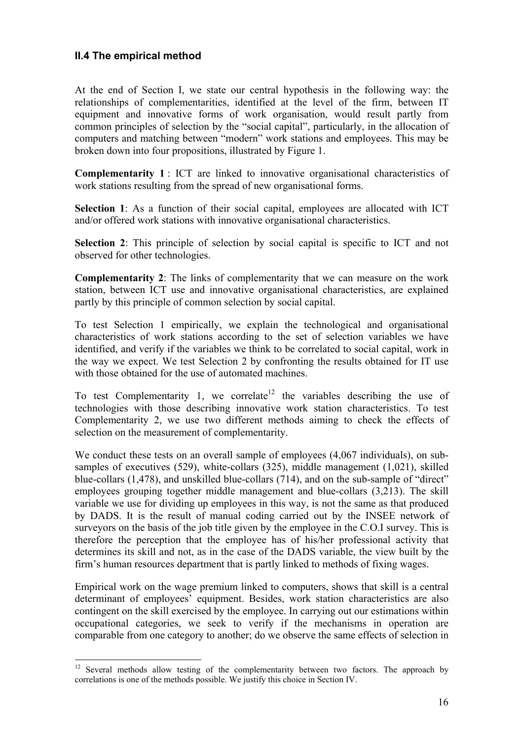### II.4 The empirical method

At the end of Section I, we state our central hypothesis in the following way: the relationships of complementarities, identified at the level of the firm, between IT equipment and innovative forms of work organisation, would result partly from common principles of selection by the "social capital", particularly, in the allocation of computers and matching between "modern" work stations and employees. This may be broken down into four propositions, illustrated by Figure 1.

**Complementarity 1** : ICT are linked to innovative organisational characteristics of work stations resulting from the spread of new organisational forms.

**Selection 1**: As a function of their social capital, employees are allocated with ICT and/or offered work stations with innovative organisational characteristics.

**Selection 2**: This principle of selection by social capital is specific to ICT and not observed for other technologies.

**Complementarity 2**: The links of complementarity that we can measure on the work station, between ICT use and innovative organisational characteristics, are explained partly by this principle of common selection by social capital.

To test Selection 1 empirically, we explain the technological and organisational characteristics of work stations according to the set of selection variables we have identified, and verify if the variables we think to be correlated to social capital, work in the way we expect. We test Selection 2 by confronting the results obtained for IT use with those obtained for the use of automated machines.

To test Complementarity 1, we correlate[12] the variables describing the use of technologies with those describing innovative work station characteristics. To test Complementarity 2, we use two different methods aiming to check the effects of selection on the measurement of complementarity.

We conduct these tests on an overall sample of employees (4,067 individuals), on sub-samples of executives (529), white-collars (325), middle management (1,021), skilled blue-collars (1,478), and unskilled blue-collars (714), and on the sub-sample of "direct" employees grouping together middle management and blue-collars (3,213). The skill variable we use for dividing up employees in this way, is not the same as that produced by DADS. It is the result of manual coding carried out by the INSEE network of surveyors on the basis of the job title given by the employee in the C.O.I survey. This is therefore the perception that the employee has of his/her professional activity that determines its skill and not, as in the case of the DADS variable, the view built by the firm's human resources department that is partly linked to methods of fixing wages.

Empirical work on the wage premium linked to computers, shows that skill is a central determinant of employees' equipment. Besides, work station characteristics are also contingent on the skill exercised by the employee. In carrying out our estimations within occupational categories, we seek to verify if the mechanisms in operation are comparable from one category to another; do we observe the same effects of selection in

---

[12] Several methods allow testing of the complementarity between two factors. The approach by correlations is one of the methods possible. We justify this choice in Section IV.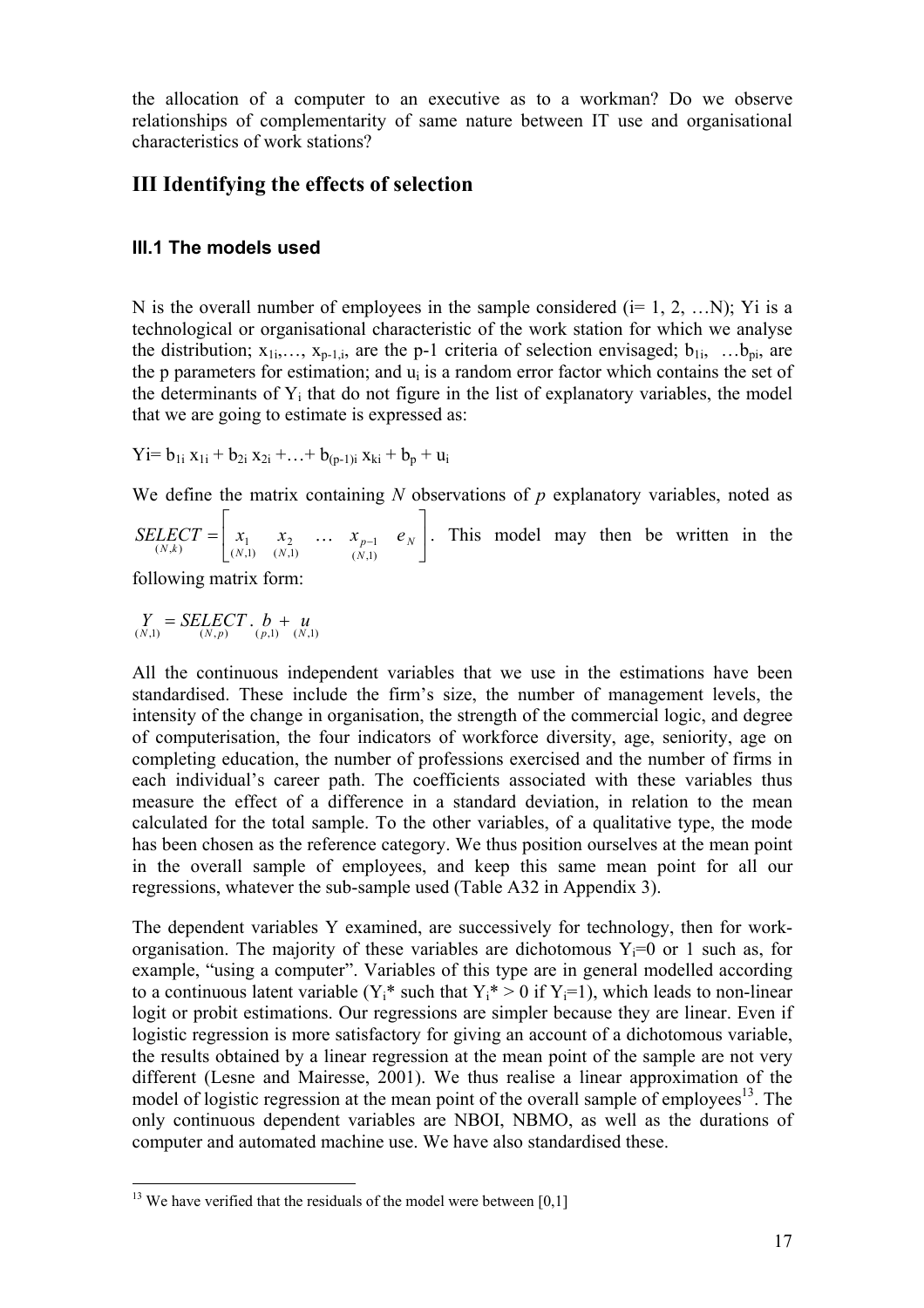the allocation of a computer to an executive as to a workman? Do we observe relationships of complementarity of same nature between IT use and organisational characteristics of work stations?

## III Identifying the effects of selection

### III.1 The models used

N is the overall number of employees in the sample considered (i= 1, 2, …N); Yi is a technological or organisational characteristic of the work station for which we analyse the distribution; $x_{1i},\ldots, x_{p-1,i}$, are the p-1 criteria of selection envisaged; $b_{1i}, \ldots b_{pi}$, are the p parameters for estimation; and $u_i$ is a random error factor which contains the set of the determinants of $Y_i$ that do not figure in the list of explanatory variables, the model that we are going to estimate is expressed as:

$Yi= b_{1i}\, x_{1i} + b_{2i}\, x_{2i} +\ldots+ b_{(p-1)i}\, x_{ki} + b_p + u_i$

We define the matrix containing *N* observations of *p* explanatory variables, noted as $\underset{(N,k)}{SELECT} = \left[ \underset{(N,1)}{x_1} \quad \underset{(N,1)}{x_2} \quad \ldots \quad \underset{(N,1)}{x_{p-1}} \quad e_N \right]$. This model may then be written in the following matrix form:

$$\underset{(N,1)}{Y} = \underset{(N,p)}{SELECT} \,.\, \underset{(p,1)}{b} + \underset{(N,1)}{u}$$

All the continuous independent variables that we use in the estimations have been standardised. These include the firm's size, the number of management levels, the intensity of the change in organisation, the strength of the commercial logic, and degree of computerisation, the four indicators of workforce diversity, age, seniority, age on completing education, the number of professions exercised and the number of firms in each individual's career path. The coefficients associated with these variables thus measure the effect of a difference in a standard deviation, in relation to the mean calculated for the total sample. To the other variables, of a qualitative type, the mode has been chosen as the reference category. We thus position ourselves at the mean point in the overall sample of employees, and keep this same mean point for all our regressions, whatever the sub-sample used (Table A32 in Appendix 3).

The dependent variables Y examined, are successively for technology, then for work-organisation. The majority of these variables are dichotomous $Y_i$=0 or 1 such as, for example, "using a computer". Variables of this type are in general modelled according to a continuous latent variable ($Y_i$* such that $Y_i$* > 0 if $Y_i$=1), which leads to non-linear logit or probit estimations. Our regressions are simpler because they are linear. Even if logistic regression is more satisfactory for giving an account of a dichotomous variable, the results obtained by a linear regression at the mean point of the sample are not very different (Lesne and Mairesse, 2001). We thus realise a linear approximation of the model of logistic regression at the mean point of the overall sample of employees[13]. The only continuous dependent variables are NBOI, NBMO, as well as the durations of computer and automated machine use. We have also standardised these.

[13] We have verified that the residuals of the model were between [0,1]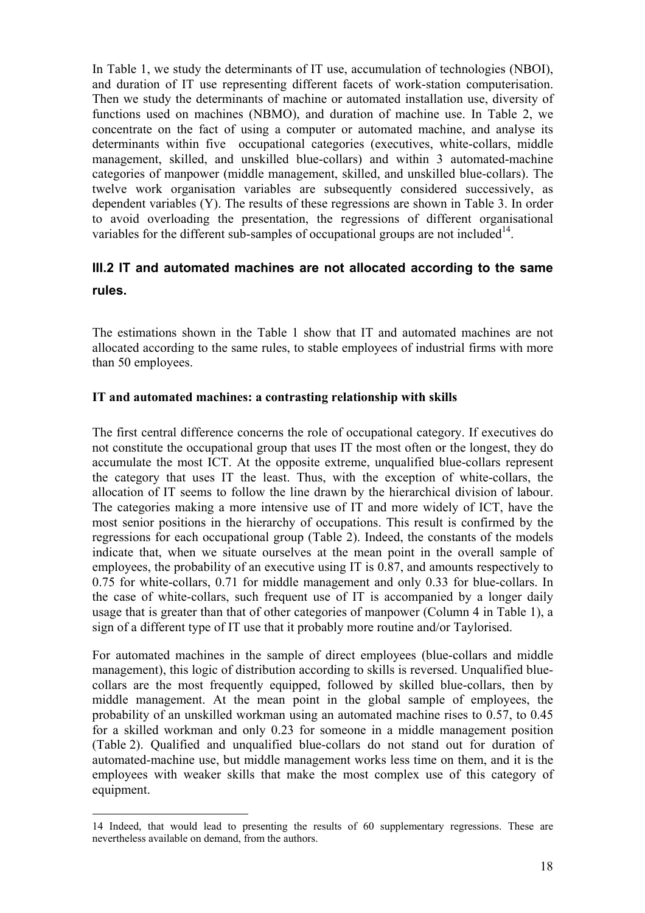In Table 1, we study the determinants of IT use, accumulation of technologies (NBOI), and duration of IT use representing different facets of work-station computerisation. Then we study the determinants of machine or automated installation use, diversity of functions used on machines (NBMO), and duration of machine use. In Table 2, we concentrate on the fact of using a computer or automated machine, and analyse its determinants within five occupational categories (executives, white-collars, middle management, skilled, and unskilled blue-collars) and within 3 automated-machine categories of manpower (middle management, skilled, and unskilled blue-collars). The twelve work organisation variables are subsequently considered successively, as dependent variables (Y). The results of these regressions are shown in Table 3. In order to avoid overloading the presentation, the regressions of different organisational variables for the different sub-samples of occupational groups are not included[14].

## III.2 IT and automated machines are not allocated according to the same rules.

The estimations shown in the Table 1 show that IT and automated machines are not allocated according to the same rules, to stable employees of industrial firms with more than 50 employees.

**IT and automated machines: a contrasting relationship with skills**

The first central difference concerns the role of occupational category. If executives do not constitute the occupational group that uses IT the most often or the longest, they do accumulate the most ICT. At the opposite extreme, unqualified blue-collars represent the category that uses IT the least. Thus, with the exception of white-collars, the allocation of IT seems to follow the line drawn by the hierarchical division of labour. The categories making a more intensive use of IT and more widely of ICT, have the most senior positions in the hierarchy of occupations. This result is confirmed by the regressions for each occupational group (Table 2). Indeed, the constants of the models indicate that, when we situate ourselves at the mean point in the overall sample of employees, the probability of an executive using IT is 0.87, and amounts respectively to 0.75 for white-collars, 0.71 for middle management and only 0.33 for blue-collars. In the case of white-collars, such frequent use of IT is accompanied by a longer daily usage that is greater than that of other categories of manpower (Column 4 in Table 1), a sign of a different type of IT use that it probably more routine and/or Taylorised.

For automated machines in the sample of direct employees (blue-collars and middle management), this logic of distribution according to skills is reversed. Unqualified blue-collars are the most frequently equipped, followed by skilled blue-collars, then by middle management. At the mean point in the global sample of employees, the probability of an unskilled workman using an automated machine rises to 0.57, to 0.45 for a skilled workman and only 0.23 for someone in a middle management position (Table 2). Qualified and unqualified blue-collars do not stand out for duration of automated-machine use, but middle management works less time on them, and it is the employees with weaker skills that make the most complex use of this category of equipment.

---

14 Indeed, that would lead to presenting the results of 60 supplementary regressions. These are nevertheless available on demand, from the authors.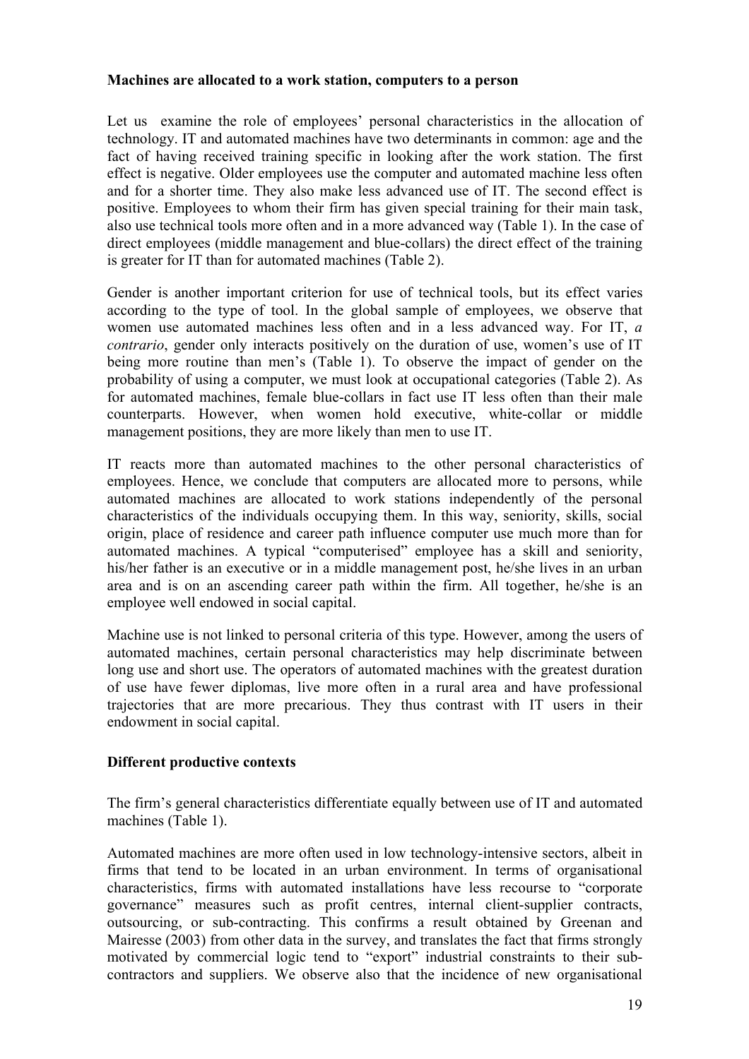**Machines are allocated to a work station, computers to a person**

Let us examine the role of employees' personal characteristics in the allocation of technology. IT and automated machines have two determinants in common: age and the fact of having received training specific in looking after the work station. The first effect is negative. Older employees use the computer and automated machine less often and for a shorter time. They also make less advanced use of IT. The second effect is positive. Employees to whom their firm has given special training for their main task, also use technical tools more often and in a more advanced way (Table 1). In the case of direct employees (middle management and blue-collars) the direct effect of the training is greater for IT than for automated machines (Table 2).

Gender is another important criterion for use of technical tools, but its effect varies according to the type of tool. In the global sample of employees, we observe that women use automated machines less often and in a less advanced way. For IT, *a contrario*, gender only interacts positively on the duration of use, women's use of IT being more routine than men's (Table 1). To observe the impact of gender on the probability of using a computer, we must look at occupational categories (Table 2). As for automated machines, female blue-collars in fact use IT less often than their male counterparts. However, when women hold executive, white-collar or middle management positions, they are more likely than men to use IT.

IT reacts more than automated machines to the other personal characteristics of employees. Hence, we conclude that computers are allocated more to persons, while automated machines are allocated to work stations independently of the personal characteristics of the individuals occupying them. In this way, seniority, skills, social origin, place of residence and career path influence computer use much more than for automated machines. A typical "computerised" employee has a skill and seniority, his/her father is an executive or in a middle management post, he/she lives in an urban area and is on an ascending career path within the firm. All together, he/she is an employee well endowed in social capital.

Machine use is not linked to personal criteria of this type. However, among the users of automated machines, certain personal characteristics may help discriminate between long use and short use. The operators of automated machines with the greatest duration of use have fewer diplomas, live more often in a rural area and have professional trajectories that are more precarious. They thus contrast with IT users in their endowment in social capital.

**Different productive contexts**

The firm's general characteristics differentiate equally between use of IT and automated machines (Table 1).

Automated machines are more often used in low technology-intensive sectors, albeit in firms that tend to be located in an urban environment. In terms of organisational characteristics, firms with automated installations have less recourse to "corporate governance" measures such as profit centres, internal client-supplier contracts, outsourcing, or sub-contracting. This confirms a result obtained by Greenan and Mairesse (2003) from other data in the survey, and translates the fact that firms strongly motivated by commercial logic tend to "export" industrial constraints to their sub-contractors and suppliers. We observe also that the incidence of new organisational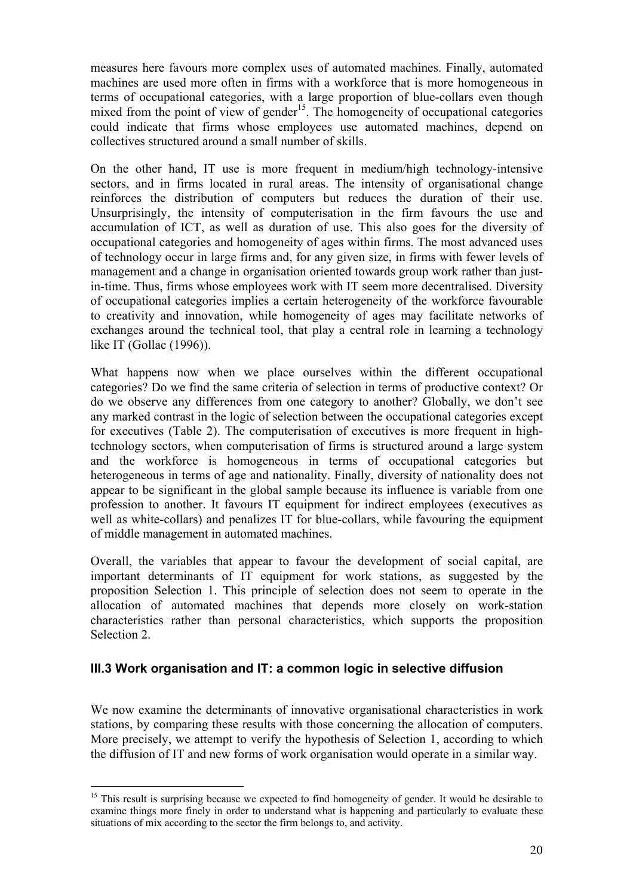measures here favours more complex uses of automated machines. Finally, automated machines are used more often in firms with a workforce that is more homogeneous in terms of occupational categories, with a large proportion of blue-collars even though mixed from the point of view of gender[15]. The homogeneity of occupational categories could indicate that firms whose employees use automated machines, depend on collectives structured around a small number of skills.

On the other hand, IT use is more frequent in medium/high technology-intensive sectors, and in firms located in rural areas. The intensity of organisational change reinforces the distribution of computers but reduces the duration of their use. Unsurprisingly, the intensity of computerisation in the firm favours the use and accumulation of ICT, as well as duration of use. This also goes for the diversity of occupational categories and homogeneity of ages within firms. The most advanced uses of technology occur in large firms and, for any given size, in firms with fewer levels of management and a change in organisation oriented towards group work rather than just-in-time. Thus, firms whose employees work with IT seem more decentralised. Diversity of occupational categories implies a certain heterogeneity of the workforce favourable to creativity and innovation, while homogeneity of ages may facilitate networks of exchanges around the technical tool, that play a central role in learning a technology like IT (Gollac (1996)).

What happens now when we place ourselves within the different occupational categories? Do we find the same criteria of selection in terms of productive context? Or do we observe any differences from one category to another? Globally, we don't see any marked contrast in the logic of selection between the occupational categories except for executives (Table 2). The computerisation of executives is more frequent in high-technology sectors, when computerisation of firms is structured around a large system and the workforce is homogeneous in terms of occupational categories but heterogeneous in terms of age and nationality. Finally, diversity of nationality does not appear to be significant in the global sample because its influence is variable from one profession to another. It favours IT equipment for indirect employees (executives as well as white-collars) and penalizes IT for blue-collars, while favouring the equipment of middle management in automated machines.

Overall, the variables that appear to favour the development of social capital, are important determinants of IT equipment for work stations, as suggested by the proposition Selection 1. This principle of selection does not seem to operate in the allocation of automated machines that depends more closely on work-station characteristics rather than personal characteristics, which supports the proposition Selection 2.

### III.3 Work organisation and IT: a common logic in selective diffusion

We now examine the determinants of innovative organisational characteristics in work stations, by comparing these results with those concerning the allocation of computers. More precisely, we attempt to verify the hypothesis of Selection 1, according to which the diffusion of IT and new forms of work organisation would operate in a similar way.

[15] This result is surprising because we expected to find homogeneity of gender. It would be desirable to examine things more finely in order to understand what is happening and particularly to evaluate these situations of mix according to the sector the firm belongs to, and activity.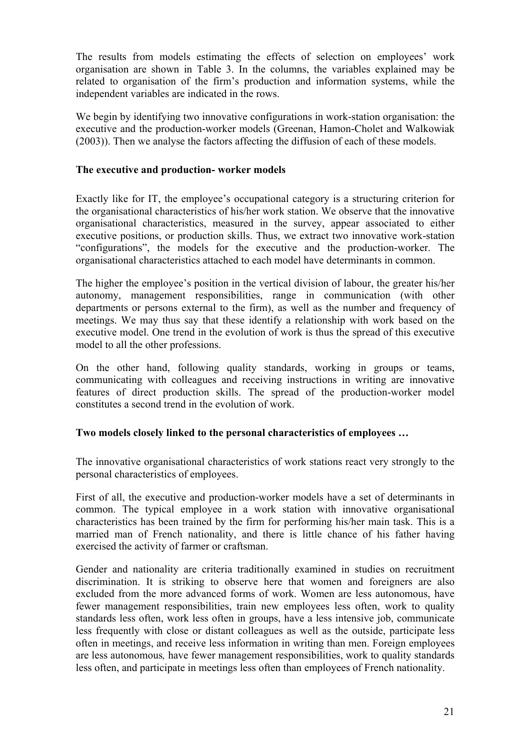The results from models estimating the effects of selection on employees' work organisation are shown in Table 3. In the columns, the variables explained may be related to organisation of the firm's production and information systems, while the independent variables are indicated in the rows.

We begin by identifying two innovative configurations in work-station organisation: the executive and the production-worker models (Greenan, Hamon-Cholet and Walkowiak (2003)). Then we analyse the factors affecting the diffusion of each of these models.

**The executive and production- worker models**

Exactly like for IT, the employee's occupational category is a structuring criterion for the organisational characteristics of his/her work station. We observe that the innovative organisational characteristics, measured in the survey, appear associated to either executive positions, or production skills. Thus, we extract two innovative work-station "configurations", the models for the executive and the production-worker. The organisational characteristics attached to each model have determinants in common.

The higher the employee's position in the vertical division of labour, the greater his/her autonomy, management responsibilities, range in communication (with other departments or persons external to the firm), as well as the number and frequency of meetings. We may thus say that these identify a relationship with work based on the executive model. One trend in the evolution of work is thus the spread of this executive model to all the other professions.

On the other hand, following quality standards, working in groups or teams, communicating with colleagues and receiving instructions in writing are innovative features of direct production skills. The spread of the production-worker model constitutes a second trend in the evolution of work.

**Two models closely linked to the personal characteristics of employees …**

The innovative organisational characteristics of work stations react very strongly to the personal characteristics of employees.

First of all, the executive and production-worker models have a set of determinants in common. The typical employee in a work station with innovative organisational characteristics has been trained by the firm for performing his/her main task. This is a married man of French nationality, and there is little chance of his father having exercised the activity of farmer or craftsman.

Gender and nationality are criteria traditionally examined in studies on recruitment discrimination. It is striking to observe here that women and foreigners are also excluded from the more advanced forms of work. Women are less autonomous, have fewer management responsibilities, train new employees less often, work to quality standards less often, work less often in groups, have a less intensive job, communicate less frequently with close or distant colleagues as well as the outside, participate less often in meetings, and receive less information in writing than men. Foreign employees are less autonomous, have fewer management responsibilities, work to quality standards less often, and participate in meetings less often than employees of French nationality.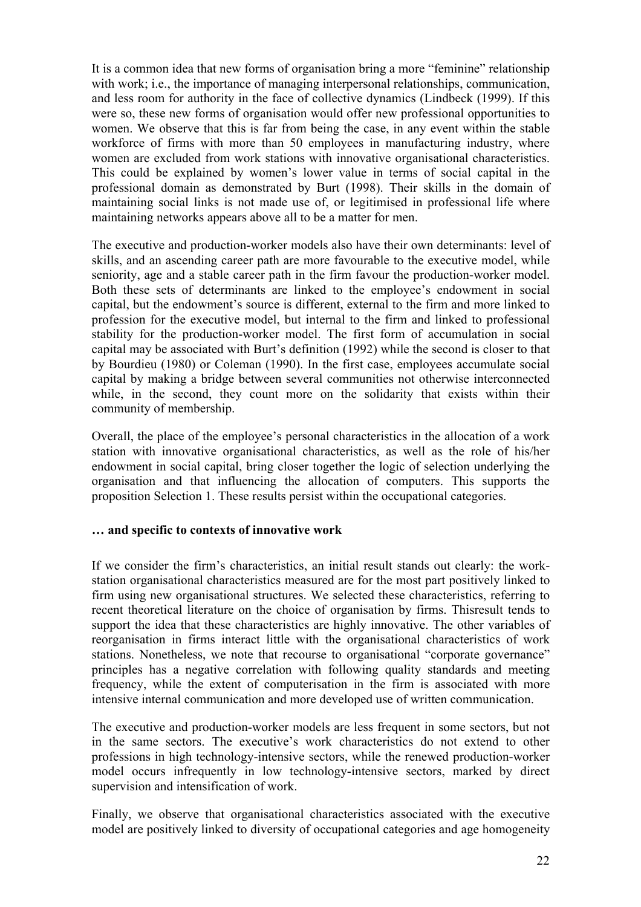It is a common idea that new forms of organisation bring a more "feminine" relationship with work; i.e., the importance of managing interpersonal relationships, communication, and less room for authority in the face of collective dynamics (Lindbeck (1999). If this were so, these new forms of organisation would offer new professional opportunities to women. We observe that this is far from being the case, in any event within the stable workforce of firms with more than 50 employees in manufacturing industry, where women are excluded from work stations with innovative organisational characteristics. This could be explained by women's lower value in terms of social capital in the professional domain as demonstrated by Burt (1998). Their skills in the domain of maintaining social links is not made use of, or legitimised in professional life where maintaining networks appears above all to be a matter for men.

The executive and production-worker models also have their own determinants: level of skills, and an ascending career path are more favourable to the executive model, while seniority, age and a stable career path in the firm favour the production-worker model. Both these sets of determinants are linked to the employee's endowment in social capital, but the endowment's source is different, external to the firm and more linked to profession for the executive model, but internal to the firm and linked to professional stability for the production-worker model. The first form of accumulation in social capital may be associated with Burt's definition (1992) while the second is closer to that by Bourdieu (1980) or Coleman (1990). In the first case, employees accumulate social capital by making a bridge between several communities not otherwise interconnected while, in the second, they count more on the solidarity that exists within their community of membership.

Overall, the place of the employee's personal characteristics in the allocation of a work station with innovative organisational characteristics, as well as the role of his/her endowment in social capital, bring closer together the logic of selection underlying the organisation and that influencing the allocation of computers. This supports the proposition Selection 1. These results persist within the occupational categories.

**… and specific to contexts of innovative work**

If we consider the firm's characteristics, an initial result stands out clearly: the work-station organisational characteristics measured are for the most part positively linked to firm using new organisational structures. We selected these characteristics, referring to recent theoretical literature on the choice of organisation by firms. Thisresult tends to support the idea that these characteristics are highly innovative. The other variables of reorganisation in firms interact little with the organisational characteristics of work stations. Nonetheless, we note that recourse to organisational "corporate governance" principles has a negative correlation with following quality standards and meeting frequency, while the extent of computerisation in the firm is associated with more intensive internal communication and more developed use of written communication.

The executive and production-worker models are less frequent in some sectors, but not in the same sectors. The executive's work characteristics do not extend to other professions in high technology-intensive sectors, while the renewed production-worker model occurs infrequently in low technology-intensive sectors, marked by direct supervision and intensification of work.

Finally, we observe that organisational characteristics associated with the executive model are positively linked to diversity of occupational categories and age homogeneity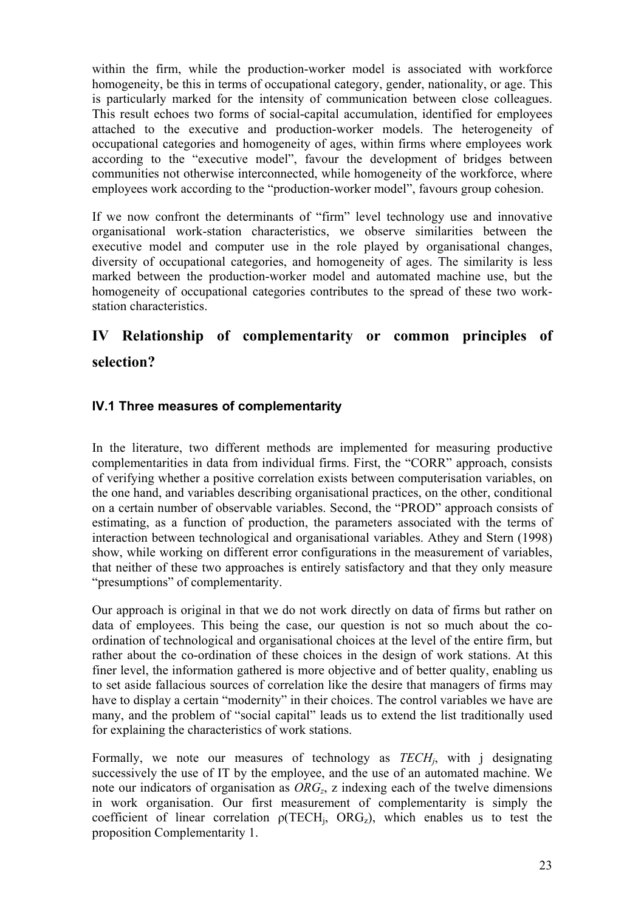within the firm, while the production-worker model is associated with workforce homogeneity, be this in terms of occupational category, gender, nationality, or age. This is particularly marked for the intensity of communication between close colleagues. This result echoes two forms of social-capital accumulation, identified for employees attached to the executive and production-worker models. The heterogeneity of occupational categories and homogeneity of ages, within firms where employees work according to the "executive model", favour the development of bridges between communities not otherwise interconnected, while homogeneity of the workforce, where employees work according to the "production-worker model", favours group cohesion.

If we now confront the determinants of "firm" level technology use and innovative organisational work-station characteristics, we observe similarities between the executive model and computer use in the role played by organisational changes, diversity of occupational categories, and homogeneity of ages. The similarity is less marked between the production-worker model and automated machine use, but the homogeneity of occupational categories contributes to the spread of these two work-station characteristics.

# IV Relationship of complementarity or common principles of selection?

## IV.1 Three measures of complementarity

In the literature, two different methods are implemented for measuring productive complementarities in data from individual firms. First, the "CORR" approach, consists of verifying whether a positive correlation exists between computerisation variables, on the one hand, and variables describing organisational practices, on the other, conditional on a certain number of observable variables. Second, the "PROD" approach consists of estimating, as a function of production, the parameters associated with the terms of interaction between technological and organisational variables. Athey and Stern (1998) show, while working on different error configurations in the measurement of variables, that neither of these two approaches is entirely satisfactory and that they only measure "presumptions" of complementarity.

Our approach is original in that we do not work directly on data of firms but rather on data of employees. This being the case, our question is not so much about the co-ordination of technological and organisational choices at the level of the entire firm, but rather about the co-ordination of these choices in the design of work stations. At this finer level, the information gathered is more objective and of better quality, enabling us to set aside fallacious sources of correlation like the desire that managers of firms may have to display a certain "modernity" in their choices. The control variables we have are many, and the problem of "social capital" leads us to extend the list traditionally used for explaining the characteristics of work stations.

Formally, we note our measures of technology as $TECH_j$, with j designating successively the use of IT by the employee, and the use of an automated machine. We note our indicators of organisation as $ORG_z$, z indexing each of the twelve dimensions in work organisation. Our first measurement of complementarity is simply the coefficient of linear correlation $\rho(TECH_j, ORG_z)$, which enables us to test the proposition Complementarity 1.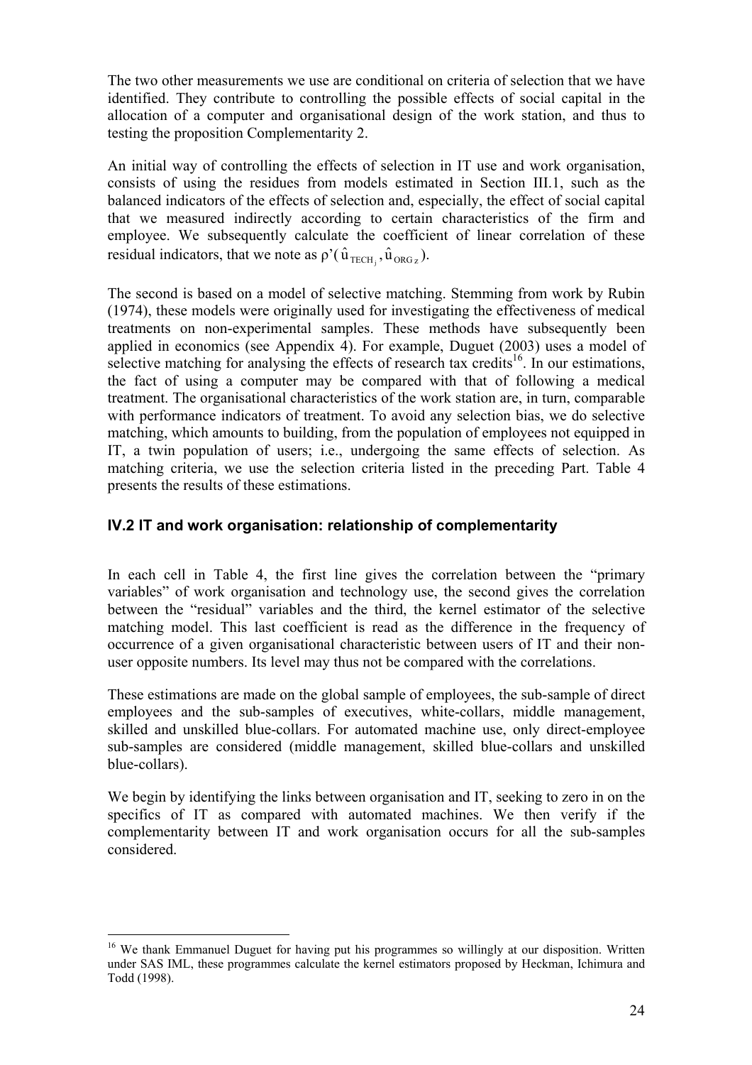The two other measurements we use are conditional on criteria of selection that we have identified. They contribute to controlling the possible effects of social capital in the allocation of a computer and organisational design of the work station, and thus to testing the proposition Complementarity 2.

An initial way of controlling the effects of selection in IT use and work organisation, consists of using the residues from models estimated in Section III.1, such as the balanced indicators of the effects of selection and, especially, the effect of social capital that we measured indirectly according to certain characteristics of the firm and employee. We subsequently calculate the coefficient of linear correlation of these residual indicators, that we note as $\rho'(\hat{u}_{TECH_j}, \hat{u}_{ORG\,z})$.

The second is based on a model of selective matching. Stemming from work by Rubin (1974), these models were originally used for investigating the effectiveness of medical treatments on non-experimental samples. These methods have subsequently been applied in economics (see Appendix 4). For example, Duguet (2003) uses a model of selective matching for analysing the effects of research tax credits[16]. In our estimations, the fact of using a computer may be compared with that of following a medical treatment. The organisational characteristics of the work station are, in turn, comparable with performance indicators of treatment. To avoid any selection bias, we do selective matching, which amounts to building, from the population of employees not equipped in IT, a twin population of users; i.e., undergoing the same effects of selection. As matching criteria, we use the selection criteria listed in the preceding Part. Table 4 presents the results of these estimations.

## IV.2 IT and work organisation: relationship of complementarity

In each cell in Table 4, the first line gives the correlation between the "primary variables" of work organisation and technology use, the second gives the correlation between the "residual" variables and the third, the kernel estimator of the selective matching model. This last coefficient is read as the difference in the frequency of occurrence of a given organisational characteristic between users of IT and their non-user opposite numbers. Its level may thus not be compared with the correlations.

These estimations are made on the global sample of employees, the sub-sample of direct employees and the sub-samples of executives, white-collars, middle management, skilled and unskilled blue-collars. For automated machine use, only direct-employee sub-samples are considered (middle management, skilled blue-collars and unskilled blue-collars).

We begin by identifying the links between organisation and IT, seeking to zero in on the specifics of IT as compared with automated machines. We then verify if the complementarity between IT and work organisation occurs for all the sub-samples considered.

[16] We thank Emmanuel Duguet for having put his programmes so willingly at our disposition. Written under SAS IML, these programmes calculate the kernel estimators proposed by Heckman, Ichimura and Todd (1998).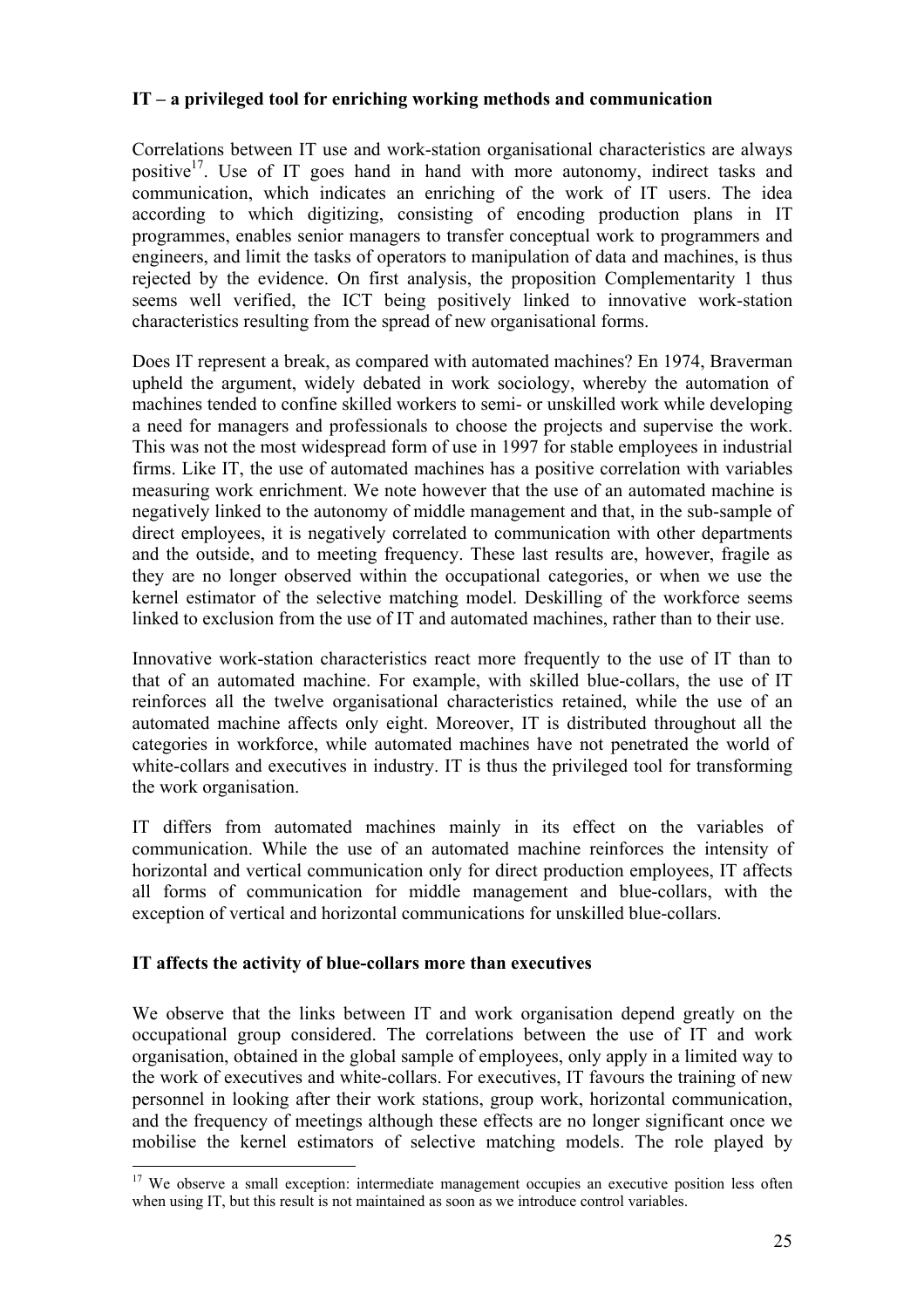**IT – a privileged tool for enriching working methods and communication**

Correlations between IT use and work-station organisational characteristics are always positive[17]. Use of IT goes hand in hand with more autonomy, indirect tasks and communication, which indicates an enriching of the work of IT users. The idea according to which digitizing, consisting of encoding production plans in IT programmes, enables senior managers to transfer conceptual work to programmers and engineers, and limit the tasks of operators to manipulation of data and machines, is thus rejected by the evidence. On first analysis, the proposition Complementarity 1 thus seems well verified, the ICT being positively linked to innovative work-station characteristics resulting from the spread of new organisational forms.

Does IT represent a break, as compared with automated machines? En 1974, Braverman upheld the argument, widely debated in work sociology, whereby the automation of machines tended to confine skilled workers to semi- or unskilled work while developing a need for managers and professionals to choose the projects and supervise the work. This was not the most widespread form of use in 1997 for stable employees in industrial firms. Like IT, the use of automated machines has a positive correlation with variables measuring work enrichment. We note however that the use of an automated machine is negatively linked to the autonomy of middle management and that, in the sub-sample of direct employees, it is negatively correlated to communication with other departments and the outside, and to meeting frequency. These last results are, however, fragile as they are no longer observed within the occupational categories, or when we use the kernel estimator of the selective matching model. Deskilling of the workforce seems linked to exclusion from the use of IT and automated machines, rather than to their use.

Innovative work-station characteristics react more frequently to the use of IT than to that of an automated machine. For example, with skilled blue-collars, the use of IT reinforces all the twelve organisational characteristics retained, while the use of an automated machine affects only eight. Moreover, IT is distributed throughout all the categories in workforce, while automated machines have not penetrated the world of white-collars and executives in industry. IT is thus the privileged tool for transforming the work organisation.

IT differs from automated machines mainly in its effect on the variables of communication. While the use of an automated machine reinforces the intensity of horizontal and vertical communication only for direct production employees, IT affects all forms of communication for middle management and blue-collars, with the exception of vertical and horizontal communications for unskilled blue-collars.

**IT affects the activity of blue-collars more than executives**

We observe that the links between IT and work organisation depend greatly on the occupational group considered. The correlations between the use of IT and work organisation, obtained in the global sample of employees, only apply in a limited way to the work of executives and white-collars. For executives, IT favours the training of new personnel in looking after their work stations, group work, horizontal communication, and the frequency of meetings although these effects are no longer significant once we mobilise the kernel estimators of selective matching models. The role played by

[17] We observe a small exception: intermediate management occupies an executive position less often when using IT, but this result is not maintained as soon as we introduce control variables.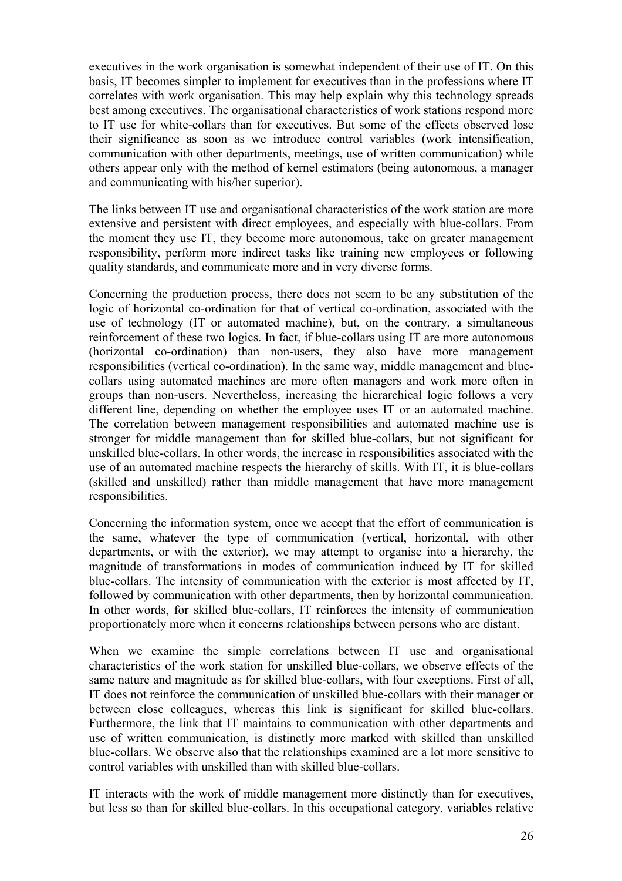executives in the work organisation is somewhat independent of their use of IT. On this basis, IT becomes simpler to implement for executives than in the professions where IT correlates with work organisation. This may help explain why this technology spreads best among executives. The organisational characteristics of work stations respond more to IT use for white-collars than for executives. But some of the effects observed lose their significance as soon as we introduce control variables (work intensification, communication with other departments, meetings, use of written communication) while others appear only with the method of kernel estimators (being autonomous, a manager and communicating with his/her superior).

The links between IT use and organisational characteristics of the work station are more extensive and persistent with direct employees, and especially with blue-collars. From the moment they use IT, they become more autonomous, take on greater management responsibility, perform more indirect tasks like training new employees or following quality standards, and communicate more and in very diverse forms.

Concerning the production process, there does not seem to be any substitution of the logic of horizontal co-ordination for that of vertical co-ordination, associated with the use of technology (IT or automated machine), but, on the contrary, a simultaneous reinforcement of these two logics. In fact, if blue-collars using IT are more autonomous (horizontal co-ordination) than non-users, they also have more management responsibilities (vertical co-ordination). In the same way, middle management and blue-collars using automated machines are more often managers and work more often in groups than non-users. Nevertheless, increasing the hierarchical logic follows a very different line, depending on whether the employee uses IT or an automated machine. The correlation between management responsibilities and automated machine use is stronger for middle management than for skilled blue-collars, but not significant for unskilled blue-collars. In other words, the increase in responsibilities associated with the use of an automated machine respects the hierarchy of skills. With IT, it is blue-collars (skilled and unskilled) rather than middle management that have more management responsibilities.

Concerning the information system, once we accept that the effort of communication is the same, whatever the type of communication (vertical, horizontal, with other departments, or with the exterior), we may attempt to organise into a hierarchy, the magnitude of transformations in modes of communication induced by IT for skilled blue-collars. The intensity of communication with the exterior is most affected by IT, followed by communication with other departments, then by horizontal communication. In other words, for skilled blue-collars, IT reinforces the intensity of communication proportionately more when it concerns relationships between persons who are distant.

When we examine the simple correlations between IT use and organisational characteristics of the work station for unskilled blue-collars, we observe effects of the same nature and magnitude as for skilled blue-collars, with four exceptions. First of all, IT does not reinforce the communication of unskilled blue-collars with their manager or between close colleagues, whereas this link is significant for skilled blue-collars. Furthermore, the link that IT maintains to communication with other departments and use of written communication, is distinctly more marked with skilled than unskilled blue-collars. We observe also that the relationships examined are a lot more sensitive to control variables with unskilled than with skilled blue-collars.

IT interacts with the work of middle management more distinctly than for executives, but less so than for skilled blue-collars. In this occupational category, variables relative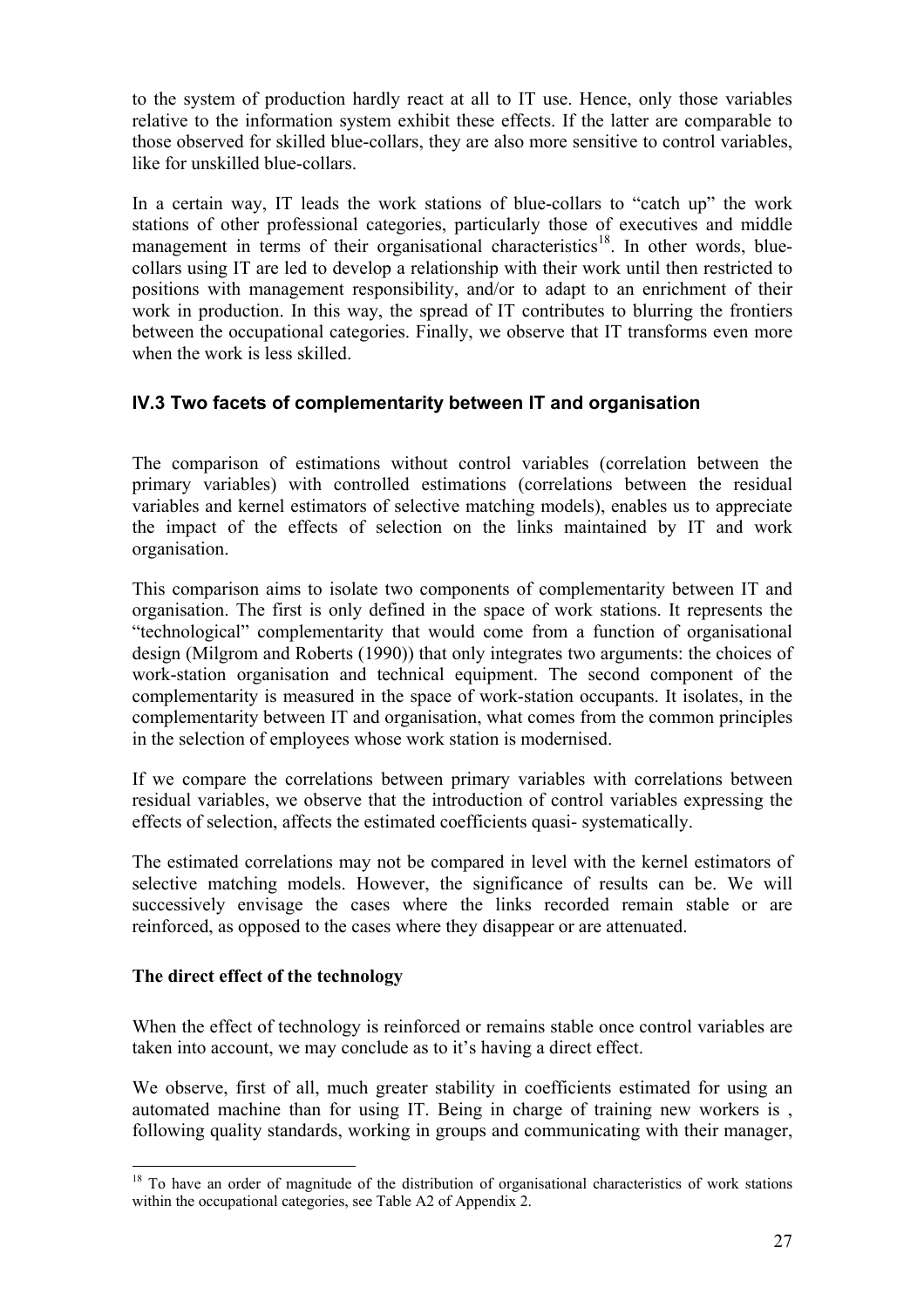to the system of production hardly react at all to IT use. Hence, only those variables relative to the information system exhibit these effects. If the latter are comparable to those observed for skilled blue-collars, they are also more sensitive to control variables, like for unskilled blue-collars.

In a certain way, IT leads the work stations of blue-collars to "catch up" the work stations of other professional categories, particularly those of executives and middle management in terms of their organisational characteristics[18]. In other words, blue-collars using IT are led to develop a relationship with their work until then restricted to positions with management responsibility, and/or to adapt to an enrichment of their work in production. In this way, the spread of IT contributes to blurring the frontiers between the occupational categories. Finally, we observe that IT transforms even more when the work is less skilled.

### IV.3 Two facets of complementarity between IT and organisation

The comparison of estimations without control variables (correlation between the primary variables) with controlled estimations (correlations between the residual variables and kernel estimators of selective matching models), enables us to appreciate the impact of the effects of selection on the links maintained by IT and work organisation.

This comparison aims to isolate two components of complementarity between IT and organisation. The first is only defined in the space of work stations. It represents the "technological" complementarity that would come from a function of organisational design (Milgrom and Roberts (1990)) that only integrates two arguments: the choices of work-station organisation and technical equipment. The second component of the complementarity is measured in the space of work-station occupants. It isolates, in the complementarity between IT and organisation, what comes from the common principles in the selection of employees whose work station is modernised.

If we compare the correlations between primary variables with correlations between residual variables, we observe that the introduction of control variables expressing the effects of selection, affects the estimated coefficients quasi- systematically.

The estimated correlations may not be compared in level with the kernel estimators of selective matching models. However, the significance of results can be. We will successively envisage the cases where the links recorded remain stable or are reinforced, as opposed to the cases where they disappear or are attenuated.

**The direct effect of the technology**

When the effect of technology is reinforced or remains stable once control variables are taken into account, we may conclude as to it's having a direct effect.

We observe, first of all, much greater stability in coefficients estimated for using an automated machine than for using IT. Being in charge of training new workers is , following quality standards, working in groups and communicating with their manager,

[18] To have an order of magnitude of the distribution of organisational characteristics of work stations within the occupational categories, see Table A2 of Appendix 2.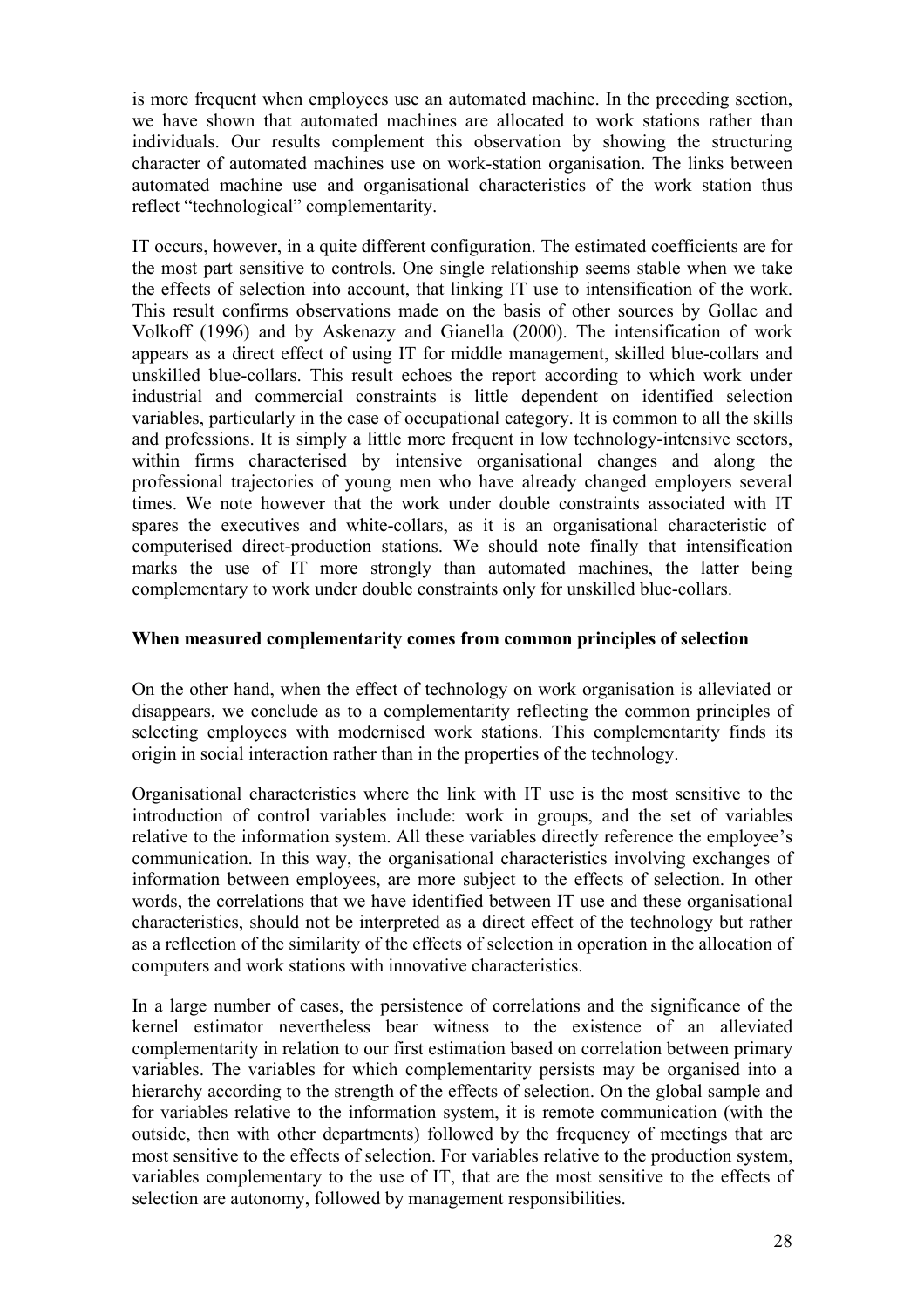is more frequent when employees use an automated machine. In the preceding section, we have shown that automated machines are allocated to work stations rather than individuals. Our results complement this observation by showing the structuring character of automated machines use on work-station organisation. The links between automated machine use and organisational characteristics of the work station thus reflect "technological" complementarity.

IT occurs, however, in a quite different configuration. The estimated coefficients are for the most part sensitive to controls. One single relationship seems stable when we take the effects of selection into account, that linking IT use to intensification of the work. This result confirms observations made on the basis of other sources by Gollac and Volkoff (1996) and by Askenazy and Gianella (2000). The intensification of work appears as a direct effect of using IT for middle management, skilled blue-collars and unskilled blue-collars. This result echoes the report according to which work under industrial and commercial constraints is little dependent on identified selection variables, particularly in the case of occupational category. It is common to all the skills and professions. It is simply a little more frequent in low technology-intensive sectors, within firms characterised by intensive organisational changes and along the professional trajectories of young men who have already changed employers several times. We note however that the work under double constraints associated with IT spares the executives and white-collars, as it is an organisational characteristic of computerised direct-production stations. We should note finally that intensification marks the use of IT more strongly than automated machines, the latter being complementary to work under double constraints only for unskilled blue-collars.

**When measured complementarity comes from common principles of selection**

On the other hand, when the effect of technology on work organisation is alleviated or disappears, we conclude as to a complementarity reflecting the common principles of selecting employees with modernised work stations. This complementarity finds its origin in social interaction rather than in the properties of the technology.

Organisational characteristics where the link with IT use is the most sensitive to the introduction of control variables include: work in groups, and the set of variables relative to the information system. All these variables directly reference the employee's communication. In this way, the organisational characteristics involving exchanges of information between employees, are more subject to the effects of selection. In other words, the correlations that we have identified between IT use and these organisational characteristics, should not be interpreted as a direct effect of the technology but rather as a reflection of the similarity of the effects of selection in operation in the allocation of computers and work stations with innovative characteristics.

In a large number of cases, the persistence of correlations and the significance of the kernel estimator nevertheless bear witness to the existence of an alleviated complementarity in relation to our first estimation based on correlation between primary variables. The variables for which complementarity persists may be organised into a hierarchy according to the strength of the effects of selection. On the global sample and for variables relative to the information system, it is remote communication (with the outside, then with other departments) followed by the frequency of meetings that are most sensitive to the effects of selection. For variables relative to the production system, variables complementary to the use of IT, that are the most sensitive to the effects of selection are autonomy, followed by management responsibilities.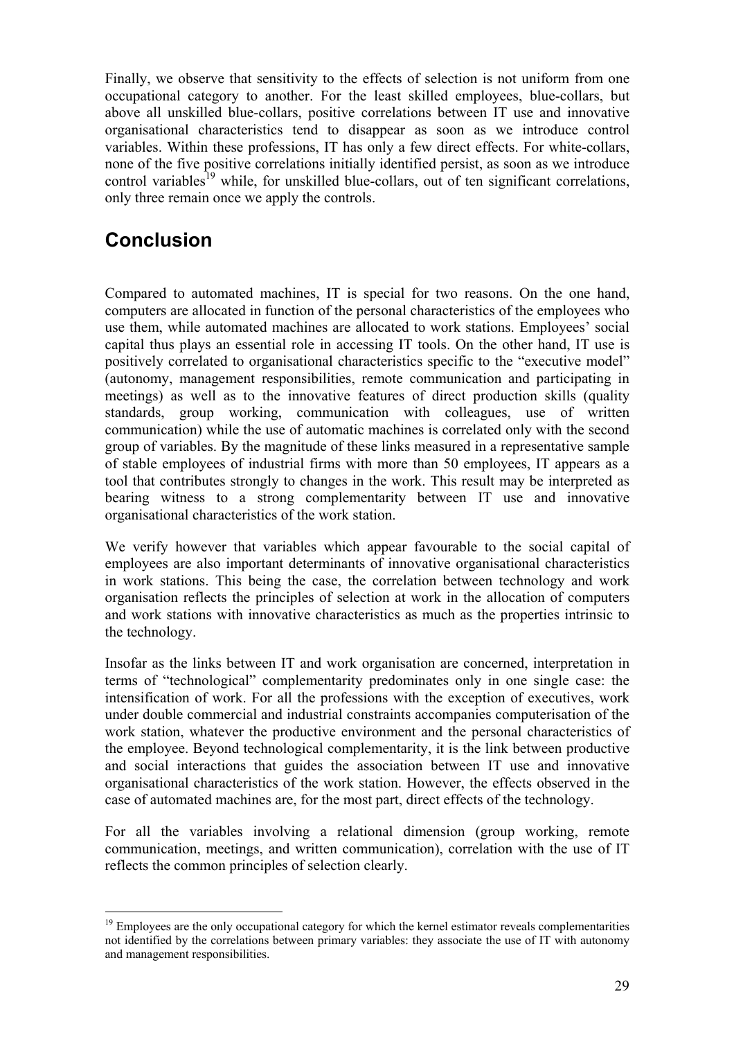Finally, we observe that sensitivity to the effects of selection is not uniform from one occupational category to another. For the least skilled employees, blue-collars, but above all unskilled blue-collars, positive correlations between IT use and innovative organisational characteristics tend to disappear as soon as we introduce control variables. Within these professions, IT has only a few direct effects. For white-collars, none of the five positive correlations initially identified persist, as soon as we introduce control variables[19] while, for unskilled blue-collars, out of ten significant correlations, only three remain once we apply the controls.

## Conclusion

Compared to automated machines, IT is special for two reasons. On the one hand, computers are allocated in function of the personal characteristics of the employees who use them, while automated machines are allocated to work stations. Employees' social capital thus plays an essential role in accessing IT tools. On the other hand, IT use is positively correlated to organisational characteristics specific to the "executive model" (autonomy, management responsibilities, remote communication and participating in meetings) as well as to the innovative features of direct production skills (quality standards, group working, communication with colleagues, use of written communication) while the use of automatic machines is correlated only with the second group of variables. By the magnitude of these links measured in a representative sample of stable employees of industrial firms with more than 50 employees, IT appears as a tool that contributes strongly to changes in the work. This result may be interpreted as bearing witness to a strong complementarity between IT use and innovative organisational characteristics of the work station.

We verify however that variables which appear favourable to the social capital of employees are also important determinants of innovative organisational characteristics in work stations. This being the case, the correlation between technology and work organisation reflects the principles of selection at work in the allocation of computers and work stations with innovative characteristics as much as the properties intrinsic to the technology.

Insofar as the links between IT and work organisation are concerned, interpretation in terms of "technological" complementarity predominates only in one single case: the intensification of work. For all the professions with the exception of executives, work under double commercial and industrial constraints accompanies computerisation of the work station, whatever the productive environment and the personal characteristics of the employee. Beyond technological complementarity, it is the link between productive and social interactions that guides the association between IT use and innovative organisational characteristics of the work station. However, the effects observed in the case of automated machines are, for the most part, direct effects of the technology.

For all the variables involving a relational dimension (group working, remote communication, meetings, and written communication), correlation with the use of IT reflects the common principles of selection clearly.

[19] Employees are the only occupational category for which the kernel estimator reveals complementarities not identified by the correlations between primary variables: they associate the use of IT with autonomy and management responsibilities.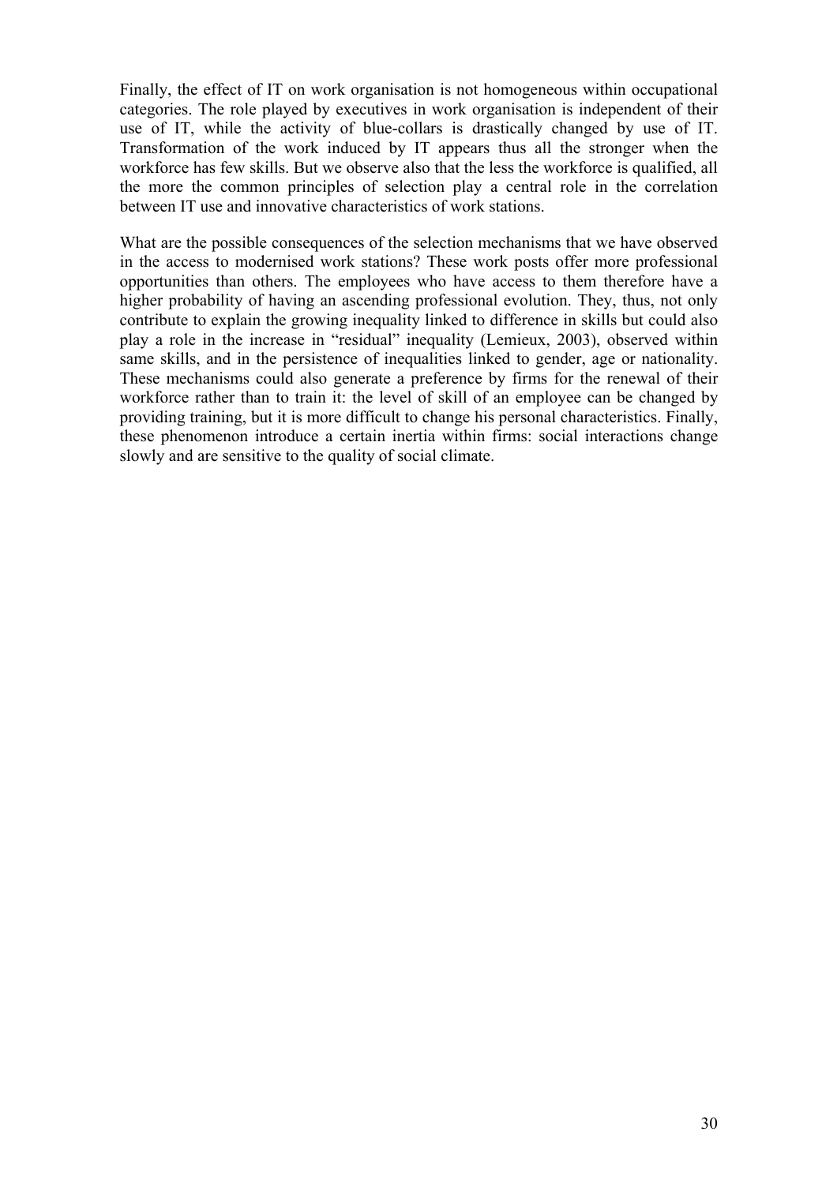Finally, the effect of IT on work organisation is not homogeneous within occupational categories. The role played by executives in work organisation is independent of their use of IT, while the activity of blue-collars is drastically changed by use of IT. Transformation of the work induced by IT appears thus all the stronger when the workforce has few skills. But we observe also that the less the workforce is qualified, all the more the common principles of selection play a central role in the correlation between IT use and innovative characteristics of work stations.

What are the possible consequences of the selection mechanisms that we have observed in the access to modernised work stations? These work posts offer more professional opportunities than others. The employees who have access to them therefore have a higher probability of having an ascending professional evolution. They, thus, not only contribute to explain the growing inequality linked to difference in skills but could also play a role in the increase in "residual" inequality (Lemieux, 2003), observed within same skills, and in the persistence of inequalities linked to gender, age or nationality. These mechanisms could also generate a preference by firms for the renewal of their workforce rather than to train it: the level of skill of an employee can be changed by providing training, but it is more difficult to change his personal characteristics. Finally, these phenomenon introduce a certain inertia within firms: social interactions change slowly and are sensitive to the quality of social climate.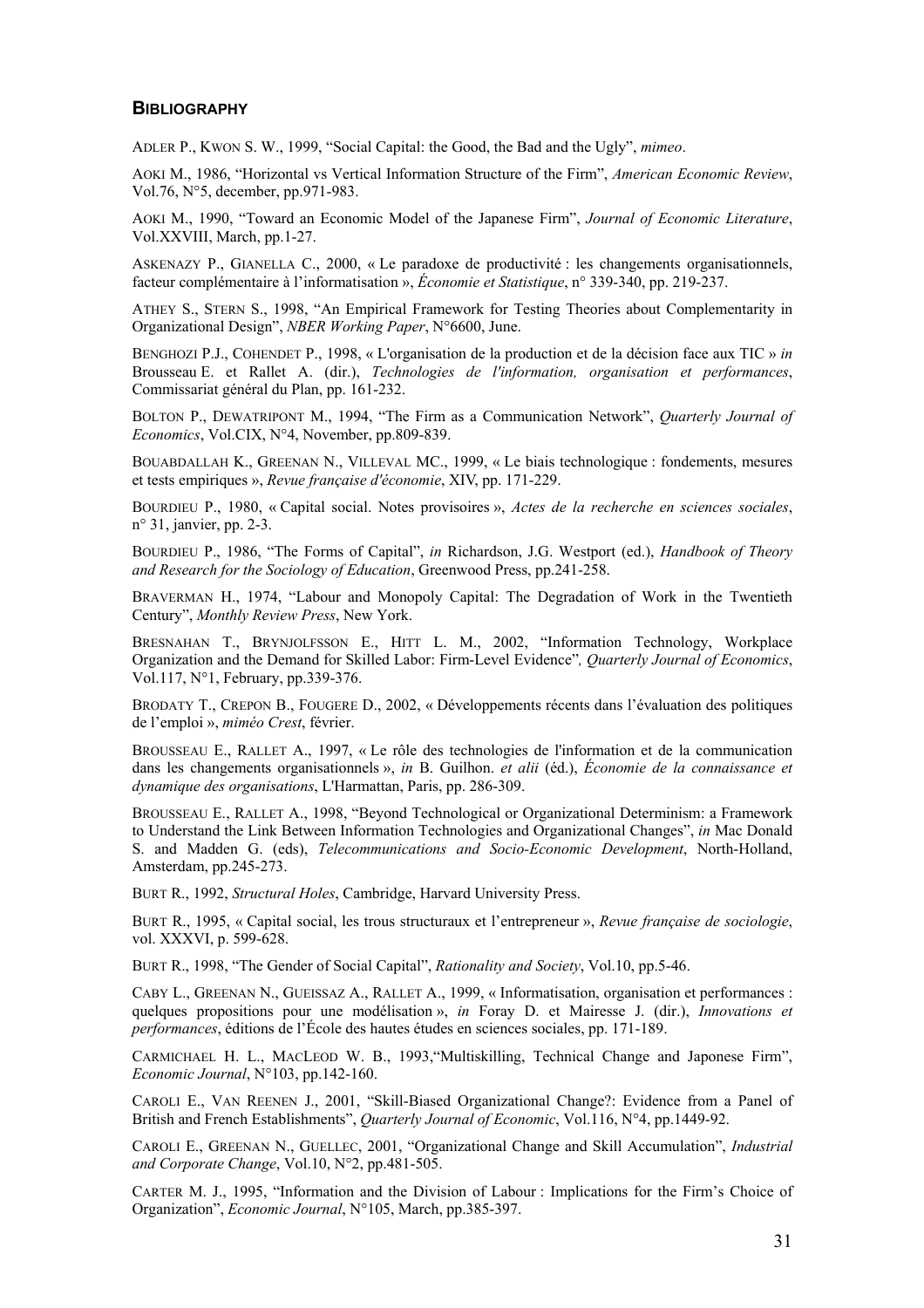### BIBLIOGRAPHY

ADLER P., KWON S. W., 1999, "Social Capital: the Good, the Bad and the Ugly", *mimeo*.

AOKI M., 1986, "Horizontal vs Vertical Information Structure of the Firm", *American Economic Review*, Vol.76, N°5, december, pp.971-983.

AOKI M., 1990, "Toward an Economic Model of the Japanese Firm", *Journal of Economic Literature*, Vol.XXVIII, March, pp.1-27.

ASKENAZY P., GIANELLA C., 2000, « Le paradoxe de productivité : les changements organisationnels, facteur complémentaire à l'informatisation », *Économie et Statistique*, n° 339-340, pp. 219-237.

ATHEY S., STERN S., 1998, "An Empirical Framework for Testing Theories about Complementarity in Organizational Design", *NBER Working Paper*, N°6600, June.

BENGHOZI P.J., COHENDET P., 1998, « L'organisation de la production et de la décision face aux TIC » *in* Brousseau E. et Rallet A. (dir.), *Technologies de l'information, organisation et performances*, Commissariat général du Plan, pp. 161-232.

BOLTON P., DEWATRIPONT M., 1994, "The Firm as a Communication Network", *Quarterly Journal of Economics*, Vol.CIX, N°4, November, pp.809-839.

BOUABDALLAH K., GREENAN N., VILLEVAL MC., 1999, « Le biais technologique : fondements, mesures et tests empiriques », *Revue française d'économie*, XIV, pp. 171-229.

BOURDIEU P., 1980, « Capital social. Notes provisoires », *Actes de la recherche en sciences sociales*, n° 31, janvier, pp. 2-3.

BOURDIEU P., 1986, "The Forms of Capital", *in* Richardson, J.G. Westport (ed.), *Handbook of Theory and Research for the Sociology of Education*, Greenwood Press, pp.241-258.

BRAVERMAN H., 1974, "Labour and Monopoly Capital: The Degradation of Work in the Twentieth Century", *Monthly Review Press*, New York.

BRESNAHAN T., BRYNJOLFSSON E., HITT L. M., 2002, "Information Technology, Workplace Organization and the Demand for Skilled Labor: Firm-Level Evidence", *Quarterly Journal of Economics*, Vol.117, N°1, February, pp.339-376.

BRODATY T., CREPON B., FOUGERE D., 2002, « Développements récents dans l'évaluation des politiques de l'emploi », *miméo Crest*, février.

BROUSSEAU E., RALLET A., 1997, « Le rôle des technologies de l'information et de la communication dans les changements organisationnels », *in* B. Guilhon. *et alii* (éd.), *Économie de la connaissance et dynamique des organisations*, L'Harmattan, Paris, pp. 286-309.

BROUSSEAU E., RALLET A., 1998, "Beyond Technological or Organizational Determinism: a Framework to Understand the Link Between Information Technologies and Organizational Changes", *in* Mac Donald S. and Madden G. (eds), *Telecommunications and Socio-Economic Development*, North-Holland, Amsterdam, pp.245-273.

BURT R., 1992, *Structural Holes*, Cambridge, Harvard University Press.

BURT R., 1995, « Capital social, les trous structuraux et l'entrepreneur », *Revue française de sociologie*, vol. XXXVI, p. 599-628.

BURT R., 1998, "The Gender of Social Capital", *Rationality and Society*, Vol.10, pp.5-46.

CABY L., GREENAN N., GUEISSAZ A., RALLET A., 1999, « Informatisation, organisation et performances : quelques propositions pour une modélisation », *in* Foray D. et Mairesse J. (dir.), *Innovations et performances*, éditions de l'École des hautes études en sciences sociales, pp. 171-189.

CARMICHAEL H. L., MACLEOD W. B., 1993,"Multiskilling, Technical Change and Japonese Firm", *Economic Journal*, N°103, pp.142-160.

CAROLI E., VAN REENEN J., 2001, "Skill-Biased Organizational Change?: Evidence from a Panel of British and French Establishments", *Quarterly Journal of Economic*, Vol.116, N°4, pp.1449-92.

CAROLI E., GREENAN N., GUELLEC, 2001, "Organizational Change and Skill Accumulation", *Industrial and Corporate Change*, Vol.10, N°2, pp.481-505.

CARTER M. J., 1995, "Information and the Division of Labour : Implications for the Firm's Choice of Organization", *Economic Journal*, N°105, March, pp.385-397.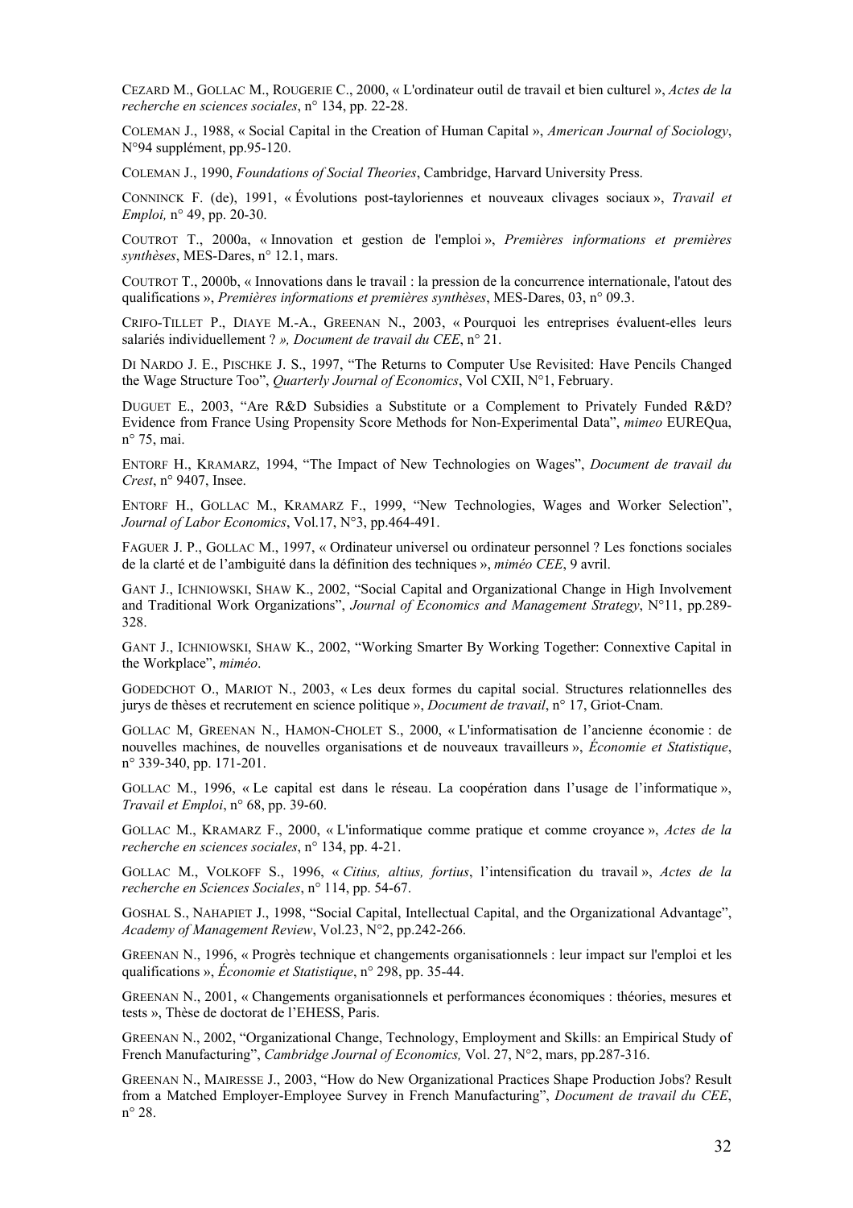CEZARD M., GOLLAC M., ROUGERIE C., 2000, « L'ordinateur outil de travail et bien culturel », *Actes de la recherche en sciences sociales*, n° 134, pp. 22-28.

COLEMAN J., 1988, « Social Capital in the Creation of Human Capital », *American Journal of Sociology*, N°94 supplément, pp.95-120.

COLEMAN J., 1990, *Foundations of Social Theories*, Cambridge, Harvard University Press.

CONNINCK F. (de), 1991, « Évolutions post-tayloriennes et nouveaux clivages sociaux », *Travail et Emploi,* n° 49, pp. 20-30.

COUTROT T., 2000a, « Innovation et gestion de l'emploi », *Premières informations et premières synthèses*, MES-Dares, n° 12.1, mars.

COUTROT T., 2000b, « Innovations dans le travail : la pression de la concurrence internationale, l'atout des qualifications », *Premières informations et premières synthèses*, MES-Dares, 03, n° 09.3.

CRIFO-TILLET P., DIAYE M.-A., GREENAN N., 2003, « Pourquoi les entreprises évaluent-elles leurs salariés individuellement ? *», Document de travail du CEE*, n° 21.

DI NARDO J. E., PISCHKE J. S., 1997, "The Returns to Computer Use Revisited: Have Pencils Changed the Wage Structure Too", *Quarterly Journal of Economics*, Vol CXII, N°1, February.

DUGUET E., 2003, "Are R&D Subsidies a Substitute or a Complement to Privately Funded R&D? Evidence from France Using Propensity Score Methods for Non-Experimental Data", *mimeo* EUREQua, n° 75, mai.

ENTORF H., KRAMARZ, 1994, "The Impact of New Technologies on Wages", *Document de travail du Crest*, n° 9407, Insee.

ENTORF H., GOLLAC M., KRAMARZ F., 1999, "New Technologies, Wages and Worker Selection", *Journal of Labor Economics*, Vol.17, N°3, pp.464-491.

FAGUER J. P., GOLLAC M., 1997, « Ordinateur universel ou ordinateur personnel ? Les fonctions sociales de la clarté et de l'ambiguité dans la définition des techniques », *miméo CEE*, 9 avril.

GANT J., ICHNIOWSKI, SHAW K., 2002, "Social Capital and Organizational Change in High Involvement and Traditional Work Organizations", *Journal of Economics and Management Strategy*, N°11, pp.289-328.

GANT J., ICHNIOWSKI, SHAW K., 2002, "Working Smarter By Working Together: Connextive Capital in the Workplace", *miméo*.

GODEDCHOT O., MARIOT N., 2003, « Les deux formes du capital social. Structures relationnelles des jurys de thèses et recrutement en science politique », *Document de travail*, n° 17, Griot-Cnam.

GOLLAC M, GREENAN N., HAMON-CHOLET S., 2000, « L'informatisation de l'ancienne économie : de nouvelles machines, de nouvelles organisations et de nouveaux travailleurs », *Économie et Statistique*, n° 339-340, pp. 171-201.

GOLLAC M., 1996, « Le capital est dans le réseau. La coopération dans l'usage de l'informatique », *Travail et Emploi*, n° 68, pp. 39-60.

GOLLAC M., KRAMARZ F., 2000, « L'informatique comme pratique et comme croyance », *Actes de la recherche en sciences sociales*, n° 134, pp. 4-21.

GOLLAC M., VOLKOFF S., 1996, « *Citius, altius, fortius*, l'intensification du travail », *Actes de la recherche en Sciences Sociales*, n° 114, pp. 54-67.

GOSHAL S., NAHAPIET J., 1998, "Social Capital, Intellectual Capital, and the Organizational Advantage", *Academy of Management Review*, Vol.23, N°2, pp.242-266.

GREENAN N., 1996, « Progrès technique et changements organisationnels : leur impact sur l'emploi et les qualifications », *Économie et Statistique*, n° 298, pp. 35-44.

GREENAN N., 2001, « Changements organisationnels et performances économiques : théories, mesures et tests », Thèse de doctorat de l'EHESS, Paris.

GREENAN N., 2002, "Organizational Change, Technology, Employment and Skills: an Empirical Study of French Manufacturing", *Cambridge Journal of Economics,* Vol. 27, N°2, mars, pp.287-316.

GREENAN N., MAIRESSE J., 2003, "How do New Organizational Practices Shape Production Jobs? Result from a Matched Employer-Employee Survey in French Manufacturing", *Document de travail du CEE*, n° 28.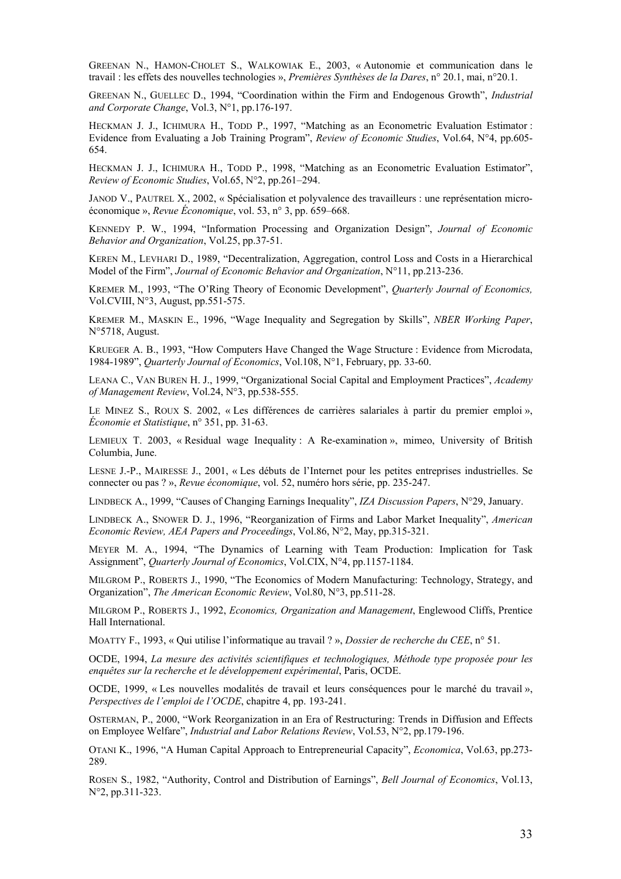GREENAN N., HAMON-CHOLET S., WALKOWIAK E., 2003, « Autonomie et communication dans le travail : les effets des nouvelles technologies », *Premières Synthèses de la Dares*, n° 20.1, mai, n°20.1.

GREENAN N., GUELLEC D., 1994, "Coordination within the Firm and Endogenous Growth", *Industrial and Corporate Change*, Vol.3, N°1, pp.176-197.

HECKMAN J. J., ICHIMURA H., TODD P., 1997, "Matching as an Econometric Evaluation Estimator : Evidence from Evaluating a Job Training Program", *Review of Economic Studies*, Vol.64, N°4, pp.605-654.

HECKMAN J. J., ICHIMURA H., TODD P., 1998, "Matching as an Econometric Evaluation Estimator", *Review of Economic Studies*, Vol.65, N°2, pp.261–294.

JANOD V., PAUTREL X., 2002, « Spécialisation et polyvalence des travailleurs : une représentation micro-économique », *Revue Économique*, vol. 53, n° 3, pp. 659–668.

KENNEDY P. W., 1994, "Information Processing and Organization Design", *Journal of Economic Behavior and Organization*, Vol.25, pp.37-51.

KEREN M., LEVHARI D., 1989, "Decentralization, Aggregation, control Loss and Costs in a Hierarchical Model of the Firm", *Journal of Economic Behavior and Organization*, N°11, pp.213-236.

KREMER M., 1993, "The O'Ring Theory of Economic Development", *Quarterly Journal of Economics,* Vol.CVIII, N°3, August, pp.551-575.

KREMER M., MASKIN E., 1996, "Wage Inequality and Segregation by Skills", *NBER Working Paper*, N°5718, August.

KRUEGER A. B., 1993, "How Computers Have Changed the Wage Structure : Evidence from Microdata, 1984-1989", *Quarterly Journal of Economics*, Vol.108, N°1, February, pp. 33-60.

LEANA C., VAN BUREN H. J., 1999, "Organizational Social Capital and Employment Practices", *Academy of Management Review*, Vol.24, N°3, pp.538-555.

LE MINEZ S., ROUX S. 2002, « Les différences de carrières salariales à partir du premier emploi », *Économie et Statistique*, n° 351, pp. 31-63.

LEMIEUX T. 2003, « Residual wage Inequality : A Re-examination », mimeo, University of British Columbia, June.

LESNE J.-P., MAIRESSE J., 2001, « Les débuts de l'Internet pour les petites entreprises industrielles. Se connecter ou pas ? », *Revue économique*, vol. 52, numéro hors série, pp. 235-247.

LINDBECK A., 1999, "Causes of Changing Earnings Inequality", *IZA Discussion Papers*, N°29, January.

LINDBECK A., SNOWER D. J., 1996, "Reorganization of Firms and Labor Market Inequality", *American Economic Review, AEA Papers and Proceedings*, Vol.86, N°2, May, pp.315-321.

MEYER M. A., 1994, "The Dynamics of Learning with Team Production: Implication for Task Assignment", *Quarterly Journal of Economics*, Vol.CIX, N°4, pp.1157-1184.

MILGROM P., ROBERTS J., 1990, "The Economics of Modern Manufacturing: Technology, Strategy, and Organization", *The American Economic Review*, Vol.80, N°3, pp.511-28.

MILGROM P., ROBERTS J., 1992, *Economics, Organization and Management*, Englewood Cliffs, Prentice Hall International.

MOATTY F., 1993, « Qui utilise l'informatique au travail ? », *Dossier de recherche du CEE*, n° 51.

OCDE, 1994, *La mesure des activités scientifiques et technologiques, Méthode type proposée pour les enquêtes sur la recherche et le développement expérimental*, Paris, OCDE.

OCDE, 1999, « Les nouvelles modalités de travail et leurs conséquences pour le marché du travail », *Perspectives de l'emploi de l'OCDE*, chapitre 4, pp. 193-241.

OSTERMAN, P., 2000, "Work Reorganization in an Era of Restructuring: Trends in Diffusion and Effects on Employee Welfare", *Industrial and Labor Relations Review*, Vol.53, N°2, pp.179-196.

OTANI K., 1996, "A Human Capital Approach to Entrepreneurial Capacity", *Economica*, Vol.63, pp.273-289.

ROSEN S., 1982, "Authority, Control and Distribution of Earnings", *Bell Journal of Economics*, Vol.13, N°2, pp.311-323.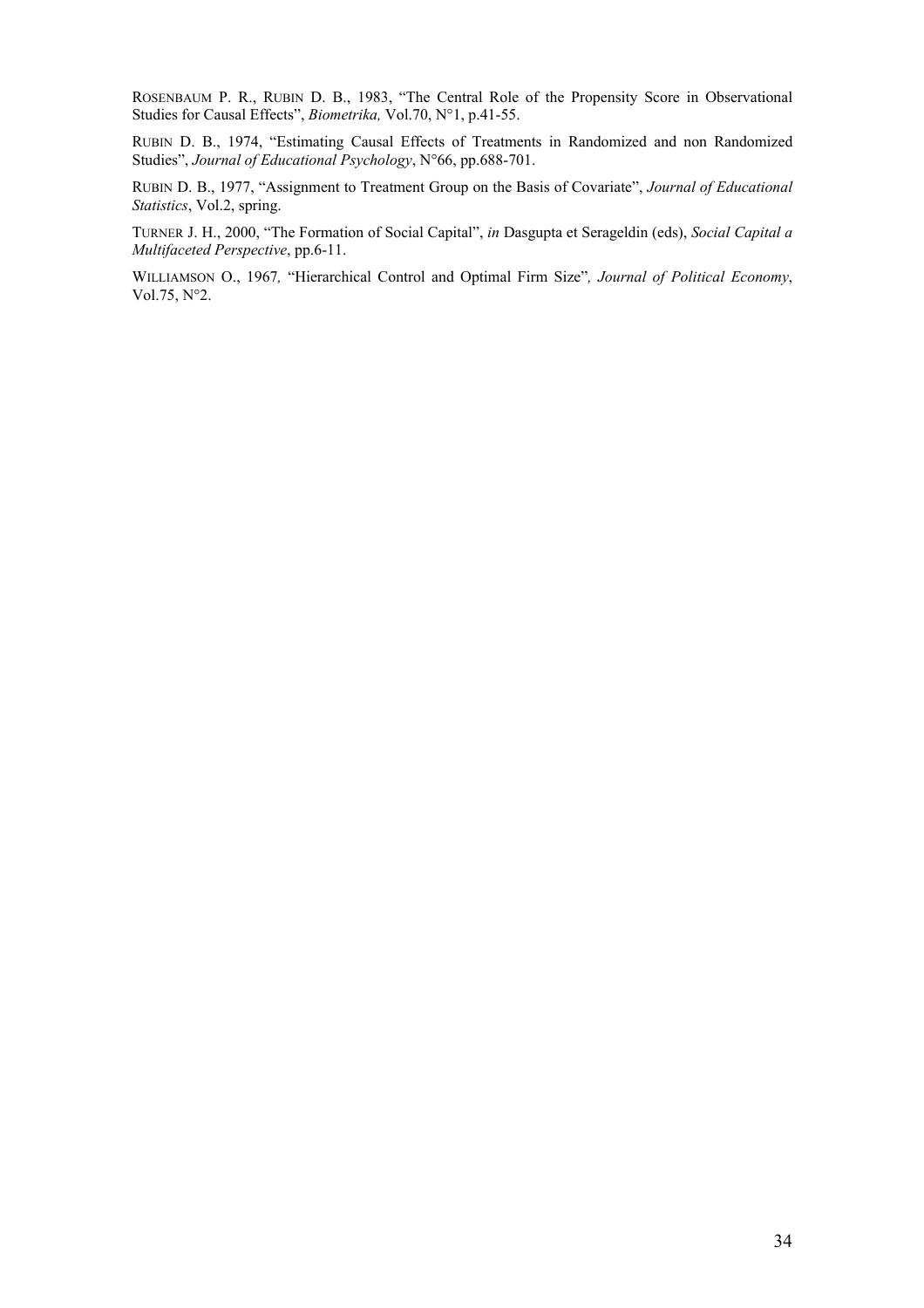ROSENBAUM P. R., RUBIN D. B., 1983, “The Central Role of the Propensity Score in Observational Studies for Causal Effects”, *Biometrika,* Vol.70, N°1, p.41-55.

RUBIN D. B., 1974, “Estimating Causal Effects of Treatments in Randomized and non Randomized Studies”, *Journal of Educational Psychology*, N°66, pp.688-701.

RUBIN D. B., 1977, “Assignment to Treatment Group on the Basis of Covariate”, *Journal of Educational Statistics*, Vol.2, spring.

TURNER J. H., 2000, “The Formation of Social Capital”, *in* Dasgupta et Serageldin (eds), *Social Capital a Multifaceted Perspective*, pp.6-11.

WILLIAMSON O., 1967*,* “Hierarchical Control and Optimal Firm Size”*, Journal of Political Economy*, Vol.75, N°2.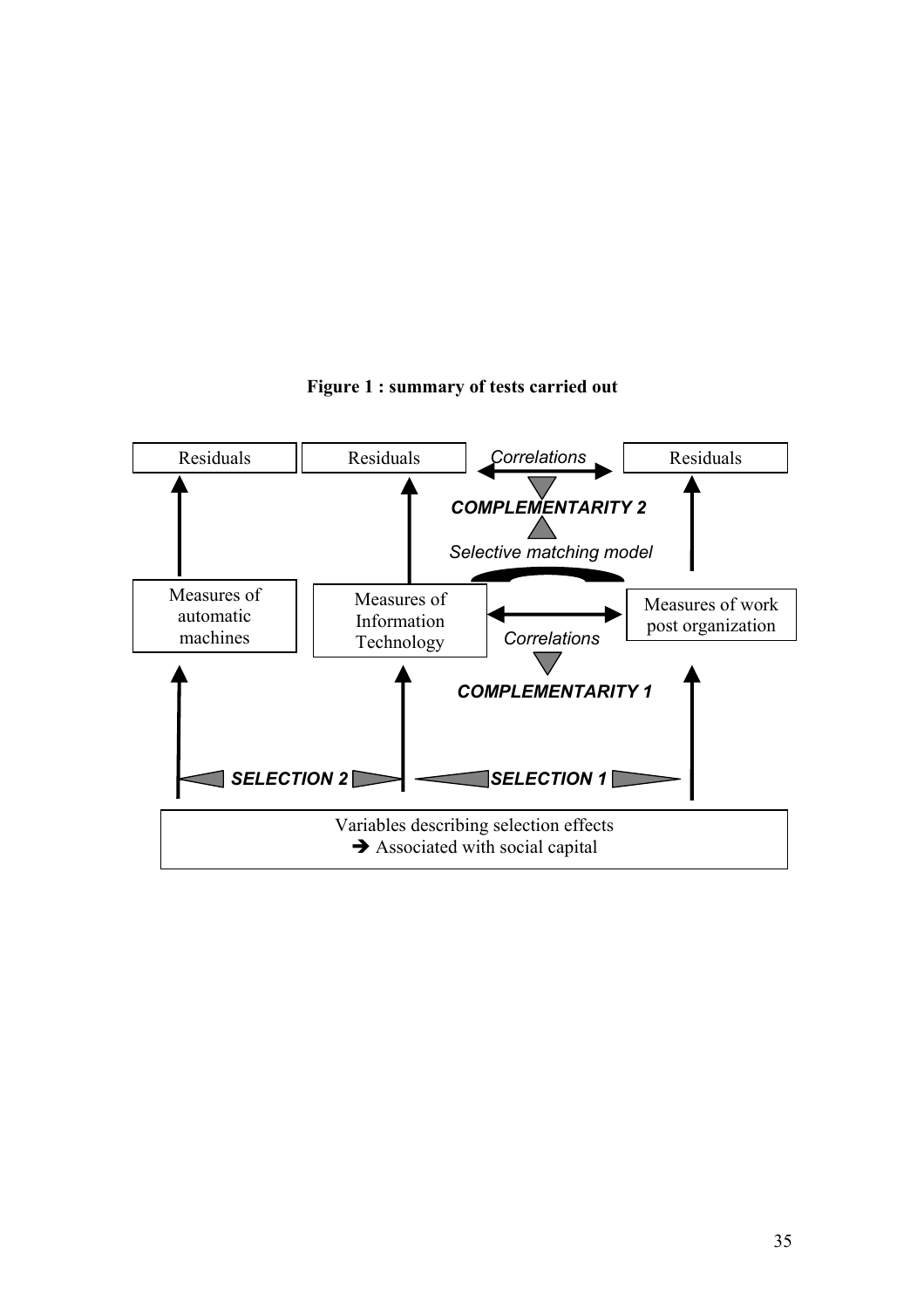**Figure 1 : summary of tests carried out**

Residuals | Residuals | *Correlations* | Residuals

***COMPLEMENTARITY 2***

*Selective matching model*

Measures of automatic machines | Measures of Information Technology | *Correlations* | Measures of work post organization

***COMPLEMENTARITY 1***

***SELECTION 2*** | ***SELECTION 1***

Variables describing selection effects
➔ Associated with social capital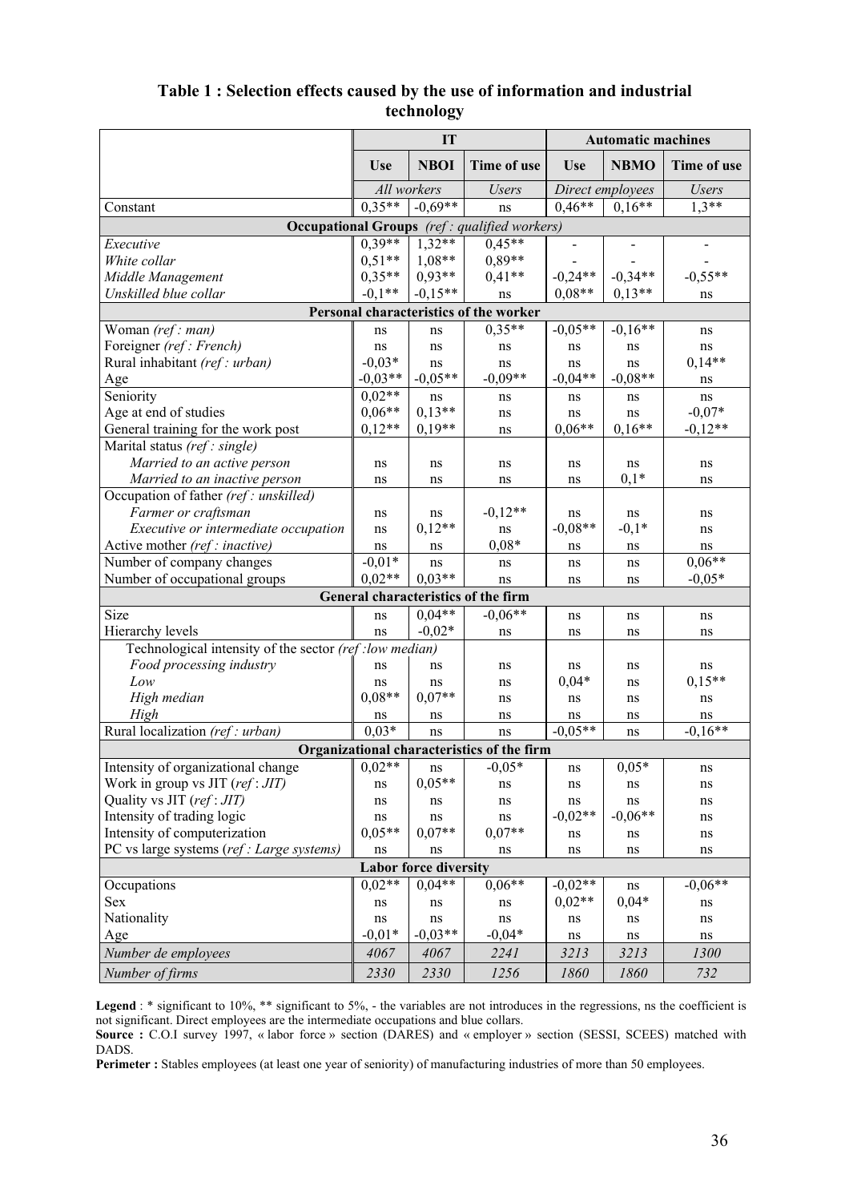**Table 1 : Selection effects caused by the use of information and industrial technology**

| | IT | | | Automatic machines | | |
|---|---|---|---|---|---|---|
| | **Use** | **NBOI** | **Time of use** | **Use** | **NBMO** | **Time of use** |
| | *All workers* | | *Users* | *Direct employees* | | *Users* |
| Constant | 0,35** | -0,69** | ns | 0,46** | 0,16** | 1,3** |
| **Occupational Groups** *(ref : qualified workers)* | | | | | | |
| *Executive* | 0,39** | 1,32** | 0,45** | - | - | - |
| *White collar* | 0,51** | 1,08** | 0,89** | - | - | - |
| *Middle Management* | 0,35** | 0,93** | 0,41** | -0,24** | -0,34** | -0,55** |
| *Unskilled blue collar* | -0,1** | -0,15** | ns | 0,08** | 0,13** | ns |
| **Personal characteristics of the worker** | | | | | | |
| Woman *(ref : man)* | ns | ns | 0,35** | -0,05** | -0,16** | ns |
| Foreigner *(ref : French)* | ns | ns | ns | ns | ns | ns |
| Rural inhabitant *(ref : urban)* | -0,03* | ns | ns | ns | ns | 0,14** |
| Age | -0,03** | -0,05** | -0,09** | -0,04** | -0,08** | ns |
| Seniority | 0,02** | ns | ns | ns | ns | ns |
| Age at end of studies | 0,06** | 0,13** | ns | ns | ns | -0,07* |
| General training for the work post | 0,12** | 0,19** | ns | 0,06** | 0,16** | -0,12** |
| Marital status *(ref : single)* | | | | | | |
| *Married to an active person* | ns | ns | ns | ns | ns | ns |
| *Married to an inactive person* | ns | ns | ns | ns | 0,1* | ns |
| Occupation of father *(ref : unskilled)* | | | | | | |
| *Farmer or craftsman* | ns | ns | -0,12** | ns | ns | ns |
| *Executive or intermediate occupation* | ns | 0,12** | ns | -0,08** | -0,1* | ns |
| Active mother *(ref : inactive)* | ns | ns | 0,08* | ns | ns | ns |
| Number of company changes | -0,01* | ns | ns | ns | ns | 0,06** |
| Number of occupational groups | 0,02** | 0,03** | ns | ns | ns | -0,05* |
| **General characteristics of the firm** | | | | | | |
| Size | ns | 0,04** | -0,06** | ns | ns | ns |
| Hierarchy levels | ns | -0,02* | ns | ns | ns | ns |
| Technological intensity of the sector *(ref :low median)* | | | | | | |
| *Food processing industry* | ns | ns | ns | ns | ns | ns |
| *Low* | ns | ns | ns | 0,04* | ns | 0,15** |
| *High median* | 0,08** | 0,07** | ns | ns | ns | ns |
| *High* | ns | ns | ns | ns | ns | ns |
| Rural localization *(ref : urban)* | 0,03* | ns | ns | -0,05** | ns | -0,16** |
| **Organizational characteristics of the firm** | | | | | | |
| Intensity of organizational change | 0,02** | ns | -0,05* | ns | 0,05* | ns |
| Work in group vs JIT (*ref* : *JIT)* | ns | 0,05** | ns | ns | ns | ns |
| Quality vs JIT (*ref* : *JIT)* | ns | ns | ns | ns | ns | ns |
| Intensity of trading logic | ns | ns | ns | -0,02** | -0,06** | ns |
| Intensity of computerization | 0,05** | 0,07** | 0,07** | ns | ns | ns |
| PC vs large systems (*ref : Large systems)* | ns | ns | ns | ns | ns | ns |
| **Labor force diversity** | | | | | | |
| Occupations | 0,02** | 0,04** | 0,06** | -0,02** | ns | -0,06** |
| Sex | ns | ns | ns | 0,02** | 0,04* | ns |
| Nationality | ns | ns | ns | ns | ns | ns |
| Age | -0,01* | -0,03** | -0,04* | ns | ns | ns |
| *Number de employees* | *4067* | *4067* | *2241* | *3213* | *3213* | *1300* |
| *Number of firms* | *2330* | *2330* | *1256* | *1860* | *1860* | *732* |

**Legend** : * significant to 10%, ** significant to 5%, - the variables are not introduces in the regressions, ns the coefficient is not significant. Direct employees are the intermediate occupations and blue collars.

**Source :** C.O.I survey 1997, « labor force » section (DARES) and « employer » section (SESSI, SCEES) matched with DADS.

**Perimeter :** Stables employees (at least one year of seniority) of manufacturing industries of more than 50 employees.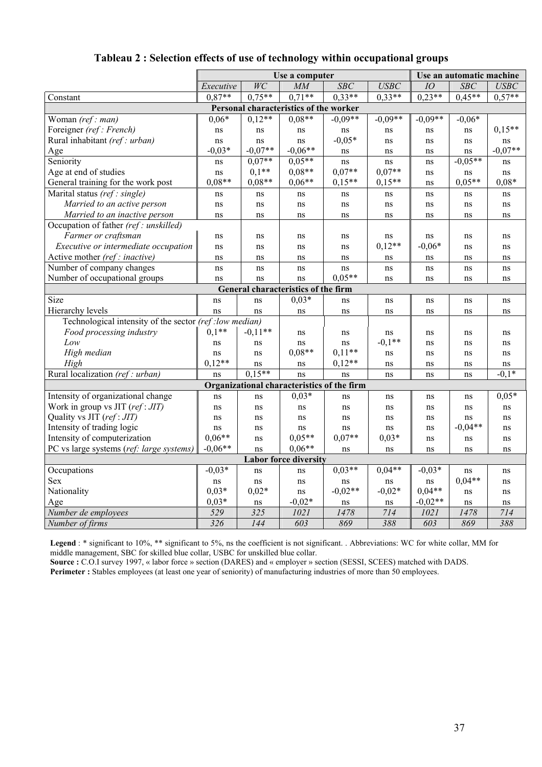**Tableau 2 : Selection effects of use of technology within occupational groups**

| | Use a computer | | | | | Use an automatic machine | | |
|---|---|---|---|---|---|---|---|---|
| | *Executive* | *WC* | *MM* | *SBC* | *USBC* | *IO* | *SBC* | *USBC* |
| Constant | 0,87** | 0,75** | 0,71** | 0,33** | 0,33** | 0,23** | 0,45** | 0,57** |
| **Personal characteristics of the worker** | | | | | | | | |
| Woman *(ref : man)* | 0,06* | 0,12** | 0,08** | -0,09** | -0,09** | -0,09** | -0,06* | |
| Foreigner *(ref : French)* | ns | ns | ns | ns | ns | ns | ns | 0,15** |
| Rural inhabitant *(ref : urban)* | ns | ns | ns | -0,05* | ns | ns | ns | ns |
| Age | -0,03* | -0,07** | -0,06** | ns | ns | ns | ns | -0,07** |
| Seniority | ns | 0,07** | 0,05** | ns | ns | ns | -0,05** | ns |
| Age at end of studies | ns | 0,1** | 0,08** | 0,07** | 0,07** | ns | ns | ns |
| General training for the work post | 0,08** | 0,08** | 0,06** | 0,15** | 0,15** | ns | 0,05** | 0,08* |
| Marital status *(ref : single)* | ns | ns | ns | ns | ns | ns | ns | ns |
| *Married to an active person* | ns | ns | ns | ns | ns | ns | ns | ns |
| *Married to an inactive person* | ns | ns | ns | ns | ns | ns | ns | ns |
| Occupation of father *(ref : unskilled)* | | | | | | | | |
| *Farmer or craftsman* | ns | ns | ns | ns | ns | ns | ns | ns |
| *Executive or intermediate occupation* | ns | ns | ns | ns | 0,12** | -0,06* | ns | ns |
| Active mother *(ref : inactive)* | ns | ns | ns | ns | ns | ns | ns | ns |
| Number of company changes | ns | ns | ns | ns | ns | ns | ns | ns |
| Number of occupational groups | ns | ns | ns | 0,05** | ns | ns | ns | ns |
| **General characteristics of the firm** | | | | | | | | |
| Size | ns | ns | 0,03* | ns | ns | ns | ns | ns |
| Hierarchy levels | ns | ns | ns | ns | ns | ns | ns | ns |
| Technological intensity of the sector *(ref :low median)* | | | | | | | | |
| *Food processing industry* | 0,1** | -0,11** | ns | ns | ns | ns | ns | ns |
| *Low* | ns | ns | ns | ns | -0,1** | ns | ns | ns |
| *High median* | ns | ns | 0,08** | 0,11** | ns | ns | ns | ns |
| *High* | 0,12** | ns | ns | 0,12** | ns | ns | ns | ns |
| Rural localization *(ref : urban)* | ns | 0,15** | ns | ns | ns | ns | ns | -0,1* |
| **Organizational characteristics of the firm** | | | | | | | | |
| Intensity of organizational change | ns | ns | 0,03* | ns | ns | ns | ns | 0,05* |
| Work in group vs JIT (*ref* : *JIT)* | ns | ns | ns | ns | ns | ns | ns | ns |
| Quality vs JIT (*ref* : *JIT)* | ns | ns | ns | ns | ns | ns | ns | ns |
| Intensity of trading logic | ns | ns | ns | ns | ns | ns | -0,04** | ns |
| Intensity of computerization | 0,06** | ns | 0,05** | 0,07** | 0,03* | ns | ns | ns |
| PC vs large systems (*ref: large systems)* | -0,06** | ns | 0,06** | ns | ns | ns | ns | ns |
| **Labor force diversity** | | | | | | | | |
| Occupations | -0,03* | ns | ns | 0,03** | 0,04** | -0,03* | ns | ns |
| Sex | ns | ns | ns | ns | ns | ns | 0,04** | ns |
| Nationality | 0,03* | 0,02* | ns | -0,02** | -0,02* | 0,04** | ns | ns |
| Age | 0,03* | ns | -0,02* | ns | ns | -0,02** | ns | ns |
| *Number de employees* | *529* | *325* | *1021* | *1478* | *714* | *1021* | *1478* | *714* |
| *Number of firms* | *326* | *144* | *603* | *869* | *388* | *603* | *869* | *388* |

**Legend** : * significant to 10%, ** significant to 5%, ns the coefficient is not significant. . Abbreviations: WC for white collar, MM for middle management, SBC for skilled blue collar, USBC for unskilled blue collar.
**Source :** C.O.I survey 1997, « labor force » section (DARES) and « employer » section (SESSI, SCEES) matched with DADS.
**Perimeter :** Stables employees (at least one year of seniority) of manufacturing industries of more than 50 employees.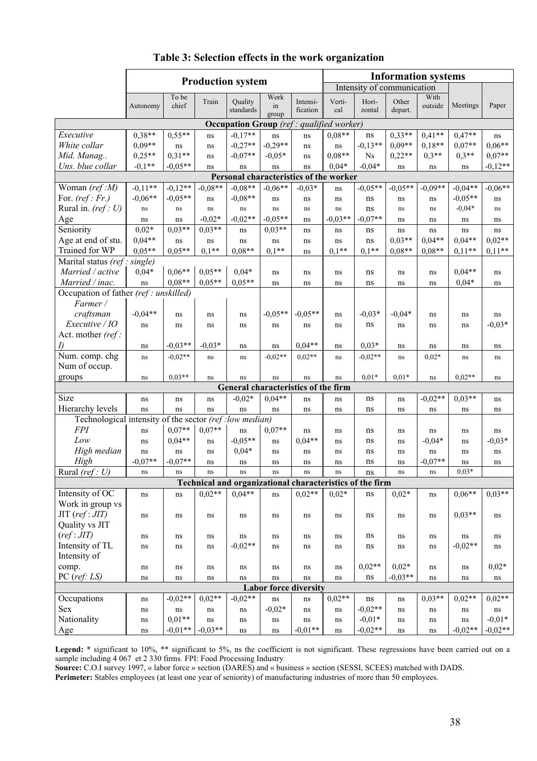# Table 3: Selection effects in the work organization

| | Production system | | | | | | Information systems | | | | | |
|---|---|---|---|---|---|---|---|---|---|---|---|---|
| | | | | | | | Intensity of communication | | | | | |
| | Autonomy | To be chief | Train | Quality standards | Work in group | Intensi-fication | Verti-cal | Hori-zontal | Other depart. | With outside | Meetings | Paper |
| **Occupation Group** *(ref : qualified worker)* | | | | | | | | | | | | |
| *Executive* | 0,38** | 0,55** | ns | -0,17** | ns | ns | 0,08** | ns | 0,33** | 0,41** | 0,47** | ns |
| *White collar* | 0,09** | ns | ns | -0,27** | -0,29** | ns | ns | -0,13** | 0,09** | 0,18** | 0,07** | 0,06** |
| *Mid. Manag..* | 0,25** | 0,31** | ns | -0,07** | -0,05* | ns | 0,08** | Ns | 0,22** | 0,3** | 0,3** | 0,07** |
| *Uns. blue collar* | -0,1** | -0,05** | ns | ns | ns | ns | 0,04* | -0,04* | ns | ns | ns | -0,12** |
| **Personal characteristics of the worker** | | | | | | | | | | | | |
| Woman *(ref :M)* | -0,11** | -0,12** | -0,08** | -0,08** | -0,06** | -0,03* | ns | -0,05** | -0,05** | -0,09** | -0,04** | -0,06** |
| For. *(ref : Fr.)* | -0,06** | -0,05** | ns | -0,08** | ns | ns | ns | ns | ns | ns | -0,05** | ns |
| Rural in. *(ref : U)* | ns | ns | ns | ns | ns | ns | ns | ns | ns | ns | -0,04* | ns |
| Age | ns | ns | -0,02* | -0,02** | -0,05** | ns | -0,03** | -0,07** | ns | ns | ns | ns |
| Seniority | 0,02* | 0,03** | 0,03** | ns | 0,03** | ns | ns | ns | ns | ns | ns | ns |
| Age at end of stu. | 0,04** | ns | ns | ns | ns | ns | ns | ns | 0,03** | 0,04** | 0,04** | 0,02** |
| Trained for WP | 0,05** | 0,05** | 0,1** | 0,08** | 0,1** | ns | 0,1** | 0,1** | 0,08** | 0,08** | 0,11** | 0,11** |
| Marital status *(ref : single)* | | | | | | | | | | | | |
| *Married / active* | 0,04* | 0,06** | 0,05** | 0,04* | ns | ns | ns | ns | ns | ns | 0,04** | ns |
| *Married / inac.* | ns | 0,08** | 0,05** | 0,05** | ns | ns | ns | ns | ns | ns | 0,04* | ns |
| Occupation of father *(ref : unskilled)* | | | | | | | | | | | | |
| *Farmer / craftsman* | -0,04** | ns | ns | ns | -0,05** | -0,05** | ns | -0,03* | -0,04* | ns | ns | ns |
| *Executive / IO* | ns | ns | ns | ns | ns | ns | ns | ns | ns | ns | ns | -0,03* |
| Act. mother *(ref : I)* | ns | -0,03** | -0,03* | ns | ns | 0,04** | ns | 0,03* | ns | ns | ns | ns |
| Num. comp. chg | ns | -0,02** | ns | ns | -0,02** | 0,02** | ns | -0,02** | ns | 0,02* | ns | ns |
| Num of occup. groups | ns | 0,03** | ns | ns | ns | ns | ns | 0,01* | 0,01* | ns | 0,02** | ns |
| **General characteristics of the firm** | | | | | | | | | | | | |
| Size | ns | ns | ns | -0,02* | 0,04** | ns | ns | ns | ns | -0,02** | 0,03** | ns |
| Hierarchy levels | ns | ns | ns | ns | ns | ns | ns | ns | ns | ns | ns | ns |
| Technological intensity of the sector *(ref :low median)* | | | | | | | | | | | | |
| *FPI* | ns | 0,07** | 0,07** | ns | 0,07** | ns | ns | ns | ns | ns | ns | ns |
| *Low* | ns | 0,04** | ns | -0,05** | ns | 0,04** | ns | ns | ns | -0,04* | ns | -0,03* |
| *High median* | ns | ns | ns | 0,04* | ns | ns | ns | ns | ns | ns | ns | ns |
| *High* | -0,07** | -0,07** | ns | ns | ns | ns | ns | ns | ns | -0,07** | ns | ns |
| Rural *(ref : U)* | ns | ns | ns | ns | ns | ns | ns | ns | ns | ns | 0,03* | |
| **Technical and organizational characteristics of the firm** | | | | | | | | | | | | |
| Intensity of OC | ns | ns | 0,02** | 0,04** | ns | 0,02** | 0,02* | ns | 0,02* | ns | 0,06** | 0,03** |
| Work in group vs JIT *(ref : JIT)* | ns | ns | ns | ns | ns | ns | ns | ns | ns | ns | 0,03** | ns |
| Quality vs JIT *(ref : JIT)* | ns | ns | ns | ns | ns | ns | ns | ns | ns | ns | ns | ns |
| Intensity of TL | ns | ns | ns | -0,02** | ns | ns | ns | ns | ns | ns | -0,02** | ns |
| Intensity of comp. | ns | ns | ns | ns | ns | ns | ns | 0,02** | 0,02* | ns | ns | 0,02* |
| PC *(ref: LS)* | ns | ns | ns | ns | ns | ns | ns | ns | -0,03** | ns | ns | ns |
| **Labor force diversity** | | | | | | | | | | | | |
| Occupations | ns | -0,02** | 0,02** | -0,02** | ns | ns | 0,02** | ns | ns | 0,03** | 0,02** | 0,02** |
| Sex | ns | ns | ns | ns | -0,02* | ns | ns | -0,02** | ns | ns | ns | ns |
| Nationality | ns | 0,01** | ns | ns | ns | ns | ns | -0,01* | ns | ns | ns | -0,01* |
| Age | ns | -0,01** | -0,03** | ns | ns | -0,01** | ns | -0,02** | ns | ns | -0,02** | -0,02** |

**Legend:** * significant to 10%, ** significant to 5%, ns the coefficient is not significant. These regressions have been carried out on a sample including 4 067 et 2 330 firms. FPI: Food Processing Industry

**Source:** C.O.I survey 1997, « labor force » section (DARES) and « business » section (SESSI, SCEES) matched with DADS.

**Perimeter:** Stables employees (at least one year of seniority) of manufacturing industries of more than 50 employees.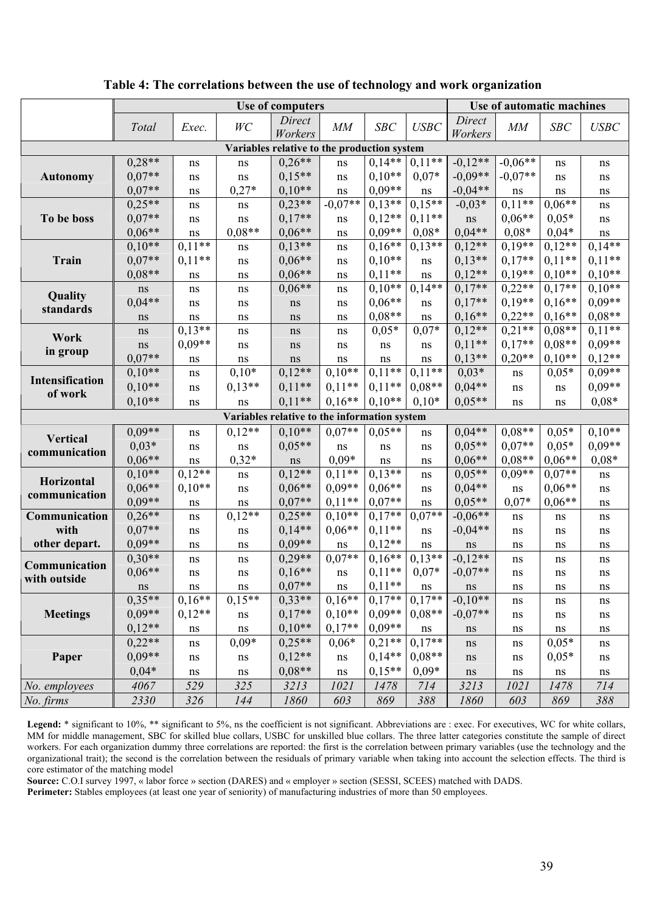**Table 4: The correlations between the use of technology and work organization**

| | Use of computers | | | | | | | Use of automatic machines | | | |
|---|---|---|---|---|---|---|---|---|---|---|---|
| | *Total* | *Exec.* | *WC* | *Direct Workers* | *MM* | *SBC* | *USBC* | *Direct Workers* | *MM* | *SBC* | *USBC* |
| **Variables relative to the production system** | | | | | | | | | | | |
| **Autonomy** | 0,28** | ns | ns | 0,26** | ns | 0,14** | 0,11** | -0,12** | -0,06** | ns | ns |
| | 0,07** | ns | ns | 0,15** | ns | 0,10** | 0,07* | -0,09** | -0,07** | ns | ns |
| | 0,07** | ns | 0,27* | 0,10** | ns | 0,09** | ns | -0,04** | ns | ns | ns |
| **To be boss** | 0,25** | ns | ns | 0,23** | -0,07** | 0,13** | 0,15** | -0,03* | 0,11** | 0,06** | ns |
| | 0,07** | ns | ns | 0,17** | ns | 0,12** | 0,11** | ns | 0,06** | 0,05* | ns |
| | 0,06** | ns | 0,08** | 0,06** | ns | 0,09** | 0,08* | 0,04** | 0,08* | 0,04* | ns |
| **Train** | 0,10** | 0,11** | ns | 0,13** | ns | 0,16** | 0,13** | 0,12** | 0,19** | 0,12** | 0,14** |
| | 0,07** | 0,11** | ns | 0,06** | ns | 0,10** | ns | 0,13** | 0,17** | 0,11** | 0,11** |
| | 0,08** | ns | ns | 0,06** | ns | 0,11** | ns | 0,12** | 0,19** | 0,10** | 0,10** |
| **Quality standards** | ns | ns | ns | 0,06** | ns | 0,10** | 0,14** | 0,17** | 0,22** | 0,17** | 0,10** |
| | 0,04** | ns | ns | ns | ns | 0,06** | ns | 0,17** | 0,19** | 0,16** | 0,09** |
| | ns | ns | ns | ns | ns | 0,08** | ns | 0,16** | 0,22** | 0,16** | 0,08** |
| **Work in group** | ns | 0,13** | ns | ns | ns | 0,05* | 0,07* | 0,12** | 0,21** | 0,08** | 0,11** |
| | ns | 0,09** | ns | ns | ns | ns | ns | 0,11** | 0,17** | 0,08** | 0,09** |
| | 0,07** | ns | ns | ns | ns | ns | ns | 0,13** | 0,20** | 0,10** | 0,12** |
| **Intensification of work** | 0,10** | ns | 0,10* | 0,12** | 0,10** | 0,11** | 0,11** | 0,03* | ns | 0,05* | 0,09** |
| | 0,10** | ns | 0,13** | 0,11** | 0,11** | 0,11** | 0,08** | 0,04** | ns | ns | 0,09** |
| | 0,10** | ns | ns | 0,11** | 0,16** | 0,10** | 0,10* | 0,05** | ns | ns | 0,08* |
| **Variables relative to the information system** | | | | | | | | | | | |
| **Vertical communication** | 0,09** | ns | 0,12** | 0,10** | 0,07** | 0,05** | ns | 0,04** | 0,08** | 0,05* | 0,10** |
| | 0,03* | ns | ns | 0,05** | ns | ns | ns | 0,05** | 0,07** | 0,05* | 0,09** |
| | 0,06** | ns | 0,32* | ns | 0,09* | ns | ns | 0,06** | 0,08** | 0,06** | 0,08* |
| **Horizontal communication** | 0,10** | 0,12** | ns | 0,12** | 0,11** | 0,13** | ns | 0,05** | 0,09** | 0,07** | ns |
| | 0,06** | 0,10** | ns | 0,06** | 0,09** | 0,06** | ns | 0,04** | ns | 0,06** | ns |
| | 0,09** | ns | ns | 0,07** | 0,11** | 0,07** | ns | 0,05** | 0,07* | 0,06** | ns |
| **Communication with other depart.** | 0,26** | ns | 0,12** | 0,25** | 0,10** | 0,17** | 0,07** | -0,06** | ns | ns | ns |
| | 0,07** | ns | ns | 0,14** | 0,06** | 0,11** | ns | -0,04** | ns | ns | ns |
| | 0,09** | ns | ns | 0,09** | ns | 0,12** | ns | ns | ns | ns | ns |
| **Communication with outside** | 0,30** | ns | ns | 0,29** | 0,07** | 0,16** | 0,13** | -0,12** | ns | ns | ns |
| | 0,06** | ns | ns | 0,16** | ns | 0,11** | 0,07* | -0,07** | ns | ns | ns |
| | ns | ns | ns | 0,07** | ns | 0,11** | ns | ns | ns | ns | ns |
| **Meetings** | 0,35** | 0,16** | 0,15** | 0,33** | 0,16** | 0,17** | 0,17** | -0,10** | ns | ns | ns |
| | 0,09** | 0,12** | ns | 0,17** | 0,10** | 0,09** | 0,08** | -0,07** | ns | ns | ns |
| | 0,12** | ns | ns | 0,10** | 0,17** | 0,09** | ns | ns | ns | ns | ns |
| **Paper** | 0,22** | ns | 0,09* | 0,25** | 0,06* | 0,21** | 0,17** | ns | ns | 0,05* | ns |
| | 0,09** | ns | ns | 0,12** | ns | 0,14** | 0,08** | ns | ns | 0,05* | ns |
| | 0,04* | ns | ns | 0,08** | ns | 0,15** | 0,09* | ns | ns | ns | ns |
| *No. employees* | *4067* | *529* | *325* | *3213* | *1021* | *1478* | *714* | *3213* | *1021* | *1478* | *714* |
| *No. firms* | *2330* | *326* | *144* | *1860* | *603* | *869* | *388* | *1860* | *603* | *869* | *388* |

**Legend:** * significant to 10%, ** significant to 5%, ns the coefficient is not significant. Abbreviations are : exec. For executives, WC for white collars, MM for middle management, SBC for skilled blue collars, USBC for unskilled blue collars. The three latter categories constitute the sample of direct workers. For each organization dummy three correlations are reported: the first is the correlation between primary variables (use the technology and the organizational trait); the second is the correlation between the residuals of primary variable when taking into account the selection effects. The third is core estimator of the matching model

**Source:** C.O.I survey 1997, « labor force » section (DARES) and « employer » section (SESSI, SCEES) matched with DADS.

**Perimeter:** Stables employees (at least one year of seniority) of manufacturing industries of more than 50 employees.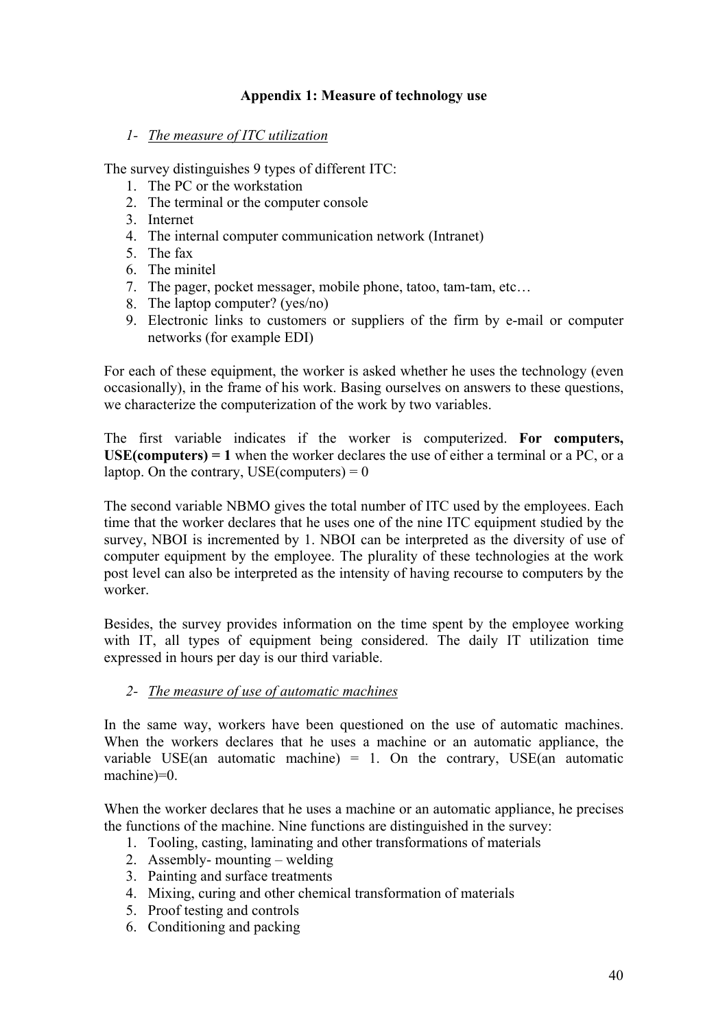## Appendix 1: Measure of technology use

1- *The measure of ITC utilization*

The survey distinguishes 9 types of different ITC:

1. The PC or the workstation
2. The terminal or the computer console
3. Internet
4. The internal computer communication network (Intranet)
5. The fax
6. The minitel
7. The pager, pocket messager, mobile phone, tatoo, tam-tam, etc…
8. The laptop computer? (yes/no)
9. Electronic links to customers or suppliers of the firm by e-mail or computer networks (for example EDI)

For each of these equipment, the worker is asked whether he uses the technology (even occasionally), in the frame of his work. Basing ourselves on answers to these questions, we characterize the computerization of the work by two variables.

The first variable indicates if the worker is computerized. **For computers, USE(computers) = 1** when the worker declares the use of either a terminal or a PC, or a laptop. On the contrary, USE(computers) = 0

The second variable NBMO gives the total number of ITC used by the employees. Each time that the worker declares that he uses one of the nine ITC equipment studied by the survey, NBOI is incremented by 1. NBOI can be interpreted as the diversity of use of computer equipment by the employee. The plurality of these technologies at the work post level can also be interpreted as the intensity of having recourse to computers by the worker.

Besides, the survey provides information on the time spent by the employee working with IT, all types of equipment being considered. The daily IT utilization time expressed in hours per day is our third variable.

2- *The measure of use of automatic machines*

In the same way, workers have been questioned on the use of automatic machines. When the workers declares that he uses a machine or an automatic appliance, the variable USE(an automatic machine) = 1. On the contrary, USE(an automatic machine)=0.

When the worker declares that he uses a machine or an automatic appliance, he precises the functions of the machine. Nine functions are distinguished in the survey:

1. Tooling, casting, laminating and other transformations of materials
2. Assembly- mounting – welding
3. Painting and surface treatments
4. Mixing, curing and other chemical transformation of materials
5. Proof testing and controls
6. Conditioning and packing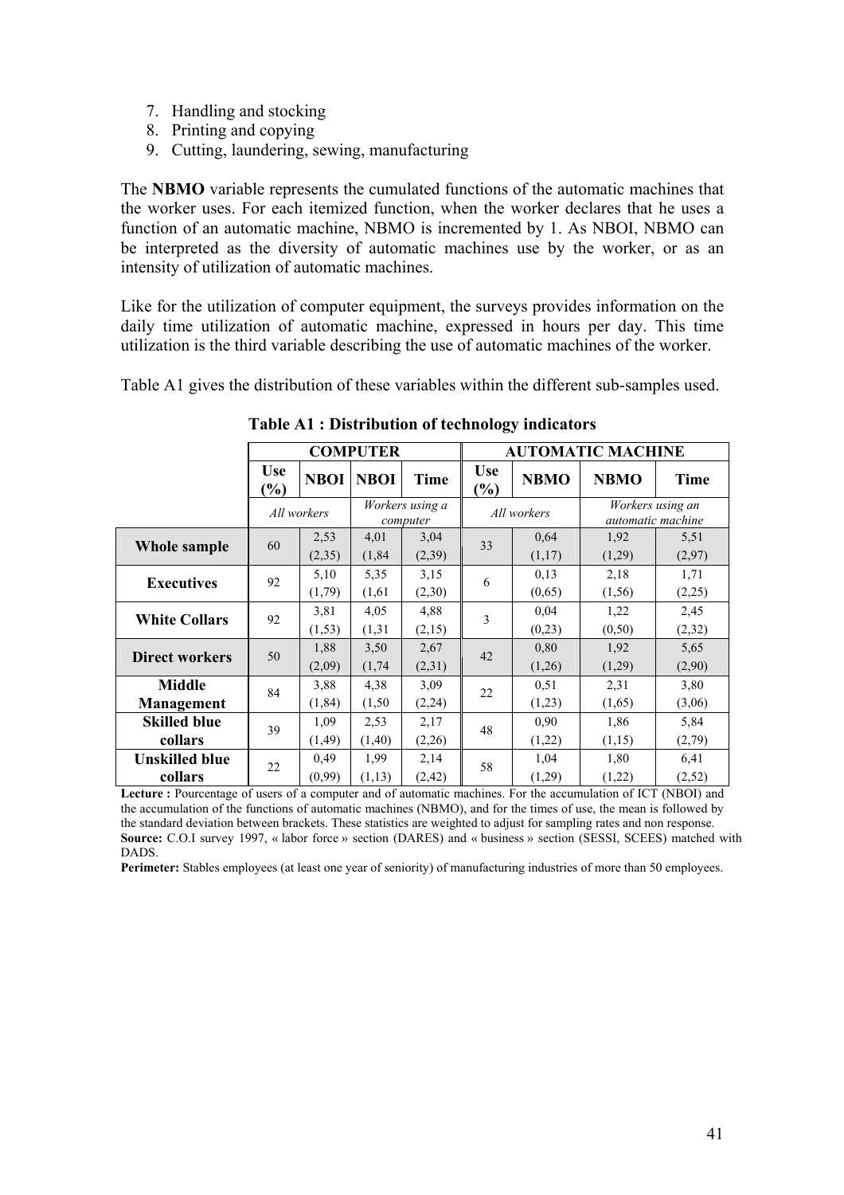7. Handling and stocking
8. Printing and copying
9. Cutting, laundering, sewing, manufacturing

The **NBMO** variable represents the cumulated functions of the automatic machines that the worker uses. For each itemized function, when the worker declares that he uses a function of an automatic machine, NBMO is incremented by 1. As NBOI, NBMO can be interpreted as the diversity of automatic machines use by the worker, or as an intensity of utilization of automatic machines.

Like for the utilization of computer equipment, the surveys provides information on the daily time utilization of automatic machine, expressed in hours per day. This time utilization is the third variable describing the use of automatic machines of the worker.

Table A1 gives the distribution of these variables within the different sub-samples used.

**Table A1 : Distribution of technology indicators**

| | COMPUTER | | | | AUTOMATIC MACHINE | | | |
|---|---|---|---|---|---|---|---|---|
| | Use (%) | NBOI | NBOI | Time | Use (%) | NBMO | NBMO | Time |
| | *All workers* | | *Workers using a computer* | | *All workers* | | *Workers using an automatic machine* | |
| **Whole sample** | 60 | 2,53 (2,35) | 4,01 (1,84 | 3,04 (2,39) | 33 | 0,64 (1,17) | 1,92 (1,29) | 5,51 (2,97) |
| **Executives** | 92 | 5,10 (1,79) | 5,35 (1,61 | 3,15 (2,30) | 6 | 0,13 (0,65) | 2,18 (1,56) | 1,71 (2,25) |
| **White Collars** | 92 | 3,81 (1,53) | 4,05 (1,31 | 4,88 (2,15) | 3 | 0,04 (0,23) | 1,22 (0,50) | 2,45 (2,32) |
| **Direct workers** | 50 | 1,88 (2,09) | 3,50 (1,74 | 2,67 (2,31) | 42 | 0,80 (1,26) | 1,92 (1,29) | 5,65 (2,90) |
| **Middle Management** | 84 | 3,88 (1,84) | 4,38 (1,50 | 3,09 (2,24) | 22 | 0,51 (1,23) | 2,31 (1,65) | 3,80 (3,06) |
| **Skilled blue collars** | 39 | 1,09 (1,49) | 2,53 (1,40) | 2,17 (2,26) | 48 | 0,90 (1,22) | 1,86 (1,15) | 5,84 (2,79) |
| **Unskilled blue collars** | 22 | 0,49 (0,99) | 1,99 (1,13) | 2,14 (2,42) | 58 | 1,04 (1,29) | 1,80 (1,22) | 6,41 (2,52) |

**Lecture :** Pourcentage of users of a computer and of automatic machines. For the accumulation of ICT (NBOI) and the accumulation of the functions of automatic machines (NBMO), and for the times of use, the mean is followed by the standard deviation between brackets. These statistics are weighted to adjust for sampling rates and non response.
**Source:** C.O.I survey 1997, « labor force » section (DARES) and « business » section (SESSI, SCEES) matched with DADS.
**Perimeter:** Stables employees (at least one year of seniority) of manufacturing industries of more than 50 employees.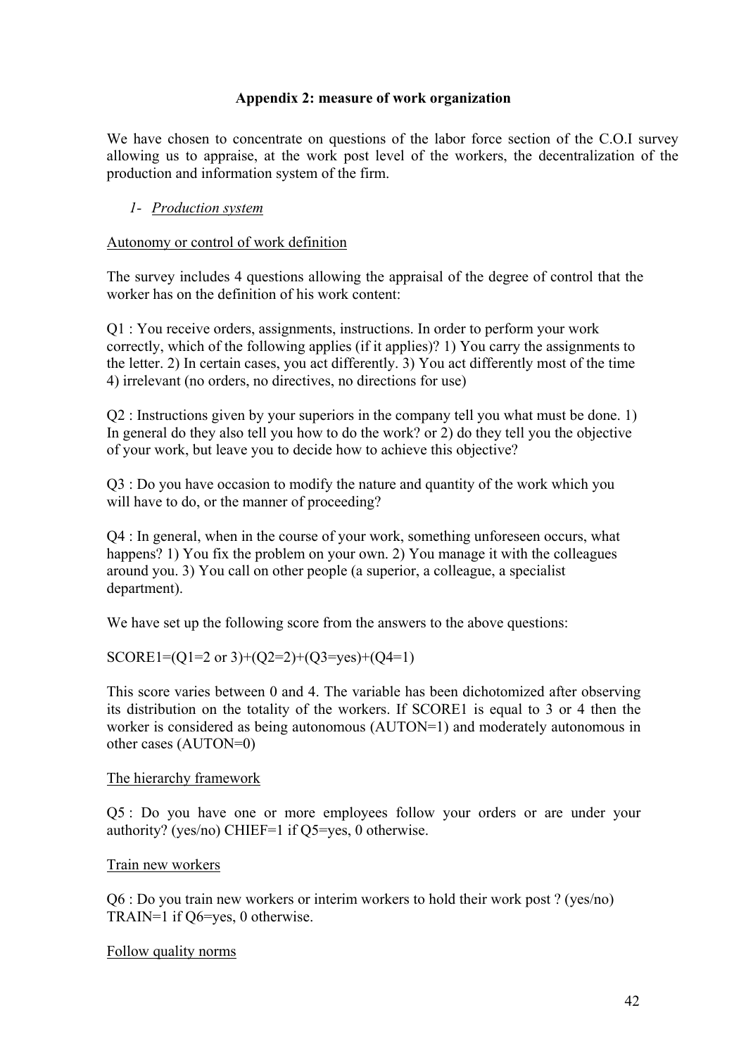### Appendix 2: measure of work organization

We have chosen to concentrate on questions of the labor force section of the C.O.I survey allowing us to appraise, at the work post level of the workers, the decentralization of the production and information system of the firm.

*1- Production system*

Autonomy or control of work definition

The survey includes 4 questions allowing the appraisal of the degree of control that the worker has on the definition of his work content:

Q1 : You receive orders, assignments, instructions. In order to perform your work correctly, which of the following applies (if it applies)? 1) You carry the assignments to the letter. 2) In certain cases, you act differently. 3) You act differently most of the time 4) irrelevant (no orders, no directives, no directions for use)

Q2 : Instructions given by your superiors in the company tell you what must be done. 1) In general do they also tell you how to do the work? or 2) do they tell you the objective of your work, but leave you to decide how to achieve this objective?

Q3 : Do you have occasion to modify the nature and quantity of the work which you will have to do, or the manner of proceeding?

Q4 : In general, when in the course of your work, something unforeseen occurs, what happens? 1) You fix the problem on your own. 2) You manage it with the colleagues around you. 3) You call on other people (a superior, a colleague, a specialist department).

We have set up the following score from the answers to the above questions:

SCORE1=(Q1=2 or 3)+(Q2=2)+(Q3=yes)+(Q4=1)

This score varies between 0 and 4. The variable has been dichotomized after observing its distribution on the totality of the workers. If SCORE1 is equal to 3 or 4 then the worker is considered as being autonomous (AUTON=1) and moderately autonomous in other cases (AUTON=0)

The hierarchy framework

Q5 : Do you have one or more employees follow your orders or are under your authority? (yes/no) CHIEF=1 if Q5=yes, 0 otherwise.

Train new workers

Q6 : Do you train new workers or interim workers to hold their work post ? (yes/no) TRAIN=1 if Q6=yes, 0 otherwise.

Follow quality norms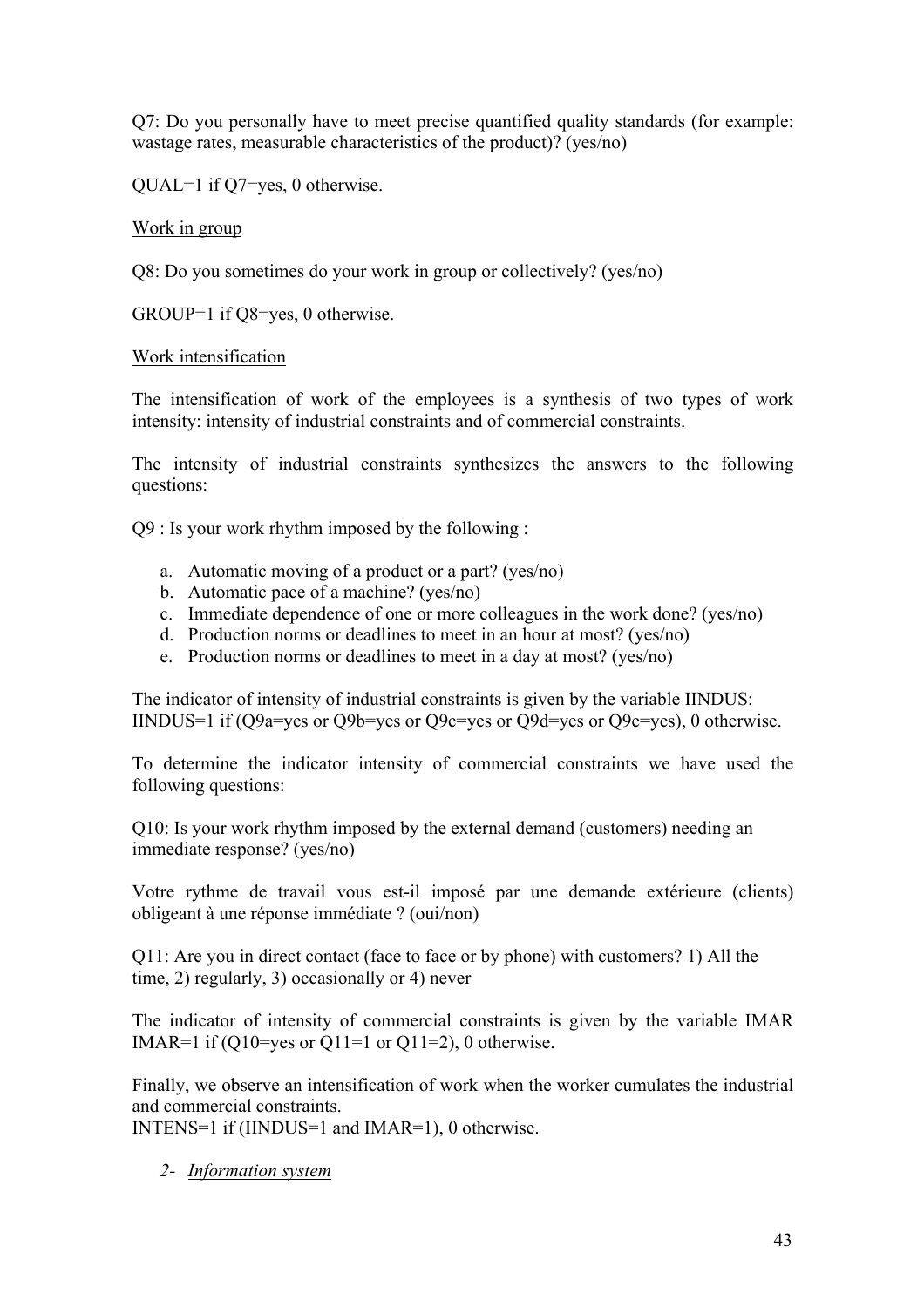Q7: Do you personally have to meet precise quantified quality standards (for example: wastage rates, measurable characteristics of the product)? (yes/no)

QUAL=1 if Q7=yes, 0 otherwise.

<u>Work in group</u>

Q8: Do you sometimes do your work in group or collectively? (yes/no)

GROUP=1 if Q8=yes, 0 otherwise.

<u>Work intensification</u>

The intensification of work of the employees is a synthesis of two types of work intensity: intensity of industrial constraints and of commercial constraints.

The intensity of industrial constraints synthesizes the answers to the following questions:

Q9 : Is your work rhythm imposed by the following :

a. Automatic moving of a product or a part? (yes/no)
b. Automatic pace of a machine? (yes/no)
c. Immediate dependence of one or more colleagues in the work done? (yes/no)
d. Production norms or deadlines to meet in an hour at most? (yes/no)
e. Production norms or deadlines to meet in a day at most? (yes/no)

The indicator of intensity of industrial constraints is given by the variable IINDUS:
IINDUS=1 if (Q9a=yes or Q9b=yes or Q9c=yes or Q9d=yes or Q9e=yes), 0 otherwise.

To determine the indicator intensity of commercial constraints we have used the following questions:

Q10: Is your work rhythm imposed by the external demand (customers) needing an immediate response? (yes/no)

Votre rythme de travail vous est-il imposé par une demande extérieure (clients) obligeant à une réponse immédiate ? (oui/non)

Q11: Are you in direct contact (face to face or by phone) with customers? 1) All the time, 2) regularly, 3) occasionally or 4) never

The indicator of intensity of commercial constraints is given by the variable IMAR
IMAR=1 if (Q10=yes or Q11=1 or Q11=2), 0 otherwise.

Finally, we observe an intensification of work when the worker cumulates the industrial and commercial constraints.
INTENS=1 if (IINDUS=1 and IMAR=1), 0 otherwise.

2- *<u>Information system</u>*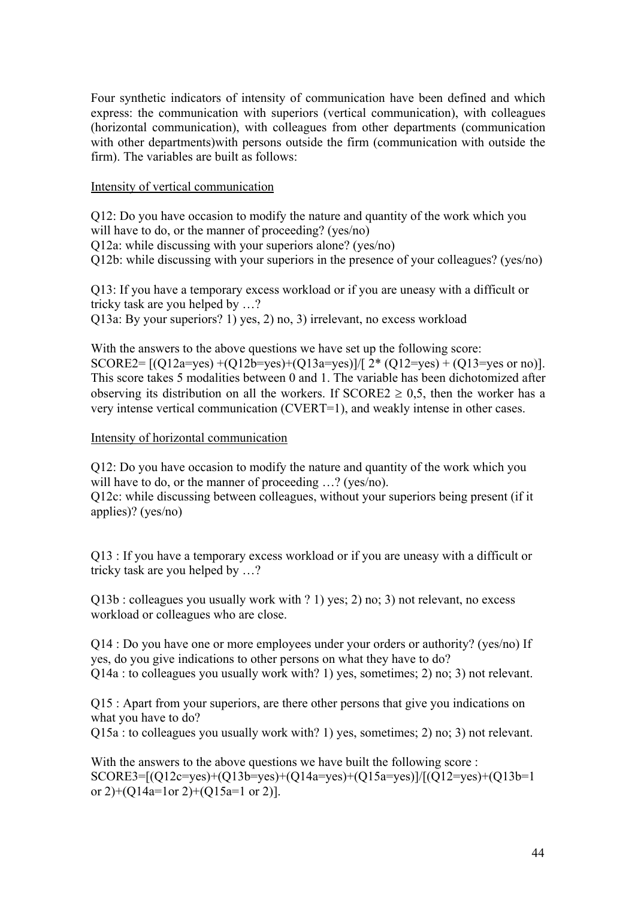Four synthetic indicators of intensity of communication have been defined and which express: the communication with superiors (vertical communication), with colleagues (horizontal communication), with colleagues from other departments (communication with other departments)with persons outside the firm (communication with outside the firm). The variables are built as follows:

Intensity of vertical communication

Q12: Do you have occasion to modify the nature and quantity of the work which you will have to do, or the manner of proceeding? (yes/no)
Q12a: while discussing with your superiors alone? (yes/no)
Q12b: while discussing with your superiors in the presence of your colleagues? (yes/no)

Q13: If you have a temporary excess workload or if you are uneasy with a difficult or tricky task are you helped by …?
Q13a: By your superiors? 1) yes, 2) no, 3) irrelevant, no excess workload

With the answers to the above questions we have set up the following score:
SCORE2= [(Q12a=yes) +(Q12b=yes)+(Q13a=yes)]/[ 2* (Q12=yes) + (Q13=yes or no)].
This score takes 5 modalities between 0 and 1. The variable has been dichotomized after observing its distribution on all the workers. If SCORE2 $\geq$ 0,5, then the worker has a very intense vertical communication (CVERT=1), and weakly intense in other cases.

Intensity of horizontal communication

Q12: Do you have occasion to modify the nature and quantity of the work which you will have to do, or the manner of proceeding …? (yes/no).
Q12c: while discussing between colleagues, without your superiors being present (if it applies)? (yes/no)

Q13 : If you have a temporary excess workload or if you are uneasy with a difficult or tricky task are you helped by …?

Q13b : colleagues you usually work with ? 1) yes; 2) no; 3) not relevant, no excess workload or colleagues who are close.

Q14 : Do you have one or more employees under your orders or authority? (yes/no) If yes, do you give indications to other persons on what they have to do?
Q14a : to colleagues you usually work with? 1) yes, sometimes; 2) no; 3) not relevant.

Q15 : Apart from your superiors, are there other persons that give you indications on what you have to do?
Q15a : to colleagues you usually work with? 1) yes, sometimes; 2) no; 3) not relevant.

With the answers to the above questions we have built the following score :
SCORE3=[(Q12c=yes)+(Q13b=yes)+(Q14a=yes)+(Q15a=yes)]/[(Q12=yes)+(Q13b=1 or 2)+(Q14a=1or 2)+(Q15a=1 or 2)].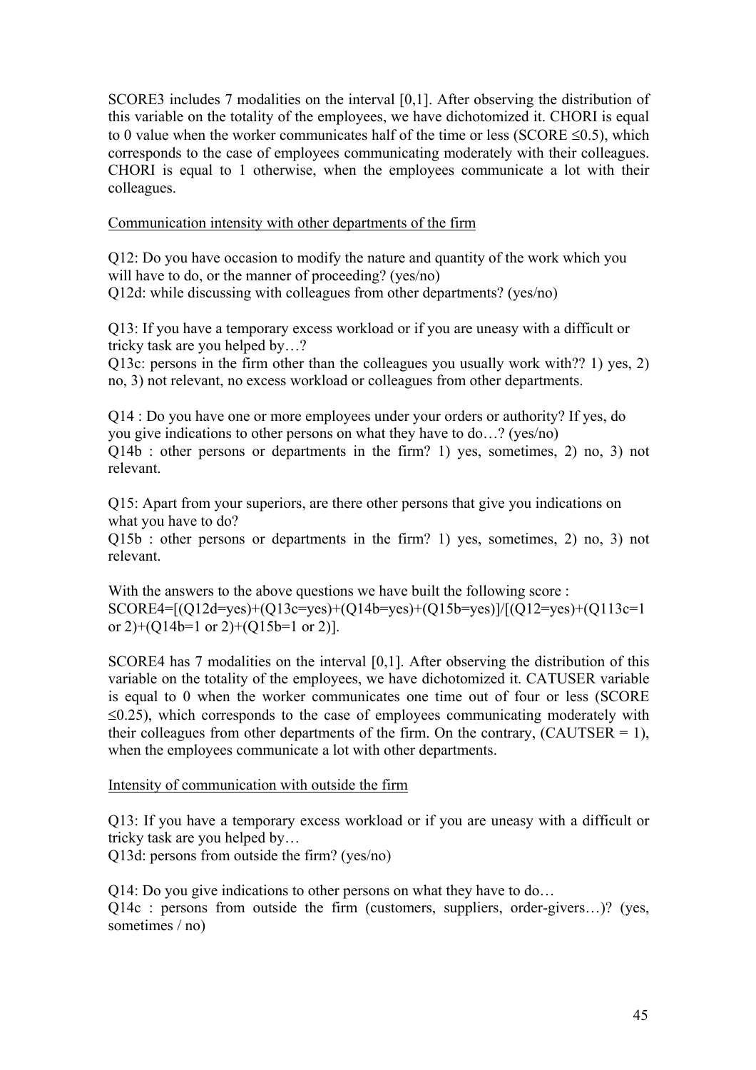SCORE3 includes 7 modalities on the interval [0,1]. After observing the distribution of this variable on the totality of the employees, we have dichotomized it. CHORI is equal to 0 value when the worker communicates half of the time or less (SCORE $\leq 0.5$), which corresponds to the case of employees communicating moderately with their colleagues. CHORI is equal to 1 otherwise, when the employees communicate a lot with their colleagues.

Communication intensity with other departments of the firm

Q12: Do you have occasion to modify the nature and quantity of the work which you will have to do, or the manner of proceeding? (yes/no)
Q12d: while discussing with colleagues from other departments? (yes/no)

Q13: If you have a temporary excess workload or if you are uneasy with a difficult or tricky task are you helped by…?
Q13c: persons in the firm other than the colleagues you usually work with?? 1) yes, 2) no, 3) not relevant, no excess workload or colleagues from other departments.

Q14 : Do you have one or more employees under your orders or authority? If yes, do you give indications to other persons on what they have to do…? (yes/no)
Q14b : other persons or departments in the firm? 1) yes, sometimes, 2) no, 3) not relevant.

Q15: Apart from your superiors, are there other persons that give you indications on what you have to do?
Q15b : other persons or departments in the firm? 1) yes, sometimes, 2) no, 3) not relevant.

With the answers to the above questions we have built the following score :
SCORE4=[(Q12d=yes)+(Q13c=yes)+(Q14b=yes)+(Q15b=yes)]/[(Q12=yes)+(Q113c=1 or 2)+(Q14b=1 or 2)+(Q15b=1 or 2)].

SCORE4 has 7 modalities on the interval [0,1]. After observing the distribution of this variable on the totality of the employees, we have dichotomized it. CATUSER variable is equal to 0 when the worker communicates one time out of four or less (SCORE $\leq 0.25$), which corresponds to the case of employees communicating moderately with their colleagues from other departments of the firm. On the contrary, (CAUTSER = 1), when the employees communicate a lot with other departments.

Intensity of communication with outside the firm

Q13: If you have a temporary excess workload or if you are uneasy with a difficult or tricky task are you helped by…
Q13d: persons from outside the firm? (yes/no)

Q14: Do you give indications to other persons on what they have to do…
Q14c : persons from outside the firm (customers, suppliers, order-givers…)? (yes, sometimes / no)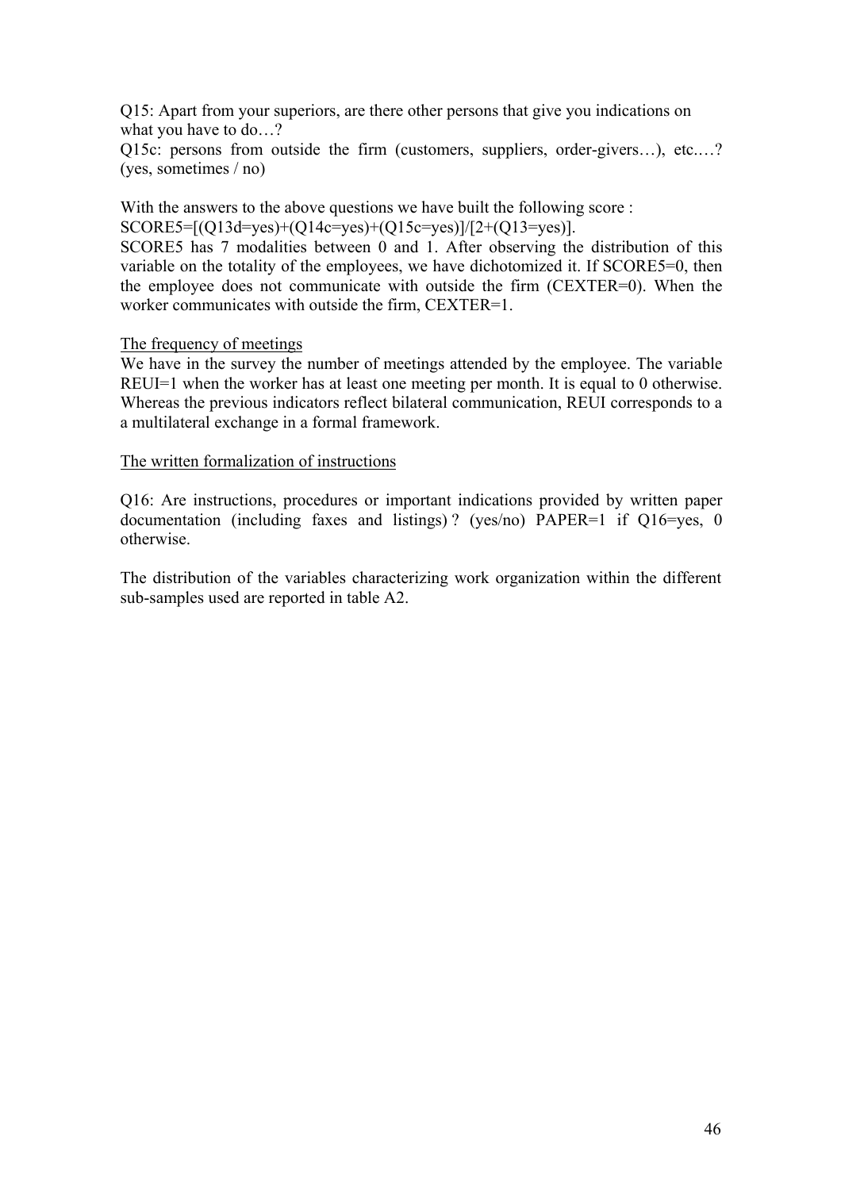Q15: Apart from your superiors, are there other persons that give you indications on what you have to do…?

Q15c: persons from outside the firm (customers, suppliers, order-givers…), etc.…? (yes, sometimes / no)

With the answers to the above questions we have built the following score :

SCORE5=[(Q13d=yes)+(Q14c=yes)+(Q15c=yes)]/[2+(Q13=yes)].

SCORE5 has 7 modalities between 0 and 1. After observing the distribution of this variable on the totality of the employees, we have dichotomized it. If SCORE5=0, then the employee does not communicate with outside the firm (CEXTER=0). When the worker communicates with outside the firm, CEXTER=1.

<u>The frequency of meetings</u>

We have in the survey the number of meetings attended by the employee. The variable REUI=1 when the worker has at least one meeting per month. It is equal to 0 otherwise. Whereas the previous indicators reflect bilateral communication, REUI corresponds to a a multilateral exchange in a formal framework.

<u>The written formalization of instructions</u>

Q16: Are instructions, procedures or important indications provided by written paper documentation (including faxes and listings) ? (yes/no) PAPER=1 if Q16=yes, 0 otherwise.

The distribution of the variables characterizing work organization within the different sub-samples used are reported in table A2.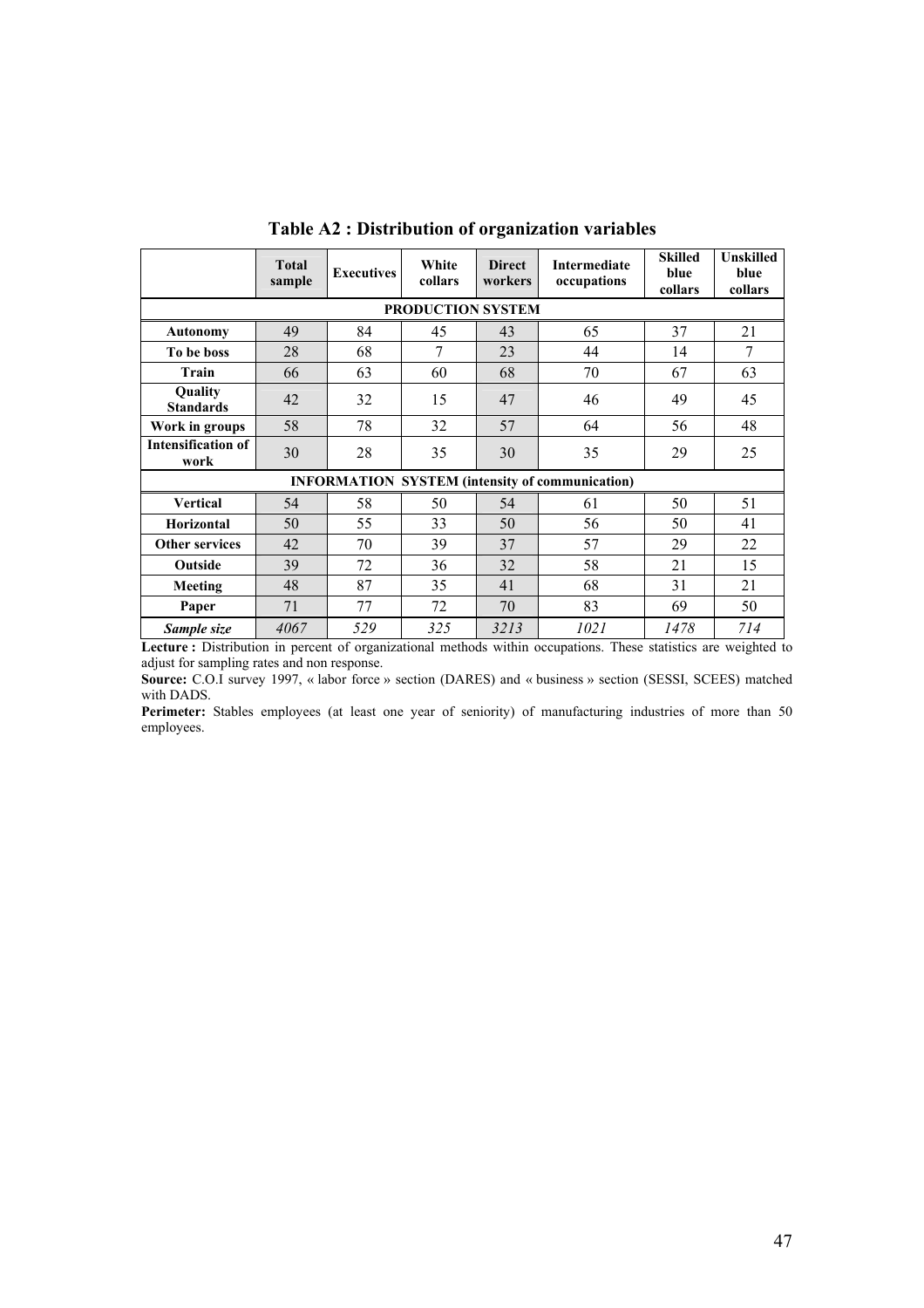**Table A2 : Distribution of organization variables**

| | Total sample | Executives | White collars | Direct workers | Intermediate occupations | Skilled blue collars | Unskilled blue collars |
|---|---|---|---|---|---|---|---|
| **PRODUCTION SYSTEM** | | | | | | | |
| **Autonomy** | 49 | 84 | 45 | 43 | 65 | 37 | 21 |
| **To be boss** | 28 | 68 | 7 | 23 | 44 | 14 | 7 |
| **Train** | 66 | 63 | 60 | 68 | 70 | 67 | 63 |
| **Quality Standards** | 42 | 32 | 15 | 47 | 46 | 49 | 45 |
| **Work in groups** | 58 | 78 | 32 | 57 | 64 | 56 | 48 |
| **Intensification of work** | 30 | 28 | 35 | 30 | 35 | 29 | 25 |
| **INFORMATION SYSTEM (intensity of communication)** | | | | | | | |
| **Vertical** | 54 | 58 | 50 | 54 | 61 | 50 | 51 |
| **Horizontal** | 50 | 55 | 33 | 50 | 56 | 50 | 41 |
| **Other services** | 42 | 70 | 39 | 37 | 57 | 29 | 22 |
| **Outside** | 39 | 72 | 36 | 32 | 58 | 21 | 15 |
| **Meeting** | 48 | 87 | 35 | 41 | 68 | 31 | 21 |
| **Paper** | 71 | 77 | 72 | 70 | 83 | 69 | 50 |
| ***Sample size*** | *4067* | *529* | *325* | *3213* | *1021* | *1478* | *714* |

**Lecture :** Distribution in percent of organizational methods within occupations. These statistics are weighted to adjust for sampling rates and non response.

**Source:** C.O.I survey 1997, « labor force » section (DARES) and « business » section (SESSI, SCEES) matched with DADS.

**Perimeter:** Stables employees (at least one year of seniority) of manufacturing industries of more than 50 employees.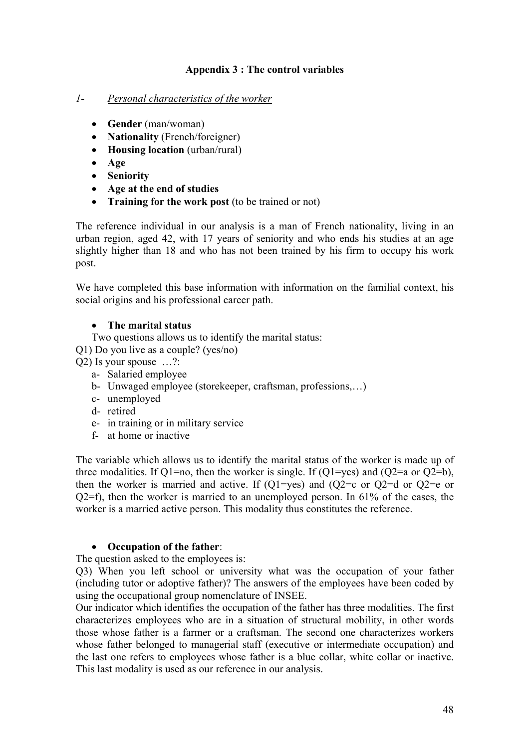### Appendix 3 : The control variables

*1- Personal characteristics of the worker*

- **Gender** (man/woman)
- **Nationality** (French/foreigner)
- **Housing location** (urban/rural)
- **Age**
- **Seniority**
- **Age at the end of studies**
- **Training for the work post** (to be trained or not)

The reference individual in our analysis is a man of French nationality, living in an urban region, aged 42, with 17 years of seniority and who ends his studies at an age slightly higher than 18 and who has not been trained by his firm to occupy his work post.

We have completed this base information with information on the familial context, his social origins and his professional career path.

- **The marital status**

Two questions allows us to identify the marital status:

Q1) Do you live as a couple? (yes/no)

Q2) Is your spouse …?:

- a- Salaried employee
- b- Unwaged employee (storekeeper, craftsman, professions,…)
- c- unemployed
- d- retired
- e- in training or in military service
- f- at home or inactive

The variable which allows us to identify the marital status of the worker is made up of three modalities. If Q1=no, then the worker is single. If (Q1=yes) and (Q2=a or Q2=b), then the worker is married and active. If (Q1=yes) and (Q2=c or Q2=d or Q2=e or Q2=f), then the worker is married to an unemployed person. In 61% of the cases, the worker is a married active person. This modality thus constitutes the reference.

- **Occupation of the father**:

The question asked to the employees is:

Q3) When you left school or university what was the occupation of your father (including tutor or adoptive father)? The answers of the employees have been coded by using the occupational group nomenclature of INSEE.

Our indicator which identifies the occupation of the father has three modalities. The first characterizes employees who are in a situation of structural mobility, in other words those whose father is a farmer or a craftsman. The second one characterizes workers whose father belonged to managerial staff (executive or intermediate occupation) and the last one refers to employees whose father is a blue collar, white collar or inactive. This last modality is used as our reference in our analysis.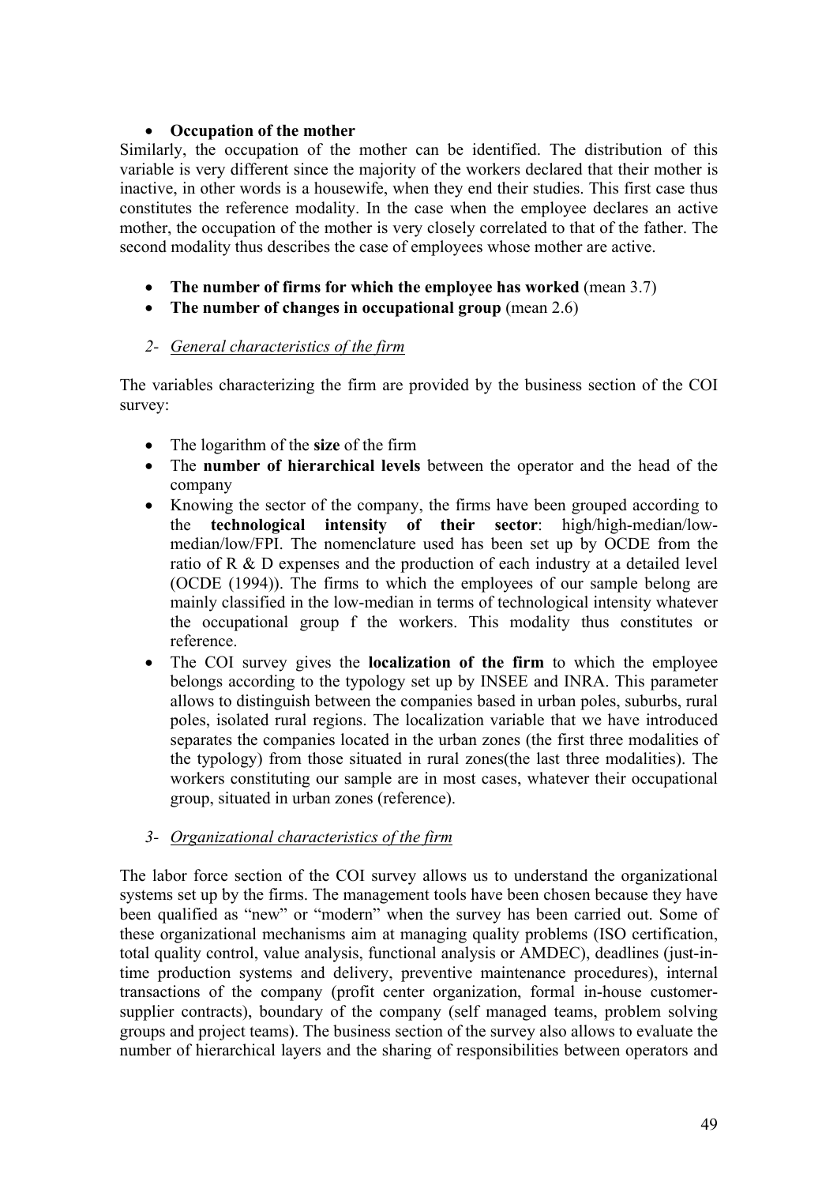- **Occupation of the mother**

Similarly, the occupation of the mother can be identified. The distribution of this variable is very different since the majority of the workers declared that their mother is inactive, in other words is a housewife, when they end their studies. This first case thus constitutes the reference modality. In the case when the employee declares an active mother, the occupation of the mother is very closely correlated to that of the father. The second modality thus describes the case of employees whose mother are active.

- **The number of firms for which the employee has worked** (mean 3.7)
- **The number of changes in occupational group** (mean 2.6)

*2- General characteristics of the firm*

The variables characterizing the firm are provided by the business section of the COI survey:

- The logarithm of the **size** of the firm
- The **number of hierarchical levels** between the operator and the head of the company
- Knowing the sector of the company, the firms have been grouped according to the **technological intensity of their sector**: high/high-median/low-median/low/FPI. The nomenclature used has been set up by OCDE from the ratio of R & D expenses and the production of each industry at a detailed level (OCDE (1994)). The firms to which the employees of our sample belong are mainly classified in the low-median in terms of technological intensity whatever the occupational group f the workers. This modality thus constitutes or reference.
- The COI survey gives the **localization of the firm** to which the employee belongs according to the typology set up by INSEE and INRA. This parameter allows to distinguish between the companies based in urban poles, suburbs, rural poles, isolated rural regions. The localization variable that we have introduced separates the companies located in the urban zones (the first three modalities of the typology) from those situated in rural zones(the last three modalities). The workers constituting our sample are in most cases, whatever their occupational group, situated in urban zones (reference).

*3- Organizational characteristics of the firm*

The labor force section of the COI survey allows us to understand the organizational systems set up by the firms. The management tools have been chosen because they have been qualified as "new" or "modern" when the survey has been carried out. Some of these organizational mechanisms aim at managing quality problems (ISO certification, total quality control, value analysis, functional analysis or AMDEC), deadlines (just-in-time production systems and delivery, preventive maintenance procedures), internal transactions of the company (profit center organization, formal in-house customer-supplier contracts), boundary of the company (self managed teams, problem solving groups and project teams). The business section of the survey also allows to evaluate the number of hierarchical layers and the sharing of responsibilities between operators and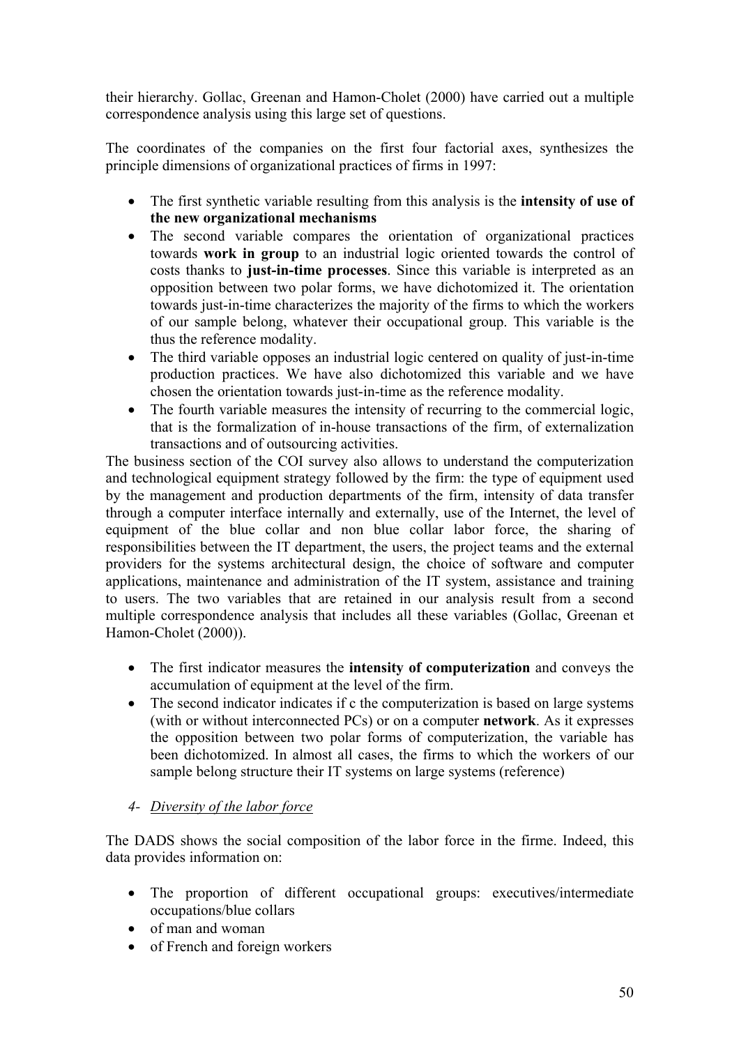their hierarchy. Gollac, Greenan and Hamon-Cholet (2000) have carried out a multiple correspondence analysis using this large set of questions.

The coordinates of the companies on the first four factorial axes, synthesizes the principle dimensions of organizational practices of firms in 1997:

- The first synthetic variable resulting from this analysis is the **intensity of use of the new organizational mechanisms**
- The second variable compares the orientation of organizational practices towards **work in group** to an industrial logic oriented towards the control of costs thanks to **just-in-time processes**. Since this variable is interpreted as an opposition between two polar forms, we have dichotomized it. The orientation towards just-in-time characterizes the majority of the firms to which the workers of our sample belong, whatever their occupational group. This variable is the thus the reference modality.
- The third variable opposes an industrial logic centered on quality of just-in-time production practices. We have also dichotomized this variable and we have chosen the orientation towards just-in-time as the reference modality.
- The fourth variable measures the intensity of recurring to the commercial logic, that is the formalization of in-house transactions of the firm, of externalization transactions and of outsourcing activities.

The business section of the COI survey also allows to understand the computerization and technological equipment strategy followed by the firm: the type of equipment used by the management and production departments of the firm, intensity of data transfer through a computer interface internally and externally, use of the Internet, the level of equipment of the blue collar and non blue collar labor force, the sharing of responsibilities between the IT department, the users, the project teams and the external providers for the systems architectural design, the choice of software and computer applications, maintenance and administration of the IT system, assistance and training to users. The two variables that are retained in our analysis result from a second multiple correspondence analysis that includes all these variables (Gollac, Greenan et Hamon-Cholet (2000)).

- The first indicator measures the **intensity of computerization** and conveys the accumulation of equipment at the level of the firm.
- The second indicator indicates if c the computerization is based on large systems (with or without interconnected PCs) or on a computer **network**. As it expresses the opposition between two polar forms of computerization, the variable has been dichotomized. In almost all cases, the firms to which the workers of our sample belong structure their IT systems on large systems (reference)

### *4- Diversity of the labor force*

The DADS shows the social composition of the labor force in the firme. Indeed, this data provides information on:

- The proportion of different occupational groups: executives/intermediate occupations/blue collars
- of man and woman
- of French and foreign workers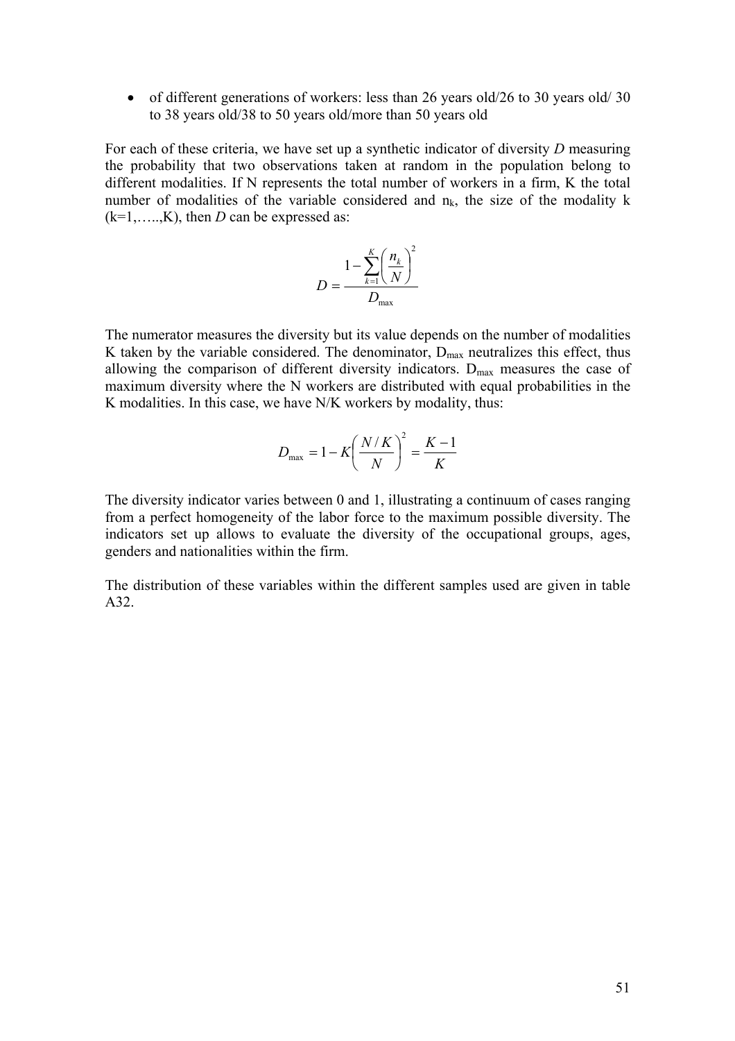- of different generations of workers: less than 26 years old/26 to 30 years old/ 30 to 38 years old/38 to 50 years old/more than 50 years old

For each of these criteria, we have set up a synthetic indicator of diversity *D* measuring the probability that two observations taken at random in the population belong to different modalities. If N represents the total number of workers in a firm, K the total number of modalities of the variable considered and $n_k$, the size of the modality k (k=1,…..,K), then *D* can be expressed as:

$$D = \frac{1 - \sum_{k=1}^{K} \left( \frac{n_k}{N} \right)^2}{D_{\max}}$$

The numerator measures the diversity but its value depends on the number of modalities K taken by the variable considered. The denominator, $D_{max}$ neutralizes this effect, thus allowing the comparison of different diversity indicators. $D_{max}$ measures the case of maximum diversity where the N workers are distributed with equal probabilities in the K modalities. In this case, we have N/K workers by modality, thus:

$$D_{\max} = 1 - K \left( \frac{N / K}{N} \right)^2 = \frac{K - 1}{K}$$

The diversity indicator varies between 0 and 1, illustrating a continuum of cases ranging from a perfect homogeneity of the labor force to the maximum possible diversity. The indicators set up allows to evaluate the diversity of the occupational groups, ages, genders and nationalities within the firm.

The distribution of these variables within the different samples used are given in table A32.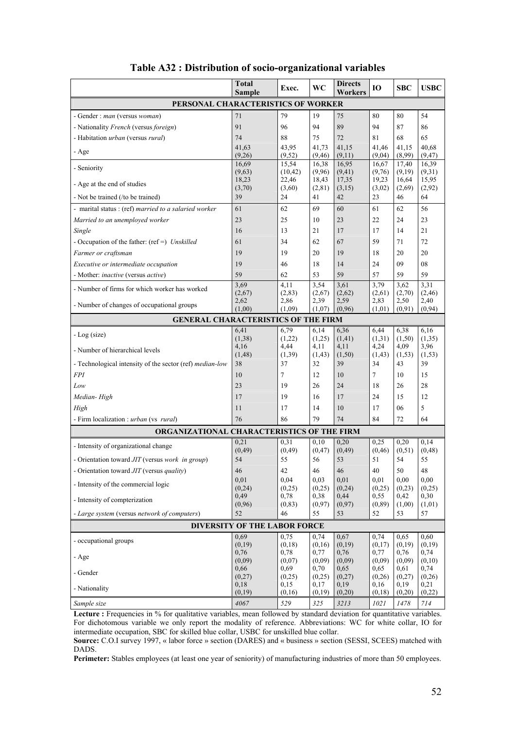# Table A32 : Distribution of socio-organizational variables

| | Total Sample | Exec. | WC | Directs Workers | IO | SBC | USBC |
|---|---|---|---|---|---|---|---|
| **PERSONAL CHARACTERISTICS OF WORKER** | | | | | | | |
| - Gender : *man* (versus *woman*) | 71 | 79 | 19 | 75 | 80 | 80 | 54 |
| - Nationality *French* (versus *foreign*) | 91 | 96 | 94 | 89 | 94 | 87 | 86 |
| - Habitation *urban* (versus *rural*) | 74 | 88 | 75 | 72 | 81 | 68 | 65 |
| - Age | 41,63 (9,26) | 43,95 (9,52) | 41,73 (9,46) | 41,15 (9,11) | 41,46 (9,04) | 41,15 (8,99) | 40,68 (9,47) |
| - Seniority | 16,69 (9,63) | 15,54 (10,42) | 16,38 (9,96) | 16,95 (9,41) | 16,67 (9,76) | 17,40 (9,19) | 16,39 (9,31) |
| - Age at the end of studies | 18,23 (3,70) | 22,46 (3,60) | 18,43 (2,81) | 17,35 (3,15) | 19,23 (3,02) | 16,64 (2,69) | 15,95 (2,92) |
| - Not be trained (/to be trained) | 39 | 24 | 41 | 42 | 23 | 46 | 64 |
| - marital status : (ref) *married to a salaried worker* | 61 | 62 | 69 | 60 | 61 | 62 | 56 |
| *Married to an unemployed worker* | 23 | 25 | 10 | 23 | 22 | 24 | 23 |
| *Single* | 16 | 13 | 21 | 17 | 17 | 14 | 21 |
| - Occupation of the father: (ref =) *Unskilled* | 61 | 34 | 62 | 67 | 59 | 71 | 72 |
| *Farmer or craftsman* | 19 | 19 | 20 | 19 | 18 | 20 | 20 |
| *Executive or intermediate occupation* | 19 | 46 | 18 | 14 | 24 | 09 | 08 |
| - Mother: *inactive* (versus *active*) | 59 | 62 | 53 | 59 | 57 | 59 | 59 |
| - Number of firms for which worker has worked | 3,69 (2,67) | 4,11 (2,83) | 3,54 (2,67) | 3,61 (2,62) | 3,79 (2,61) | 3,62 (2,70) | 3,31 (2,46) |
| - Number of changes of occupational groups | 2,62 (1,00) | 2,86 (1,09) | 2,39 (1,07) | 2,59 (0,96) | 2,83 (1,01) | 2,50 (0,91) | 2,40 (0,94) |
| **GENERAL CHARACTERISTICS OF THE FIRM** | | | | | | | |
| - Log (size) | 6,41 (1,38) | 6,79 (1,22) | 6,14 (1,25) | 6,36 (1,41) | 6,44 (1,31) | 6,38 (1,50) | 6,16 (1,35) |
| - Number of hierarchical levels | 4,16 (1,48) | 4,44 (1,39) | 4,11 (1,43) | 4,11 (1,50) | 4,24 (1,43) | 4,09 (1,53) | 3,96 (1,53) |
| - Technological intensity of the sector (ref) *median-low* | 38 | 37 | 32 | 39 | 34 | 43 | 39 |
| *FPI* | 10 | 7 | 12 | 10 | 7 | 10 | 15 |
| *Low* | 23 | 19 | 26 | 24 | 18 | 26 | 28 |
| *Median- High* | 17 | 19 | 16 | 17 | 24 | 15 | 12 |
| *High* | 11 | 17 | 14 | 10 | 17 | 06 | 5 |
| - Firm localization : *urban* (vs *rural*) | 76 | 86 | 79 | 74 | 84 | 72 | 64 |
| **ORGANIZATIONAL CHARACTERISTICS OF THE FIRM** | | | | | | | |
| - Intensity of organizational change | 0,21 (0,49) | 0,31 (0,49) | 0,10 (0,47) | 0,20 (0,49) | 0,25 (0,46) | 0,20 (0,51) | 0,14 (0,48) |
| - Orientation toward *JIT* (versus *work in group*) | 54 | 55 | 56 | 53 | 51 | 54 | 55 |
| - Orientation toward *JIT* (versus *quality*) | 46 | 42 | 46 | 46 | 40 | 50 | 48 |
| - Intensity of the commercial logic | 0,01 (0,24) | 0,04 (0,25) | 0,03 (0,25) | 0,01 (0,24) | 0,01 (0,25) | 0,00 (0,23) | 0,00 (0,25) |
| - Intensity of compterization | 0,49 (0,96) | 0,78 (0,83) | 0,38 (0,97) | 0,44 (0,97) | 0,55 (0,89) | 0,42 (1,00) | 0,30 (1,01) |
| - *Large system* (versus *network of computers*) | 52 | 46 | 55 | 53 | 52 | 53 | 57 |
| **DIVERSITY OF THE LABOR FORCE** | | | | | | | |
| - occupational groups | 0,69 (0,19) | 0,75 (0,18) | 0,74 (0,16) | 0,67 (0,19) | 0,74 (0,17) | 0,65 (0,19) | 0,60 (0,19) |
| - Age | 0,76 (0,09) | 0,78 (0,07) | 0,77 (0,09) | 0,76 (0,09) | 0,77 (0,09) | 0,76 (0,09) | 0,74 (0,10) |
| - Gender | 0,66 (0,27) | 0,69 (0,25) | 0,70 (0,25) | 0,65 (0,27) | 0,65 (0,26) | 0,61 (0,27) | 0,74 (0,26) |
| - Nationality | 0,18 (0,19) | 0,15 (0,16) | 0,17 (0,19) | 0,19 (0,20) | 0,16 (0,18) | 0,19 (0,20) | 0,21 (0,22) |
| *Sample size* | *4067* | *529* | *325* | *3213* | *1021* | *1478* | *714* |

**Lecture :** Frequencies in % for qualitative variables, mean followed by standard deviation for quantitative variables. For dichotomous variable we only report the modality of reference. Abbreviations: WC for white collar, IO for intermediate occupation, SBC for skilled blue collar, USBC for unskilled blue collar.

**Source:** C.O.I survey 1997, « labor force » section (DARES) and « business » section (SESSI, SCEES) matched with DADS.

**Perimeter:** Stables employees (at least one year of seniority) of manufacturing industries of more than 50 employees.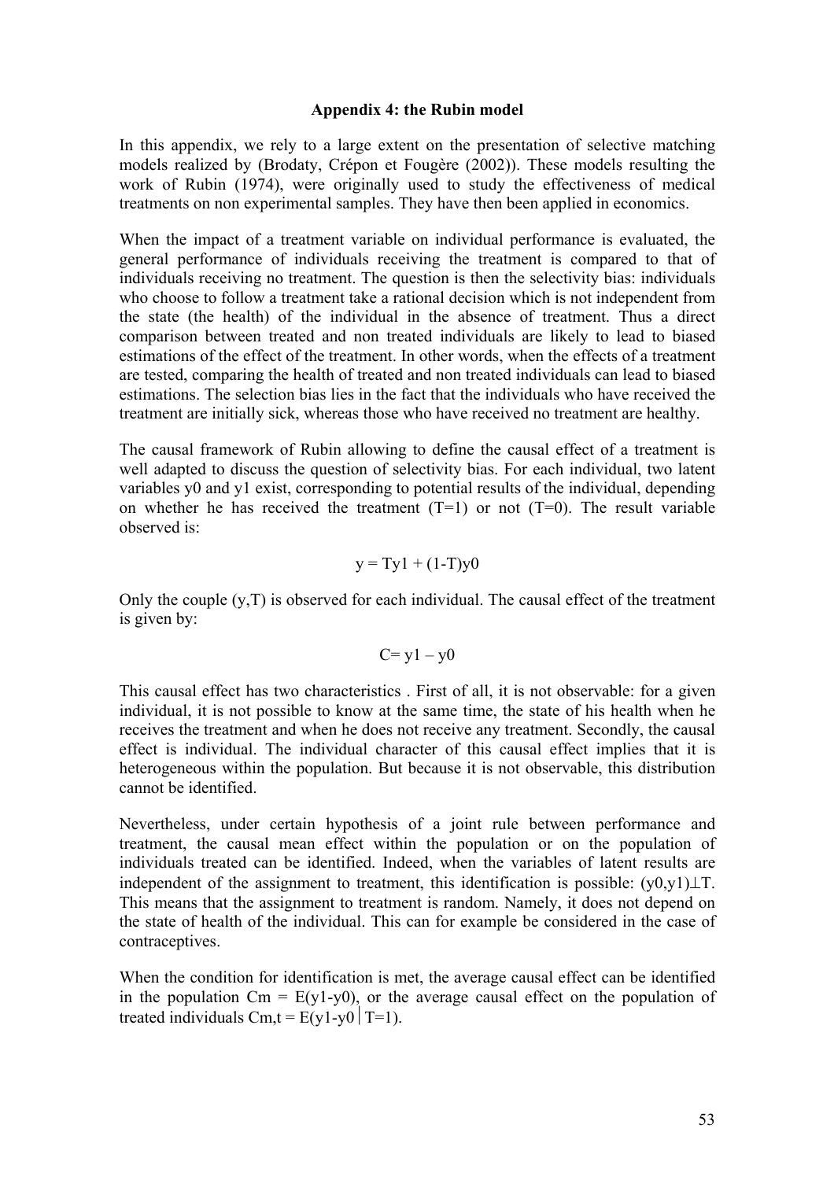### Appendix 4: the Rubin model

In this appendix, we rely to a large extent on the presentation of selective matching models realized by (Brodaty, Crépon et Fougère (2002)). These models resulting the work of Rubin (1974), were originally used to study the effectiveness of medical treatments on non experimental samples. They have then been applied in economics.

When the impact of a treatment variable on individual performance is evaluated, the general performance of individuals receiving the treatment is compared to that of individuals receiving no treatment. The question is then the selectivity bias: individuals who choose to follow a treatment take a rational decision which is not independent from the state (the health) of the individual in the absence of treatment. Thus a direct comparison between treated and non treated individuals are likely to lead to biased estimations of the effect of the treatment. In other words, when the effects of a treatment are tested, comparing the health of treated and non treated individuals can lead to biased estimations. The selection bias lies in the fact that the individuals who have received the treatment are initially sick, whereas those who have received no treatment are healthy.

The causal framework of Rubin allowing to define the causal effect of a treatment is well adapted to discuss the question of selectivity bias. For each individual, two latent variables $y0$ and $y1$ exist, corresponding to potential results of the individual, depending on whether he has received the treatment ($T=1$) or not ($T=0$). The result variable observed is:

$$y = Ty1 + (1-T)y0$$

Only the couple $(y,T)$ is observed for each individual. The causal effect of the treatment is given by:

$$C = y1 - y0$$

This causal effect has two characteristics . First of all, it is not observable: for a given individual, it is not possible to know at the same time, the state of his health when he receives the treatment and when he does not receive any treatment. Secondly, the causal effect is individual. The individual character of this causal effect implies that it is heterogeneous within the population. But because it is not observable, this distribution cannot be identified.

Nevertheless, under certain hypothesis of a joint rule between performance and treatment, the causal mean effect within the population or on the population of individuals treated can be identified. Indeed, when the variables of latent results are independent of the assignment to treatment, this identification is possible: $(y0,y1)\perp T$. This means that the assignment to treatment is random. Namely, it does not depend on the state of health of the individual. This can for example be considered in the case of contraceptives.

When the condition for identification is met, the average causal effect can be identified in the population $Cm = E(y1-y0)$, or the average causal effect on the population of treated individuals $Cm,t = E(y1-y0 \mid T=1)$.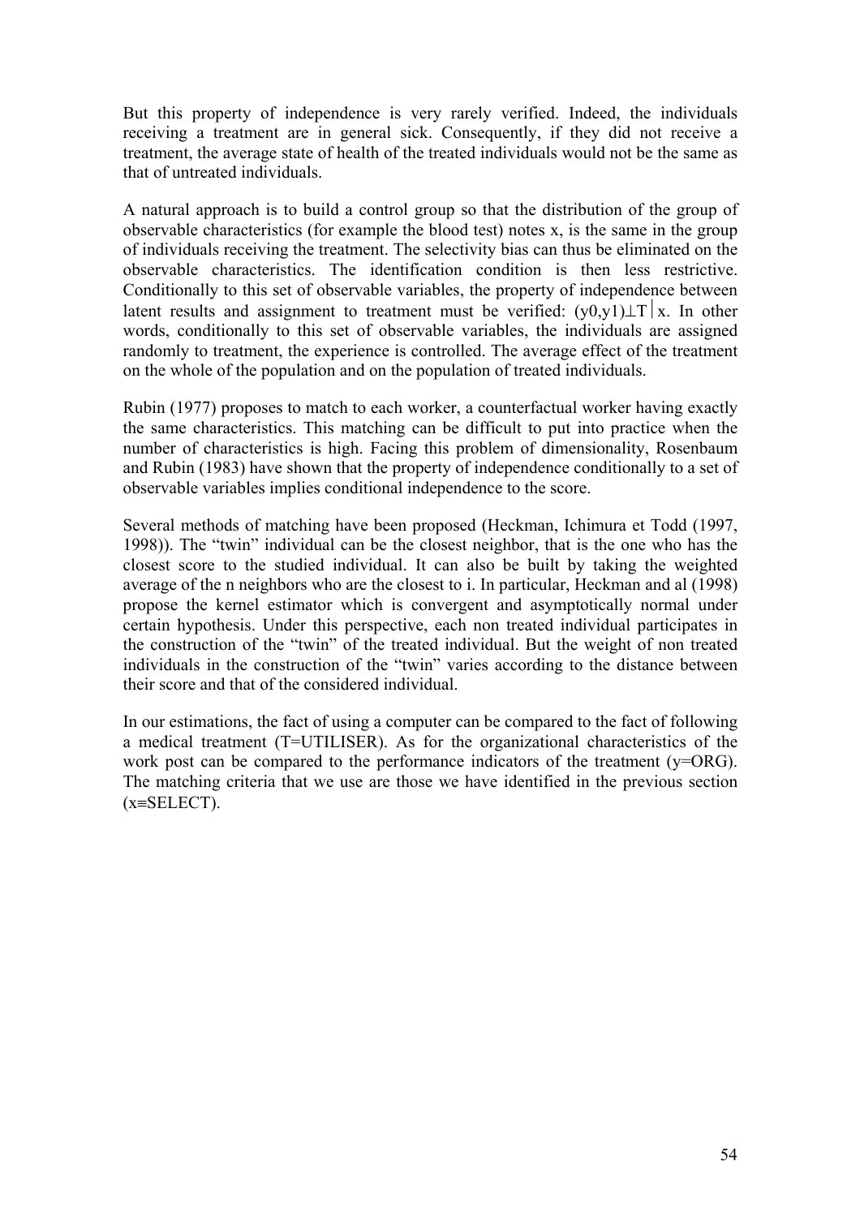But this property of independence is very rarely verified. Indeed, the individuals receiving a treatment are in general sick. Consequently, if they did not receive a treatment, the average state of health of the treated individuals would not be the same as that of untreated individuals.

A natural approach is to build a control group so that the distribution of the group of observable characteristics (for example the blood test) notes x, is the same in the group of individuals receiving the treatment. The selectivity bias can thus be eliminated on the observable characteristics. The identification condition is then less restrictive. Conditionally to this set of observable variables, the property of independence between latent results and assignment to treatment must be verified: $(y0,y1) \perp T \mid x$. In other words, conditionally to this set of observable variables, the individuals are assigned randomly to treatment, the experience is controlled. The average effect of the treatment on the whole of the population and on the population of treated individuals.

Rubin (1977) proposes to match to each worker, a counterfactual worker having exactly the same characteristics. This matching can be difficult to put into practice when the number of characteristics is high. Facing this problem of dimensionality, Rosenbaum and Rubin (1983) have shown that the property of independence conditionally to a set of observable variables implies conditional independence to the score.

Several methods of matching have been proposed (Heckman, Ichimura et Todd (1997, 1998)). The "twin" individual can be the closest neighbor, that is the one who has the closest score to the studied individual. It can also be built by taking the weighted average of the n neighbors who are the closest to i. In particular, Heckman and al (1998) propose the kernel estimator which is convergent and asymptotically normal under certain hypothesis. Under this perspective, each non treated individual participates in the construction of the "twin" of the treated individual. But the weight of non treated individuals in the construction of the "twin" varies according to the distance between their score and that of the considered individual.

In our estimations, the fact of using a computer can be compared to the fact of following a medical treatment (T=UTILISER). As for the organizational characteristics of the work post can be compared to the performance indicators of the treatment (y=ORG). The matching criteria that we use are those we have identified in the previous section ($x \equiv$SELECT).